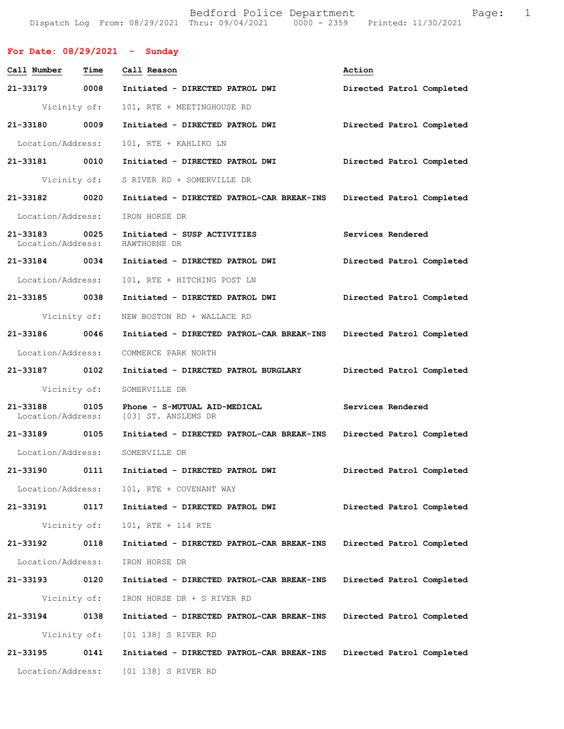Bedford Police Department
Dispatch Log From: 08/29/2021 Thru: 09/04/2021 0000 - 2359 Printed: 11/30/2021

## For Date: 08/29/2021 - Sunday

| Call Number | Time | Call Reason | Action |
|---|---|---|---|
| 21-33179 | 0008 | Initiated - DIRECTED PATROL DWI | Directed Patrol Completed |
| Vicinity of: | | 101, RTE + MEETINGHOUSE RD | |
| 21-33180 | 0009 | Initiated - DIRECTED PATROL DWI | Directed Patrol Completed |
| Location/Address: | | 101, RTE + KAHLIKO LN | |
| 21-33181 | 0010 | Initiated - DIRECTED PATROL DWI | Directed Patrol Completed |
| Vicinity of: | | S RIVER RD + SOMERVILLE DR | |
| 21-33182 | 0020 | Initiated - DIRECTED PATROL-CAR BREAK-INS | Directed Patrol Completed |
| Location/Address: | | IRON HORSE DR | |
| 21-33183 | 0025 | Initiated - SUSP ACTIVITIES | Services Rendered |
| Location/Address: | | HAWTHORNE DR | |
| 21-33184 | 0034 | Initiated - DIRECTED PATROL DWI | Directed Patrol Completed |
| Location/Address: | | 101, RTE + HITCHING POST LN | |
| 21-33185 | 0038 | Initiated - DIRECTED PATROL DWI | Directed Patrol Completed |
| Vicinity of: | | NEW BOSTON RD + WALLACE RD | |
| 21-33186 | 0046 | Initiated - DIRECTED PATROL-CAR BREAK-INS | Directed Patrol Completed |
| Location/Address: | | COMMERCE PARK NORTH | |
| 21-33187 | 0102 | Initiated - DIRECTED PATROL BURGLARY | Directed Patrol Completed |
| Vicinity of: | | SOMERVILLE DR | |
| 21-33188 | 0105 | Phone - S-MUTUAL AID-MEDICAL | Services Rendered |
| Location/Address: | | [03] ST. ANSLEMS DR | |
| 21-33189 | 0105 | Initiated - DIRECTED PATROL-CAR BREAK-INS | Directed Patrol Completed |
| Location/Address: | | SOMERVILLE DR | |
| 21-33190 | 0111 | Initiated - DIRECTED PATROL DWI | Directed Patrol Completed |
| Location/Address: | | 101, RTE + COVENANT WAY | |
| 21-33191 | 0117 | Initiated - DIRECTED PATROL DWI | Directed Patrol Completed |
| Vicinity of: | | 101, RTE + 114 RTE | |
| 21-33192 | 0118 | Initiated - DIRECTED PATROL-CAR BREAK-INS | Directed Patrol Completed |
| Location/Address: | | IRON HORSE DR | |
| 21-33193 | 0120 | Initiated - DIRECTED PATROL-CAR BREAK-INS | Directed Patrol Completed |
| Vicinity of: | | IRON HORSE DR + S RIVER RD | |
| 21-33194 | 0138 | Initiated - DIRECTED PATROL-CAR BREAK-INS | Directed Patrol Completed |
| Vicinity of: | | [01 138] S RIVER RD | |
| 21-33195 | 0141 | Initiated - DIRECTED PATROL-CAR BREAK-INS | Directed Patrol Completed |
| Location/Address: | | [01 138] S RIVER RD | |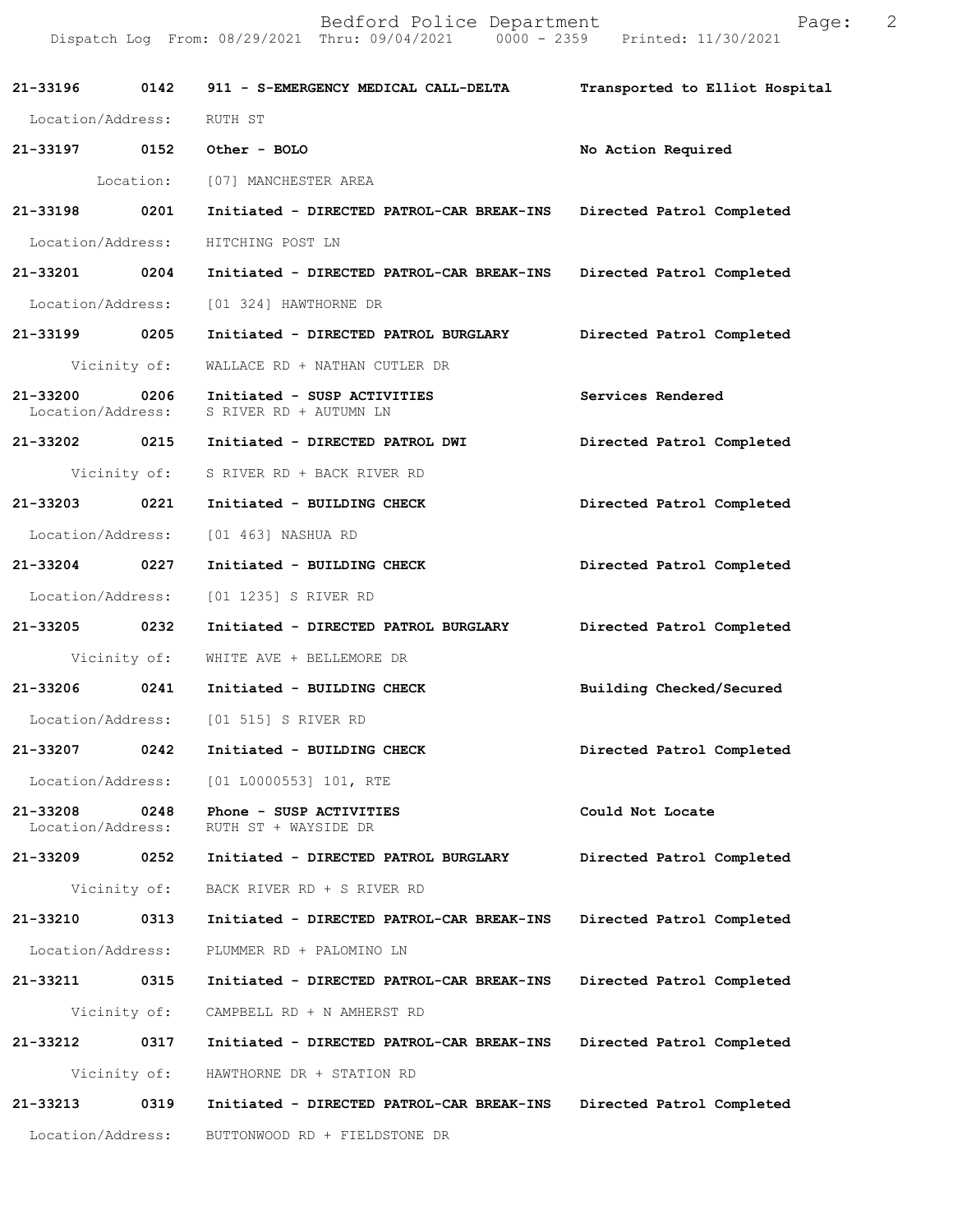**21-33196** **0142** **911 - S-EMERGENCY MEDICAL CALL-DELTA** **Transported to Elliot Hospital**
Location/Address: RUTH ST

**21-33197** **0152** **Other - BOLO** **No Action Required**
Location: [07] MANCHESTER AREA

**21-33198** **0201** **Initiated - DIRECTED PATROL-CAR BREAK-INS** **Directed Patrol Completed**
Location/Address: HITCHING POST LN

**21-33201** **0204** **Initiated - DIRECTED PATROL-CAR BREAK-INS** **Directed Patrol Completed**
Location/Address: [01 324] HAWTHORNE DR

**21-33199** **0205** **Initiated - DIRECTED PATROL BURGLARY** **Directed Patrol Completed**
Vicinity of: WALLACE RD + NATHAN CUTLER DR

**21-33200** **0206** **Initiated - SUSP ACTIVITIES** **Services Rendered**
Location/Address: S RIVER RD + AUTUMN LN

**21-33202** **0215** **Initiated - DIRECTED PATROL DWI** **Directed Patrol Completed**
Vicinity of: S RIVER RD + BACK RIVER RD

**21-33203** **0221** **Initiated - BUILDING CHECK** **Directed Patrol Completed**
Location/Address: [01 463] NASHUA RD

**21-33204** **0227** **Initiated - BUILDING CHECK** **Directed Patrol Completed**
Location/Address: [01 1235] S RIVER RD

**21-33205** **0232** **Initiated - DIRECTED PATROL BURGLARY** **Directed Patrol Completed**
Vicinity of: WHITE AVE + BELLEMORE DR

**21-33206** **0241** **Initiated - BUILDING CHECK** **Building Checked/Secured**
Location/Address: [01 515] S RIVER RD

**21-33207** **0242** **Initiated - BUILDING CHECK** **Directed Patrol Completed**
Location/Address: [01 L0000553] 101, RTE

**21-33208** **0248** **Phone - SUSP ACTIVITIES** **Could Not Locate**
Location/Address: RUTH ST + WAYSIDE DR

**21-33209** **0252** **Initiated - DIRECTED PATROL BURGLARY** **Directed Patrol Completed**
Vicinity of: BACK RIVER RD + S RIVER RD

**21-33210** **0313** **Initiated - DIRECTED PATROL-CAR BREAK-INS** **Directed Patrol Completed**
Location/Address: PLUMMER RD + PALOMINO LN

**21-33211** **0315** **Initiated - DIRECTED PATROL-CAR BREAK-INS** **Directed Patrol Completed**
Vicinity of: CAMPBELL RD + N AMHERST RD

**21-33212** **0317** **Initiated - DIRECTED PATROL-CAR BREAK-INS** **Directed Patrol Completed**
Vicinity of: HAWTHORNE DR + STATION RD

**21-33213** **0319** **Initiated - DIRECTED PATROL-CAR BREAK-INS** **Directed Patrol Completed**
Location/Address: BUTTONWOOD RD + FIELDSTONE DR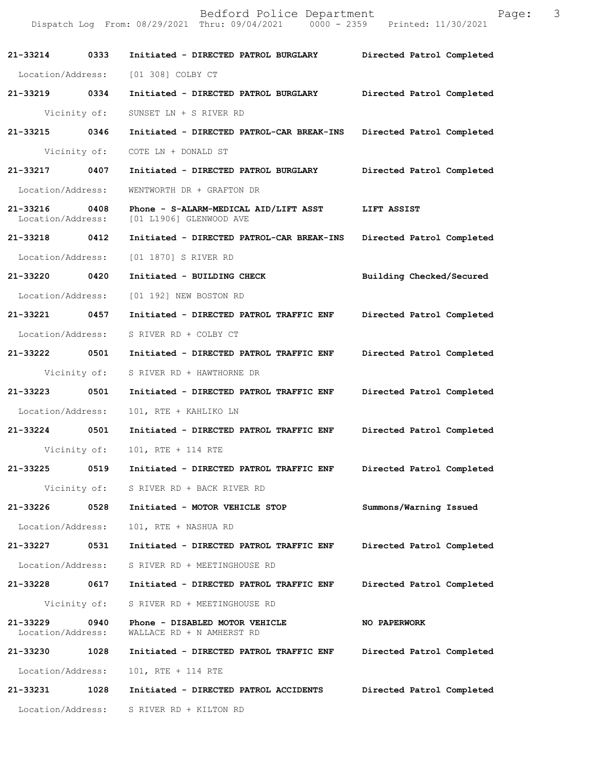**21-33214 0333 Initiated - DIRECTED PATROL BURGLARY Directed Patrol Completed**

Location/Address: [01 308] COLBY CT

**21-33219 0334 Initiated - DIRECTED PATROL BURGLARY Directed Patrol Completed**

Vicinity of: SUNSET LN + S RIVER RD

**21-33215 0346 Initiated - DIRECTED PATROL-CAR BREAK-INS Directed Patrol Completed**

Vicinity of: COTE LN + DONALD ST

**21-33217 0407 Initiated - DIRECTED PATROL BURGLARY Directed Patrol Completed**

Location/Address: WENTWORTH DR + GRAFTON DR

**21-33216 0408 Phone - S-ALARM-MEDICAL AID/LIFT ASST LIFT ASSIST**

Location/Address: [01 L1906] GLENWOOD AVE

**21-33218 0412 Initiated - DIRECTED PATROL-CAR BREAK-INS Directed Patrol Completed**

Location/Address: [01 1870] S RIVER RD

**21-33220 0420 Initiated - BUILDING CHECK Building Checked/Secured**

Location/Address: [01 192] NEW BOSTON RD

**21-33221 0457 Initiated - DIRECTED PATROL TRAFFIC ENF Directed Patrol Completed**

Location/Address: S RIVER RD + COLBY CT

**21-33222 0501 Initiated - DIRECTED PATROL TRAFFIC ENF Directed Patrol Completed**

Vicinity of: S RIVER RD + HAWTHORNE DR

**21-33223 0501 Initiated - DIRECTED PATROL TRAFFIC ENF Directed Patrol Completed**

Location/Address: 101, RTE + KAHLIKO LN

**21-33224 0501 Initiated - DIRECTED PATROL TRAFFIC ENF Directed Patrol Completed**

Vicinity of: 101, RTE + 114 RTE

**21-33225 0519 Initiated - DIRECTED PATROL TRAFFIC ENF Directed Patrol Completed**

Vicinity of: S RIVER RD + BACK RIVER RD

**21-33226 0528 Initiated - MOTOR VEHICLE STOP Summons/Warning Issued**

Location/Address: 101, RTE + NASHUA RD

**21-33227 0531 Initiated - DIRECTED PATROL TRAFFIC ENF Directed Patrol Completed**

Location/Address: S RIVER RD + MEETINGHOUSE RD

**21-33228 0617 Initiated - DIRECTED PATROL TRAFFIC ENF Directed Patrol Completed**

Vicinity of: S RIVER RD + MEETINGHOUSE RD

**21-33229 0940 Phone - DISABLED MOTOR VEHICLE NO PAPERWORK**

Location/Address: WALLACE RD + N AMHERST RD

**21-33230 1028 Initiated - DIRECTED PATROL TRAFFIC ENF Directed Patrol Completed**

Location/Address: 101, RTE + 114 RTE

**21-33231 1028 Initiated - DIRECTED PATROL ACCIDENTS Directed Patrol Completed**

Location/Address: S RIVER RD + KILTON RD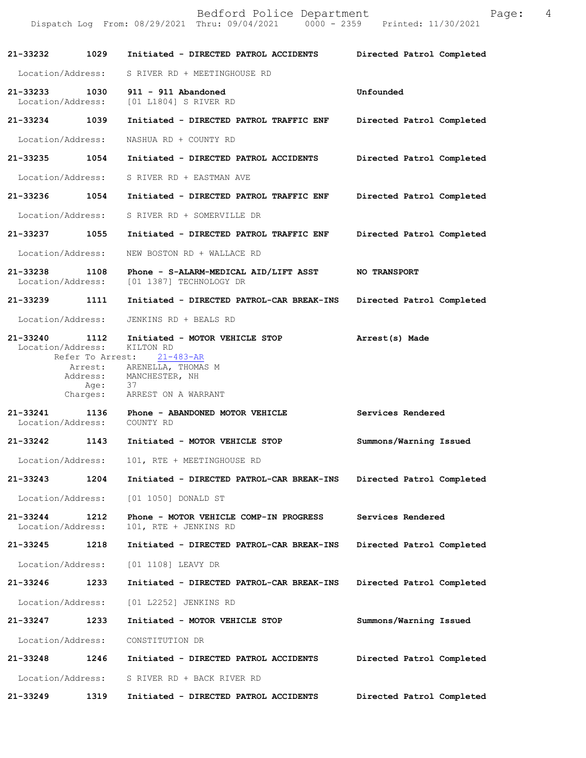**21-33232** **1029** **Initiated - DIRECTED PATROL ACCIDENTS** **Directed Patrol Completed**

Location/Address: S RIVER RD + MEETINGHOUSE RD

**21-33233** **1030** **911 - 911 Abandoned** **Unfounded**
Location/Address: [01 L1804] S RIVER RD

**21-33234** **1039** **Initiated - DIRECTED PATROL TRAFFIC ENF** **Directed Patrol Completed**

Location/Address: NASHUA RD + COUNTY RD

**21-33235** **1054** **Initiated - DIRECTED PATROL ACCIDENTS** **Directed Patrol Completed**

Location/Address: S RIVER RD + EASTMAN AVE

**21-33236** **1054** **Initiated - DIRECTED PATROL TRAFFIC ENF** **Directed Patrol Completed**

Location/Address: S RIVER RD + SOMERVILLE DR

**21-33237** **1055** **Initiated - DIRECTED PATROL TRAFFIC ENF** **Directed Patrol Completed**

Location/Address: NEW BOSTON RD + WALLACE RD

**21-33238** **1108** **Phone - S-ALARM-MEDICAL AID/LIFT ASST** **NO TRANSPORT**
Location/Address: [01 1387] TECHNOLOGY DR

**21-33239** **1111** **Initiated - DIRECTED PATROL-CAR BREAK-INS** **Directed Patrol Completed**

Location/Address: JENKINS RD + BEALS RD

**21-33240** **1112** **Initiated - MOTOR VEHICLE STOP** **Arrest(s) Made**
Location/Address: KILTON RD
Refer To Arrest: 21-483-AR
Arrest: ARENELLA, THOMAS M
Address: MANCHESTER, NH
Age: 37
Charges: ARREST ON A WARRANT

**21-33241** **1136** **Phone - ABANDONED MOTOR VEHICLE** **Services Rendered**
Location/Address: COUNTY RD

**21-33242** **1143** **Initiated - MOTOR VEHICLE STOP** **Summons/Warning Issued**

Location/Address: 101, RTE + MEETINGHOUSE RD

**21-33243** **1204** **Initiated - DIRECTED PATROL-CAR BREAK-INS** **Directed Patrol Completed**

Location/Address: [01 1050] DONALD ST

**21-33244** **1212** **Phone - MOTOR VEHICLE COMP-IN PROGRESS** **Services Rendered**
Location/Address: 101, RTE + JENKINS RD

**21-33245** **1218** **Initiated - DIRECTED PATROL-CAR BREAK-INS** **Directed Patrol Completed**

Location/Address: [01 1108] LEAVY DR

**21-33246** **1233** **Initiated - DIRECTED PATROL-CAR BREAK-INS** **Directed Patrol Completed**

Location/Address: [01 L2252] JENKINS RD

**21-33247** **1233** **Initiated - MOTOR VEHICLE STOP** **Summons/Warning Issued**

Location/Address: CONSTITUTION DR

**21-33248** **1246** **Initiated - DIRECTED PATROL ACCIDENTS** **Directed Patrol Completed**

Location/Address: S RIVER RD + BACK RIVER RD

**21-33249** **1319** **Initiated - DIRECTED PATROL ACCIDENTS** **Directed Patrol Completed**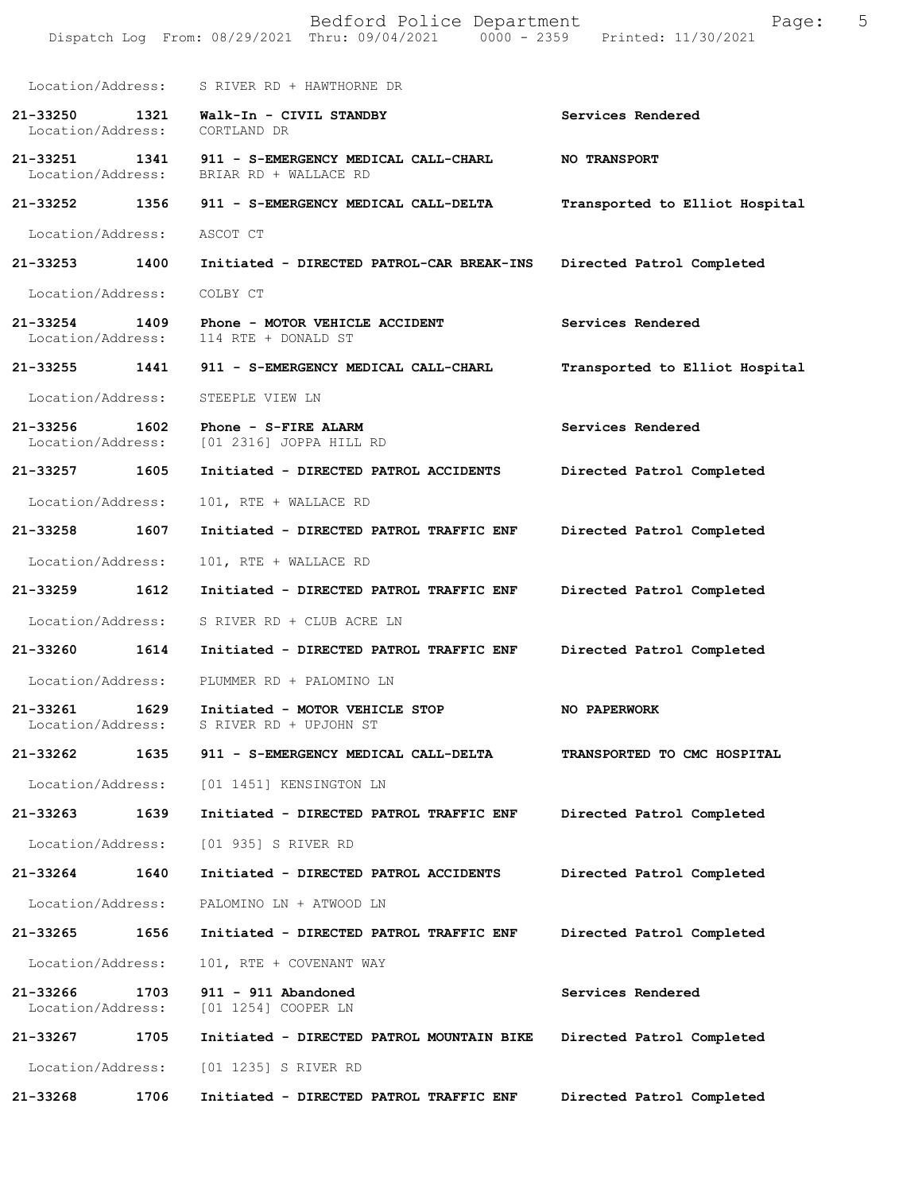Location/Address: S RIVER RD + HAWTHORNE DR

| | | | |
|---|---|---|---|
| **21-33250** | **1321** | **Walk-In - CIVIL STANDBY** | **Services Rendered** |
| Location/Address: | | CORTLAND DR | |
| **21-33251** | **1341** | **911 - S-EMERGENCY MEDICAL CALL-CHARL** | **NO TRANSPORT** |
| Location/Address: | | BRIAR RD + WALLACE RD | |
| **21-33252** | **1356** | **911 - S-EMERGENCY MEDICAL CALL-DELTA** | **Transported to Elliot Hospital** |
| Location/Address: | | ASCOT CT | |
| **21-33253** | **1400** | **Initiated - DIRECTED PATROL-CAR BREAK-INS** | **Directed Patrol Completed** |
| Location/Address: | | COLBY CT | |
| **21-33254** | **1409** | **Phone - MOTOR VEHICLE ACCIDENT** | **Services Rendered** |
| Location/Address: | | 114 RTE + DONALD ST | |
| **21-33255** | **1441** | **911 - S-EMERGENCY MEDICAL CALL-CHARL** | **Transported to Elliot Hospital** |
| Location/Address: | | STEEPLE VIEW LN | |
| **21-33256** | **1602** | **Phone - S-FIRE ALARM** | **Services Rendered** |
| Location/Address: | | [01 2316] JOPPA HILL RD | |
| **21-33257** | **1605** | **Initiated - DIRECTED PATROL ACCIDENTS** | **Directed Patrol Completed** |
| Location/Address: | | 101, RTE + WALLACE RD | |
| **21-33258** | **1607** | **Initiated - DIRECTED PATROL TRAFFIC ENF** | **Directed Patrol Completed** |
| Location/Address: | | 101, RTE + WALLACE RD | |
| **21-33259** | **1612** | **Initiated - DIRECTED PATROL TRAFFIC ENF** | **Directed Patrol Completed** |
| Location/Address: | | S RIVER RD + CLUB ACRE LN | |
| **21-33260** | **1614** | **Initiated - DIRECTED PATROL TRAFFIC ENF** | **Directed Patrol Completed** |
| Location/Address: | | PLUMMER RD + PALOMINO LN | |
| **21-33261** | **1629** | **Initiated - MOTOR VEHICLE STOP** | **NO PAPERWORK** |
| Location/Address: | | S RIVER RD + UPJOHN ST | |
| **21-33262** | **1635** | **911 - S-EMERGENCY MEDICAL CALL-DELTA** | **TRANSPORTED TO CMC HOSPITAL** |
| Location/Address: | | [01 1451] KENSINGTON LN | |
| **21-33263** | **1639** | **Initiated - DIRECTED PATROL TRAFFIC ENF** | **Directed Patrol Completed** |
| Location/Address: | | [01 935] S RIVER RD | |
| **21-33264** | **1640** | **Initiated - DIRECTED PATROL ACCIDENTS** | **Directed Patrol Completed** |
| Location/Address: | | PALOMINO LN + ATWOOD LN | |
| **21-33265** | **1656** | **Initiated - DIRECTED PATROL TRAFFIC ENF** | **Directed Patrol Completed** |
| Location/Address: | | 101, RTE + COVENANT WAY | |
| **21-33266** | **1703** | **911 - 911 Abandoned** | **Services Rendered** |
| Location/Address: | | [01 1254] COOPER LN | |
| **21-33267** | **1705** | **Initiated - DIRECTED PATROL MOUNTAIN BIKE** | **Directed Patrol Completed** |
| Location/Address: | | [01 1235] S RIVER RD | |
| **21-33268** | **1706** | **Initiated - DIRECTED PATROL TRAFFIC ENF** | **Directed Patrol Completed** |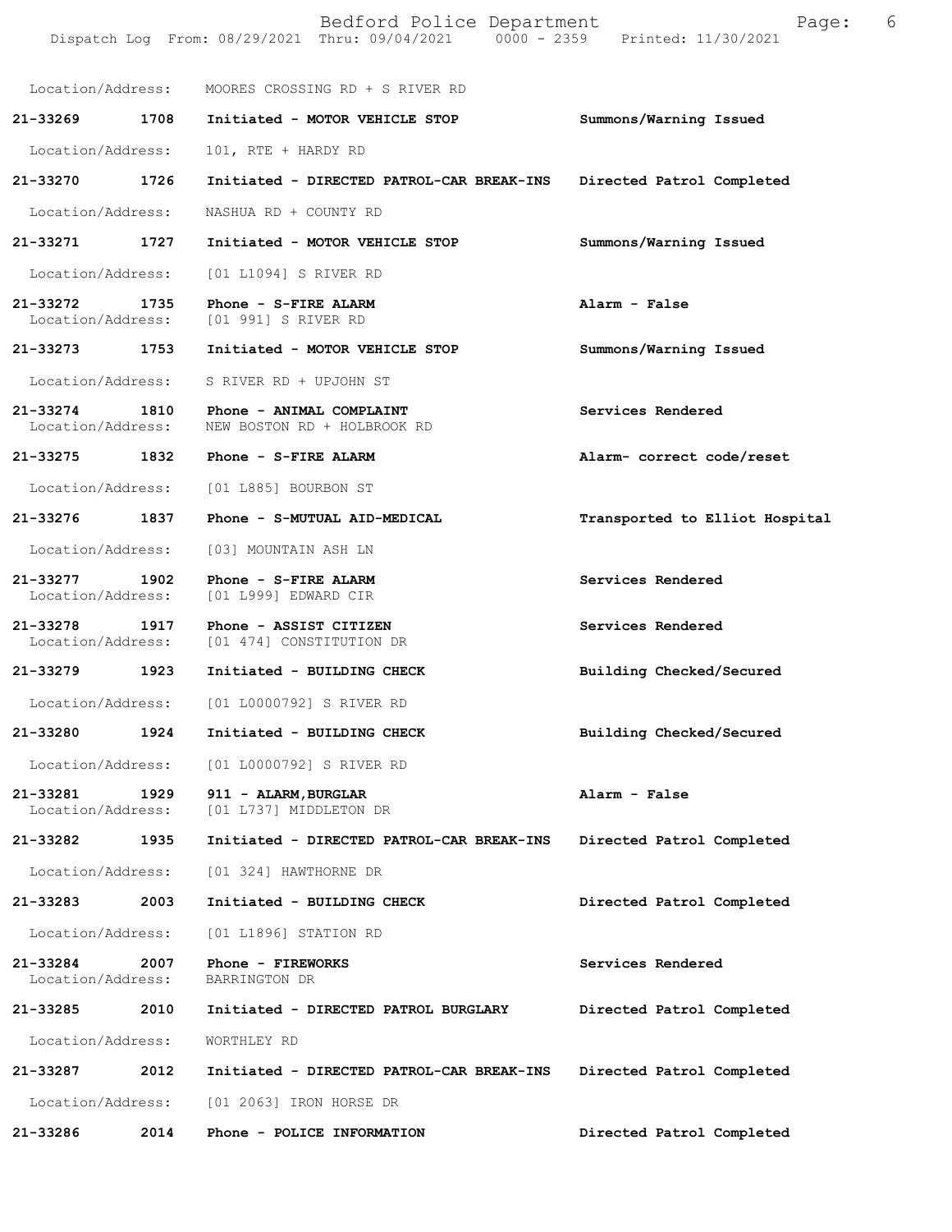Location/Address: MOORES CROSSING RD + S RIVER RD

| | | | |
|---|---|---|---|
| **21-33269** | **1708** | **Initiated - MOTOR VEHICLE STOP** | **Summons/Warning Issued** |
| Location/Address: | | 101, RTE + HARDY RD | |
| **21-33270** | **1726** | **Initiated - DIRECTED PATROL-CAR BREAK-INS** | **Directed Patrol Completed** |
| Location/Address: | | NASHUA RD + COUNTY RD | |
| **21-33271** | **1727** | **Initiated - MOTOR VEHICLE STOP** | **Summons/Warning Issued** |
| Location/Address: | | [01 L1094] S RIVER RD | |
| **21-33272** | **1735** | **Phone - S-FIRE ALARM** | **Alarm - False** |
| Location/Address: | | [01 991] S RIVER RD | |
| **21-33273** | **1753** | **Initiated - MOTOR VEHICLE STOP** | **Summons/Warning Issued** |
| Location/Address: | | S RIVER RD + UPJOHN ST | |
| **21-33274** | **1810** | **Phone - ANIMAL COMPLAINT** | **Services Rendered** |
| Location/Address: | | NEW BOSTON RD + HOLBROOK RD | |
| **21-33275** | **1832** | **Phone - S-FIRE ALARM** | **Alarm- correct code/reset** |
| Location/Address: | | [01 L885] BOURBON ST | |
| **21-33276** | **1837** | **Phone - S-MUTUAL AID-MEDICAL** | **Transported to Elliot Hospital** |
| Location/Address: | | [03] MOUNTAIN ASH LN | |
| **21-33277** | **1902** | **Phone - S-FIRE ALARM** | **Services Rendered** |
| Location/Address: | | [01 L999] EDWARD CIR | |
| **21-33278** | **1917** | **Phone - ASSIST CITIZEN** | **Services Rendered** |
| Location/Address: | | [01 474] CONSTITUTION DR | |
| **21-33279** | **1923** | **Initiated - BUILDING CHECK** | **Building Checked/Secured** |
| Location/Address: | | [01 L0000792] S RIVER RD | |
| **21-33280** | **1924** | **Initiated - BUILDING CHECK** | **Building Checked/Secured** |
| Location/Address: | | [01 L0000792] S RIVER RD | |
| **21-33281** | **1929** | **911 - ALARM,BURGLAR** | **Alarm - False** |
| Location/Address: | | [01 L737] MIDDLETON DR | |
| **21-33282** | **1935** | **Initiated - DIRECTED PATROL-CAR BREAK-INS** | **Directed Patrol Completed** |
| Location/Address: | | [01 324] HAWTHORNE DR | |
| **21-33283** | **2003** | **Initiated - BUILDING CHECK** | **Directed Patrol Completed** |
| Location/Address: | | [01 L1896] STATION RD | |
| **21-33284** | **2007** | **Phone - FIREWORKS** | **Services Rendered** |
| Location/Address: | | BARRINGTON DR | |
| **21-33285** | **2010** | **Initiated - DIRECTED PATROL BURGLARY** | **Directed Patrol Completed** |
| Location/Address: | | WORTHLEY RD | |
| **21-33287** | **2012** | **Initiated - DIRECTED PATROL-CAR BREAK-INS** | **Directed Patrol Completed** |
| Location/Address: | | [01 2063] IRON HORSE DR | |
| **21-33286** | **2014** | **Phone - POLICE INFORMATION** | **Directed Patrol Completed** |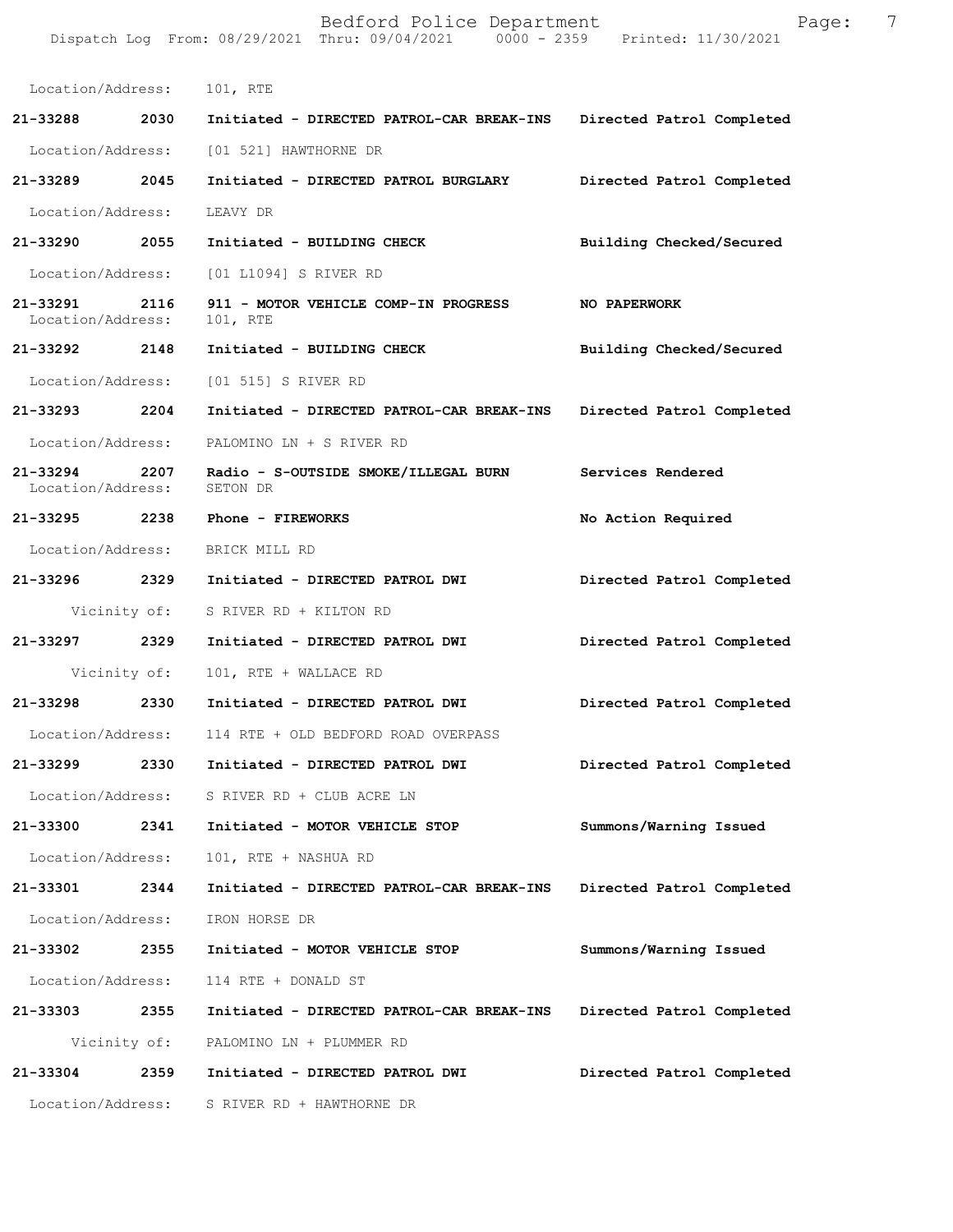Location/Address: 101, RTE

**21-33288 2030 Initiated - DIRECTED PATROL-CAR BREAK-INS Directed Patrol Completed**

Location/Address: [01 521] HAWTHORNE DR

**21-33289 2045 Initiated - DIRECTED PATROL BURGLARY Directed Patrol Completed**

Location/Address: LEAVY DR

**21-33290 2055 Initiated - BUILDING CHECK Building Checked/Secured**

Location/Address: [01 L1094] S RIVER RD

**21-33291 2116 911 - MOTOR VEHICLE COMP-IN PROGRESS NO PAPERWORK**

Location/Address: 101, RTE

**21-33292 2148 Initiated - BUILDING CHECK Building Checked/Secured**

Location/Address: [01 515] S RIVER RD

**21-33293 2204 Initiated - DIRECTED PATROL-CAR BREAK-INS Directed Patrol Completed**

Location/Address: PALOMINO LN + S RIVER RD

**21-33294 2207 Radio - S-OUTSIDE SMOKE/ILLEGAL BURN Services Rendered**

Location/Address: SETON DR

**21-33295 2238 Phone - FIREWORKS No Action Required**

Location/Address: BRICK MILL RD

**21-33296 2329 Initiated - DIRECTED PATROL DWI Directed Patrol Completed**

Vicinity of: S RIVER RD + KILTON RD

**21-33297 2329 Initiated - DIRECTED PATROL DWI Directed Patrol Completed**

Vicinity of: 101, RTE + WALLACE RD

**21-33298 2330 Initiated - DIRECTED PATROL DWI Directed Patrol Completed**

Location/Address: 114 RTE + OLD BEDFORD ROAD OVERPASS

**21-33299 2330 Initiated - DIRECTED PATROL DWI Directed Patrol Completed**

Location/Address: S RIVER RD + CLUB ACRE LN

**21-33300 2341 Initiated - MOTOR VEHICLE STOP Summons/Warning Issued**

Location/Address: 101, RTE + NASHUA RD

**21-33301 2344 Initiated - DIRECTED PATROL-CAR BREAK-INS Directed Patrol Completed**

Location/Address: IRON HORSE DR

**21-33302 2355 Initiated - MOTOR VEHICLE STOP Summons/Warning Issued**

Location/Address: 114 RTE + DONALD ST

**21-33303 2355 Initiated - DIRECTED PATROL-CAR BREAK-INS Directed Patrol Completed**

Vicinity of: PALOMINO LN + PLUMMER RD

**21-33304 2359 Initiated - DIRECTED PATROL DWI Directed Patrol Completed**

Location/Address: S RIVER RD + HAWTHORNE DR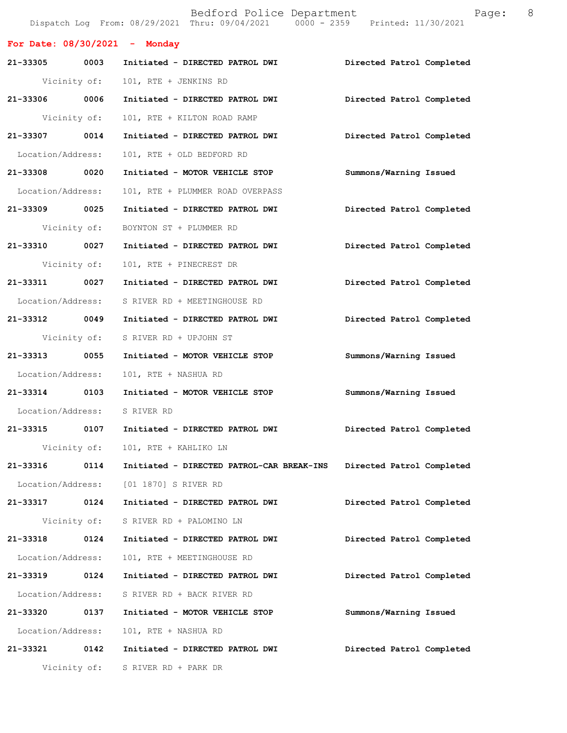## For Date: 08/30/2021 - Monday

**21-33305** 0003 **Initiated - DIRECTED PATROL DWI** **Directed Patrol Completed**
Vicinity of: 101, RTE + JENKINS RD

**21-33306** 0006 **Initiated - DIRECTED PATROL DWI** **Directed Patrol Completed**
Vicinity of: 101, RTE + KILTON ROAD RAMP

**21-33307** 0014 **Initiated - DIRECTED PATROL DWI** **Directed Patrol Completed**
Location/Address: 101, RTE + OLD BEDFORD RD

**21-33308** 0020 **Initiated - MOTOR VEHICLE STOP** **Summons/Warning Issued**
Location/Address: 101, RTE + PLUMMER ROAD OVERPASS

**21-33309** 0025 **Initiated - DIRECTED PATROL DWI** **Directed Patrol Completed**
Vicinity of: BOYNTON ST + PLUMMER RD

**21-33310** 0027 **Initiated - DIRECTED PATROL DWI** **Directed Patrol Completed**
Vicinity of: 101, RTE + PINECREST DR

**21-33311** 0027 **Initiated - DIRECTED PATROL DWI** **Directed Patrol Completed**
Location/Address: S RIVER RD + MEETINGHOUSE RD

**21-33312** 0049 **Initiated - DIRECTED PATROL DWI** **Directed Patrol Completed**
Vicinity of: S RIVER RD + UPJOHN ST

**21-33313** 0055 **Initiated - MOTOR VEHICLE STOP** **Summons/Warning Issued**
Location/Address: 101, RTE + NASHUA RD

**21-33314** 0103 **Initiated - MOTOR VEHICLE STOP** **Summons/Warning Issued**
Location/Address: S RIVER RD

**21-33315** 0107 **Initiated - DIRECTED PATROL DWI** **Directed Patrol Completed**
Vicinity of: 101, RTE + KAHLIKO LN

**21-33316** 0114 **Initiated - DIRECTED PATROL-CAR BREAK-INS** **Directed Patrol Completed**
Location/Address: [01 1870] S RIVER RD

**21-33317** 0124 **Initiated - DIRECTED PATROL DWI** **Directed Patrol Completed**
Vicinity of: S RIVER RD + PALOMINO LN

**21-33318** 0124 **Initiated - DIRECTED PATROL DWI** **Directed Patrol Completed**
Location/Address: 101, RTE + MEETINGHOUSE RD

**21-33319** 0124 **Initiated - DIRECTED PATROL DWI** **Directed Patrol Completed**
Location/Address: S RIVER RD + BACK RIVER RD

**21-33320** 0137 **Initiated - MOTOR VEHICLE STOP** **Summons/Warning Issued**
Location/Address: 101, RTE + NASHUA RD

**21-33321** 0142 **Initiated - DIRECTED PATROL DWI** **Directed Patrol Completed**
Vicinity of: S RIVER RD + PARK DR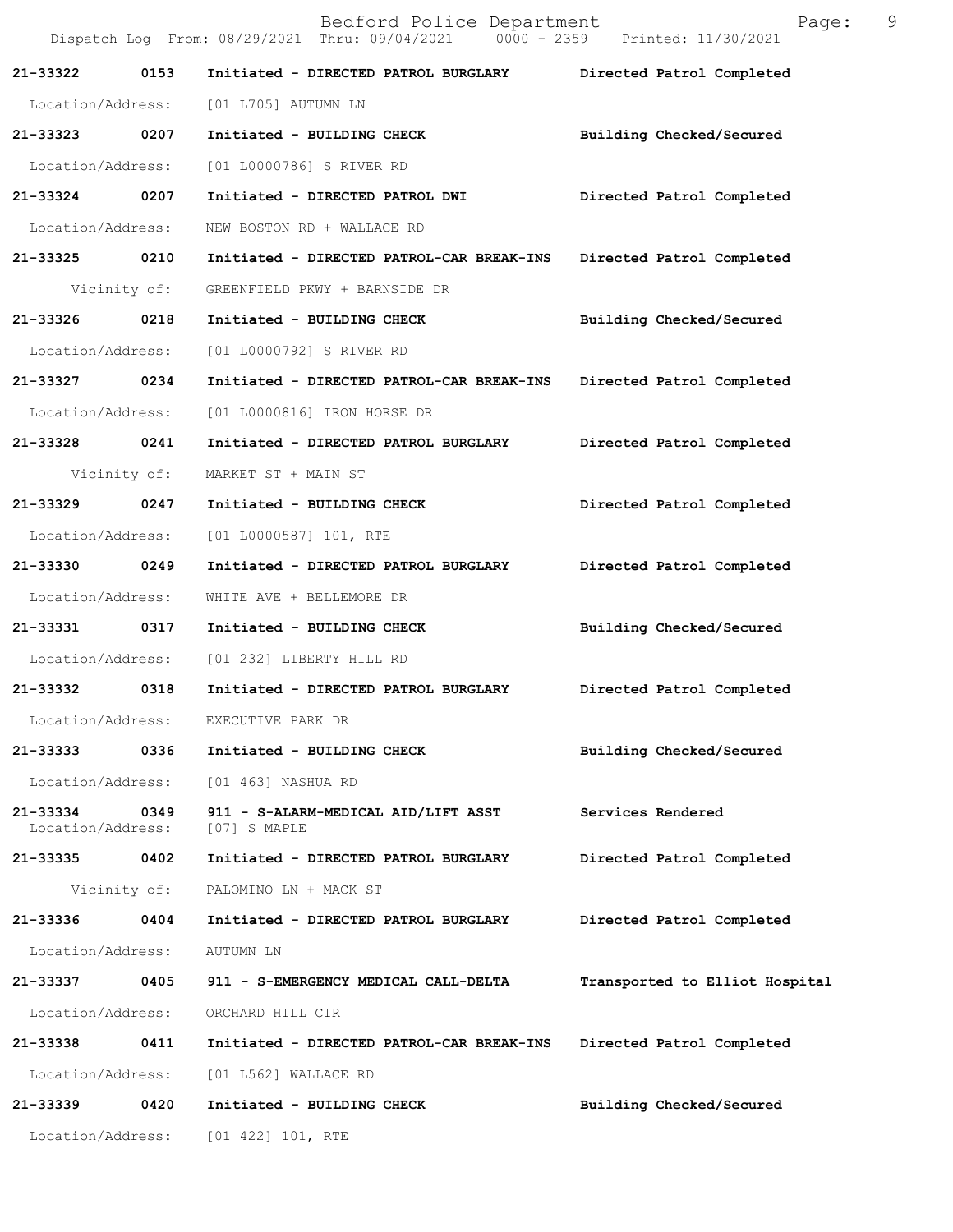21-33322 0153 Initiated - DIRECTED PATROL BURGLARY Directed Patrol Completed

Location/Address: [01 L705] AUTUMN LN

21-33323 0207 Initiated - BUILDING CHECK Building Checked/Secured

Location/Address: [01 L0000786] S RIVER RD

21-33324 0207 Initiated - DIRECTED PATROL DWI Directed Patrol Completed

Location/Address: NEW BOSTON RD + WALLACE RD

21-33325 0210 Initiated - DIRECTED PATROL-CAR BREAK-INS Directed Patrol Completed

Vicinity of: GREENFIELD PKWY + BARNSIDE DR

21-33326 0218 Initiated - BUILDING CHECK Building Checked/Secured

Location/Address: [01 L0000792] S RIVER RD

21-33327 0234 Initiated - DIRECTED PATROL-CAR BREAK-INS Directed Patrol Completed

Location/Address: [01 L0000816] IRON HORSE DR

21-33328 0241 Initiated - DIRECTED PATROL BURGLARY Directed Patrol Completed

Vicinity of: MARKET ST + MAIN ST

21-33329 0247 Initiated - BUILDING CHECK Directed Patrol Completed

Location/Address: [01 L0000587] 101, RTE

21-33330 0249 Initiated - DIRECTED PATROL BURGLARY Directed Patrol Completed

Location/Address: WHITE AVE + BELLEMORE DR

21-33331 0317 Initiated - BUILDING CHECK Building Checked/Secured

Location/Address: [01 232] LIBERTY HILL RD

21-33332 0318 Initiated - DIRECTED PATROL BURGLARY Directed Patrol Completed

Location/Address: EXECUTIVE PARK DR

21-33333 0336 Initiated - BUILDING CHECK Building Checked/Secured

Location/Address: [01 463] NASHUA RD

21-33334 0349 911 - S-ALARM-MEDICAL AID/LIFT ASST Services Rendered
Location/Address: [07] S MAPLE

21-33335 0402 Initiated - DIRECTED PATROL BURGLARY Directed Patrol Completed

Vicinity of: PALOMINO LN + MACK ST

21-33336 0404 Initiated - DIRECTED PATROL BURGLARY Directed Patrol Completed

Location/Address: AUTUMN LN

21-33337 0405 911 - S-EMERGENCY MEDICAL CALL-DELTA Transported to Elliot Hospital

Location/Address: ORCHARD HILL CIR

21-33338 0411 Initiated - DIRECTED PATROL-CAR BREAK-INS Directed Patrol Completed

Location/Address: [01 L562] WALLACE RD

21-33339 0420 Initiated - BUILDING CHECK Building Checked/Secured

Location/Address: [01 422] 101, RTE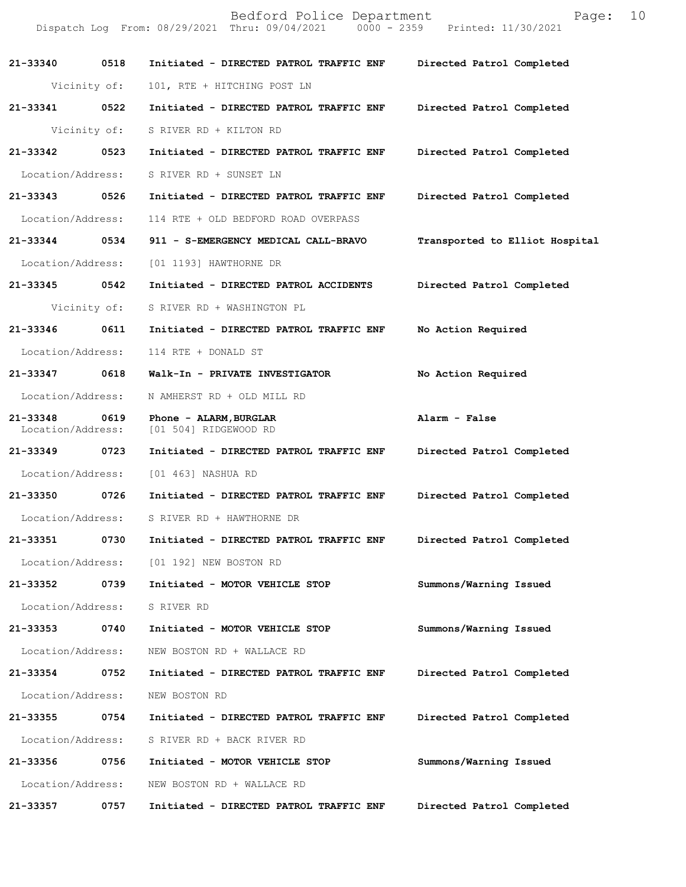| | | | |
|---|---|---|---|
| **21-33340** | **0518** | **Initiated - DIRECTED PATROL TRAFFIC ENF** | **Directed Patrol Completed** |
| Vicinity of: | | 101, RTE + HITCHING POST LN | |
| **21-33341** | **0522** | **Initiated - DIRECTED PATROL TRAFFIC ENF** | **Directed Patrol Completed** |
| Vicinity of: | | S RIVER RD + KILTON RD | |
| **21-33342** | **0523** | **Initiated - DIRECTED PATROL TRAFFIC ENF** | **Directed Patrol Completed** |
| Location/Address: | | S RIVER RD + SUNSET LN | |
| **21-33343** | **0526** | **Initiated - DIRECTED PATROL TRAFFIC ENF** | **Directed Patrol Completed** |
| Location/Address: | | 114 RTE + OLD BEDFORD ROAD OVERPASS | |
| **21-33344** | **0534** | **911 - S-EMERGENCY MEDICAL CALL-BRAVO** | **Transported to Elliot Hospital** |
| Location/Address: | | [01 1193] HAWTHORNE DR | |
| **21-33345** | **0542** | **Initiated - DIRECTED PATROL ACCIDENTS** | **Directed Patrol Completed** |
| Vicinity of: | | S RIVER RD + WASHINGTON PL | |
| **21-33346** | **0611** | **Initiated - DIRECTED PATROL TRAFFIC ENF** | **No Action Required** |
| Location/Address: | | 114 RTE + DONALD ST | |
| **21-33347** | **0618** | **Walk-In - PRIVATE INVESTIGATOR** | **No Action Required** |
| Location/Address: | | N AMHERST RD + OLD MILL RD | |
| **21-33348** | **0619** | **Phone - ALARM,BURGLAR** | **Alarm - False** |
| Location/Address: | | [01 504] RIDGEWOOD RD | |
| **21-33349** | **0723** | **Initiated - DIRECTED PATROL TRAFFIC ENF** | **Directed Patrol Completed** |
| Location/Address: | | [01 463] NASHUA RD | |
| **21-33350** | **0726** | **Initiated - DIRECTED PATROL TRAFFIC ENF** | **Directed Patrol Completed** |
| Location/Address: | | S RIVER RD + HAWTHORNE DR | |
| **21-33351** | **0730** | **Initiated - DIRECTED PATROL TRAFFIC ENF** | **Directed Patrol Completed** |
| Location/Address: | | [01 192] NEW BOSTON RD | |
| **21-33352** | **0739** | **Initiated - MOTOR VEHICLE STOP** | **Summons/Warning Issued** |
| Location/Address: | | S RIVER RD | |
| **21-33353** | **0740** | **Initiated - MOTOR VEHICLE STOP** | **Summons/Warning Issued** |
| Location/Address: | | NEW BOSTON RD + WALLACE RD | |
| **21-33354** | **0752** | **Initiated - DIRECTED PATROL TRAFFIC ENF** | **Directed Patrol Completed** |
| Location/Address: | | NEW BOSTON RD | |
| **21-33355** | **0754** | **Initiated - DIRECTED PATROL TRAFFIC ENF** | **Directed Patrol Completed** |
| Location/Address: | | S RIVER RD + BACK RIVER RD | |
| **21-33356** | **0756** | **Initiated - MOTOR VEHICLE STOP** | **Summons/Warning Issued** |
| Location/Address: | | NEW BOSTON RD + WALLACE RD | |
| **21-33357** | **0757** | **Initiated - DIRECTED PATROL TRAFFIC ENF** | **Directed Patrol Completed** |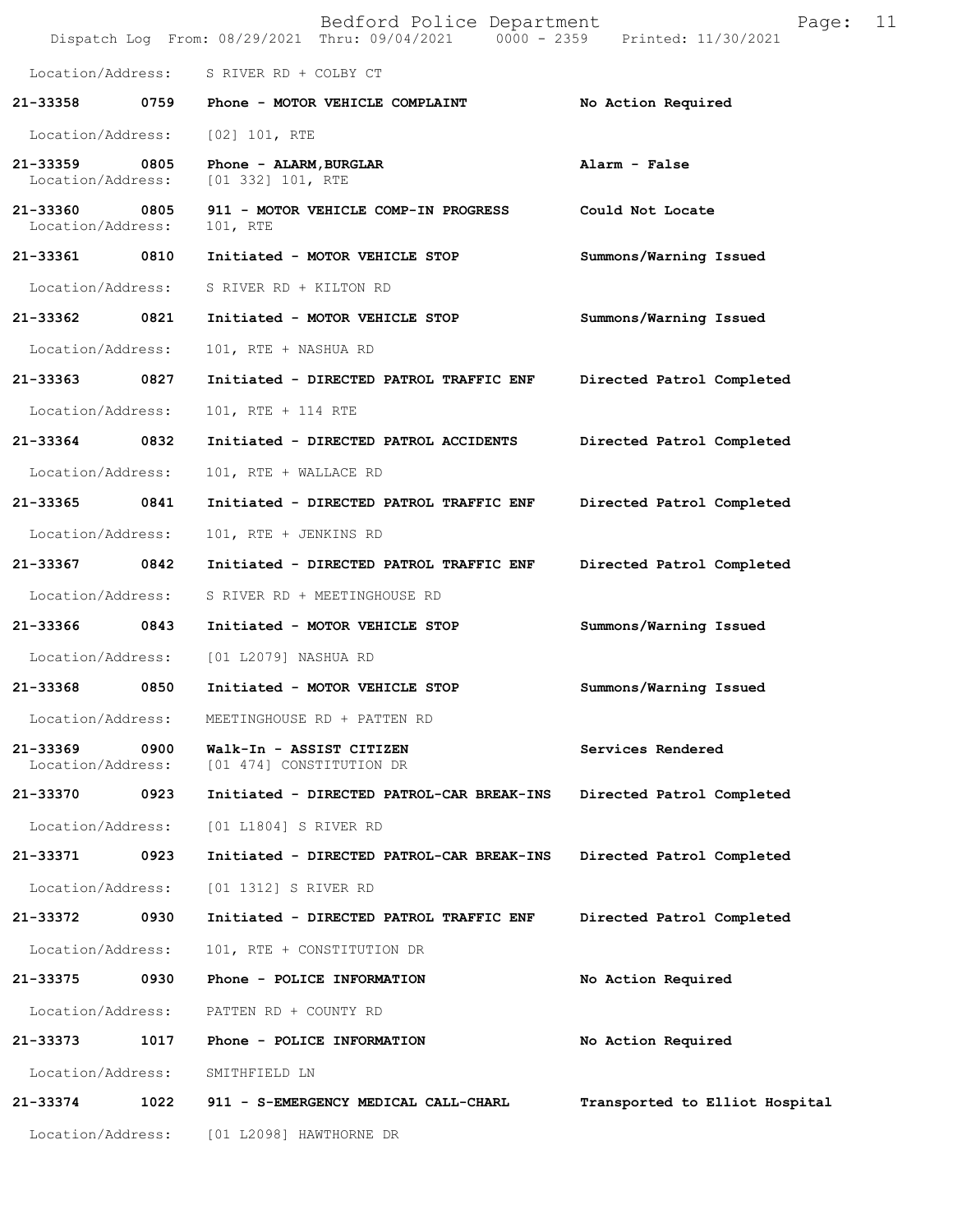Location/Address: S RIVER RD + COLBY CT

**21-33358 0759 Phone - MOTOR VEHICLE COMPLAINT No Action Required**

Location/Address: [02] 101, RTE

**21-33359 0805 Phone - ALARM,BURGLAR Alarm - False**
Location/Address: [01 332] 101, RTE

**21-33360 0805 911 - MOTOR VEHICLE COMP-IN PROGRESS Could Not Locate**
Location/Address: 101, RTE

**21-33361 0810 Initiated - MOTOR VEHICLE STOP Summons/Warning Issued**

Location/Address: S RIVER RD + KILTON RD

**21-33362 0821 Initiated - MOTOR VEHICLE STOP Summons/Warning Issued**

Location/Address: 101, RTE + NASHUA RD

**21-33363 0827 Initiated - DIRECTED PATROL TRAFFIC ENF Directed Patrol Completed**

Location/Address: 101, RTE + 114 RTE

**21-33364 0832 Initiated - DIRECTED PATROL ACCIDENTS Directed Patrol Completed**

Location/Address: 101, RTE + WALLACE RD

**21-33365 0841 Initiated - DIRECTED PATROL TRAFFIC ENF Directed Patrol Completed**

Location/Address: 101, RTE + JENKINS RD

**21-33367 0842 Initiated - DIRECTED PATROL TRAFFIC ENF Directed Patrol Completed**

Location/Address: S RIVER RD + MEETINGHOUSE RD

**21-33366 0843 Initiated - MOTOR VEHICLE STOP Summons/Warning Issued**

Location/Address: [01 L2079] NASHUA RD

**21-33368 0850 Initiated - MOTOR VEHICLE STOP Summons/Warning Issued**

Location/Address: MEETINGHOUSE RD + PATTEN RD

**21-33369 0900 Walk-In - ASSIST CITIZEN Services Rendered**
Location/Address: [01 474] CONSTITUTION DR

**21-33370 0923 Initiated - DIRECTED PATROL-CAR BREAK-INS Directed Patrol Completed**

Location/Address: [01 L1804] S RIVER RD

**21-33371 0923 Initiated - DIRECTED PATROL-CAR BREAK-INS Directed Patrol Completed**

Location/Address: [01 1312] S RIVER RD

**21-33372 0930 Initiated - DIRECTED PATROL TRAFFIC ENF Directed Patrol Completed**

Location/Address: 101, RTE + CONSTITUTION DR

**21-33375 0930 Phone - POLICE INFORMATION No Action Required**

Location/Address: PATTEN RD + COUNTY RD

**21-33373 1017 Phone - POLICE INFORMATION No Action Required**

Location/Address: SMITHFIELD LN

**21-33374 1022 911 - S-EMERGENCY MEDICAL CALL-CHARL Transported to Elliot Hospital**

Location/Address: [01 L2098] HAWTHORNE DR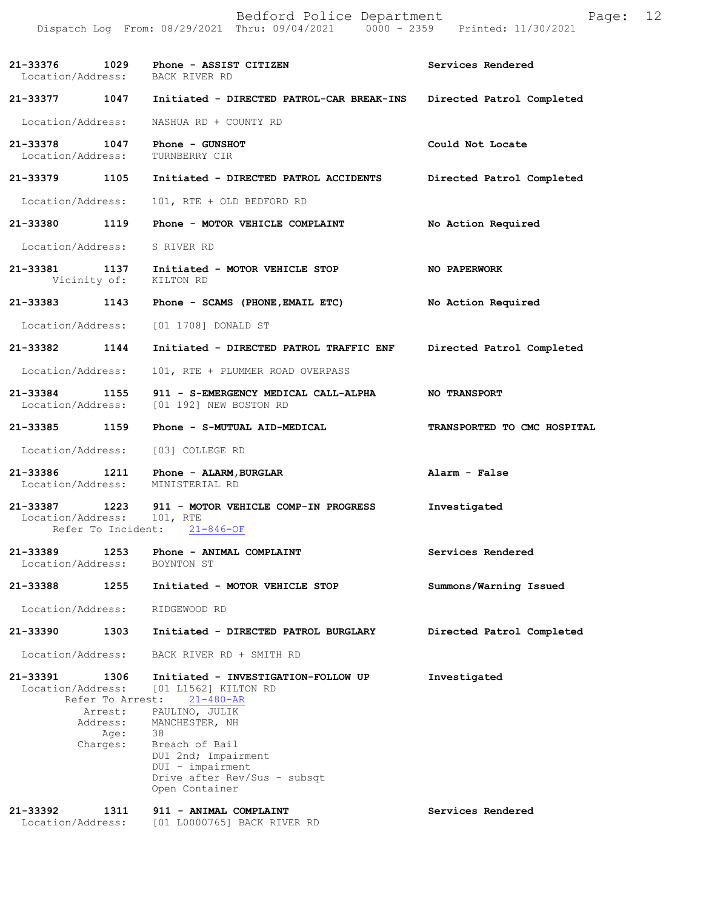21-33376 1029 Phone - ASSIST CITIZEN Services Rendered
Location/Address: BACK RIVER RD

21-33377 1047 Initiated - DIRECTED PATROL-CAR BREAK-INS Directed Patrol Completed
Location/Address: NASHUA RD + COUNTY RD

21-33378 1047 Phone - GUNSHOT Could Not Locate
Location/Address: TURNBERRY CIR

21-33379 1105 Initiated - DIRECTED PATROL ACCIDENTS Directed Patrol Completed
Location/Address: 101, RTE + OLD BEDFORD RD

21-33380 1119 Phone - MOTOR VEHICLE COMPLAINT No Action Required
Location/Address: S RIVER RD

21-33381 1137 Initiated - MOTOR VEHICLE STOP NO PAPERWORK
Vicinity of: KILTON RD

21-33383 1143 Phone - SCAMS (PHONE,EMAIL ETC) No Action Required
Location/Address: [01 1708] DONALD ST

21-33382 1144 Initiated - DIRECTED PATROL TRAFFIC ENF Directed Patrol Completed
Location/Address: 101, RTE + PLUMMER ROAD OVERPASS

21-33384 1155 911 - S-EMERGENCY MEDICAL CALL-ALPHA NO TRANSPORT
Location/Address: [01 192] NEW BOSTON RD

21-33385 1159 Phone - S-MUTUAL AID-MEDICAL TRANSPORTED TO CMC HOSPITAL
Location/Address: [03] COLLEGE RD

21-33386 1211 Phone - ALARM,BURGLAR Alarm - False
Location/Address: MINISTERIAL RD

21-33387 1223 911 - MOTOR VEHICLE COMP-IN PROGRESS Investigated
Location/Address: 101, RTE
Refer To Incident: 21-846-OF

21-33389 1253 Phone - ANIMAL COMPLAINT Services Rendered
Location/Address: BOYNTON ST

21-33388 1255 Initiated - MOTOR VEHICLE STOP Summons/Warning Issued
Location/Address: RIDGEWOOD RD

21-33390 1303 Initiated - DIRECTED PATROL BURGLARY Directed Patrol Completed
Location/Address: BACK RIVER RD + SMITH RD

21-33391 1306 Initiated - INVESTIGATION-FOLLOW UP Investigated
Location/Address: [01 L1562] KILTON RD
Refer To Arrest: 21-480-AR
Arrest: PAULINO, JULIK
Address: MANCHESTER, NH
Age: 38
Charges: Breach of Bail
DUI 2nd; Impairment
DUI - impairment
Drive after Rev/Sus - subsqt
Open Container

21-33392 1311 911 - ANIMAL COMPLAINT Services Rendered
Location/Address: [01 L0000765] BACK RIVER RD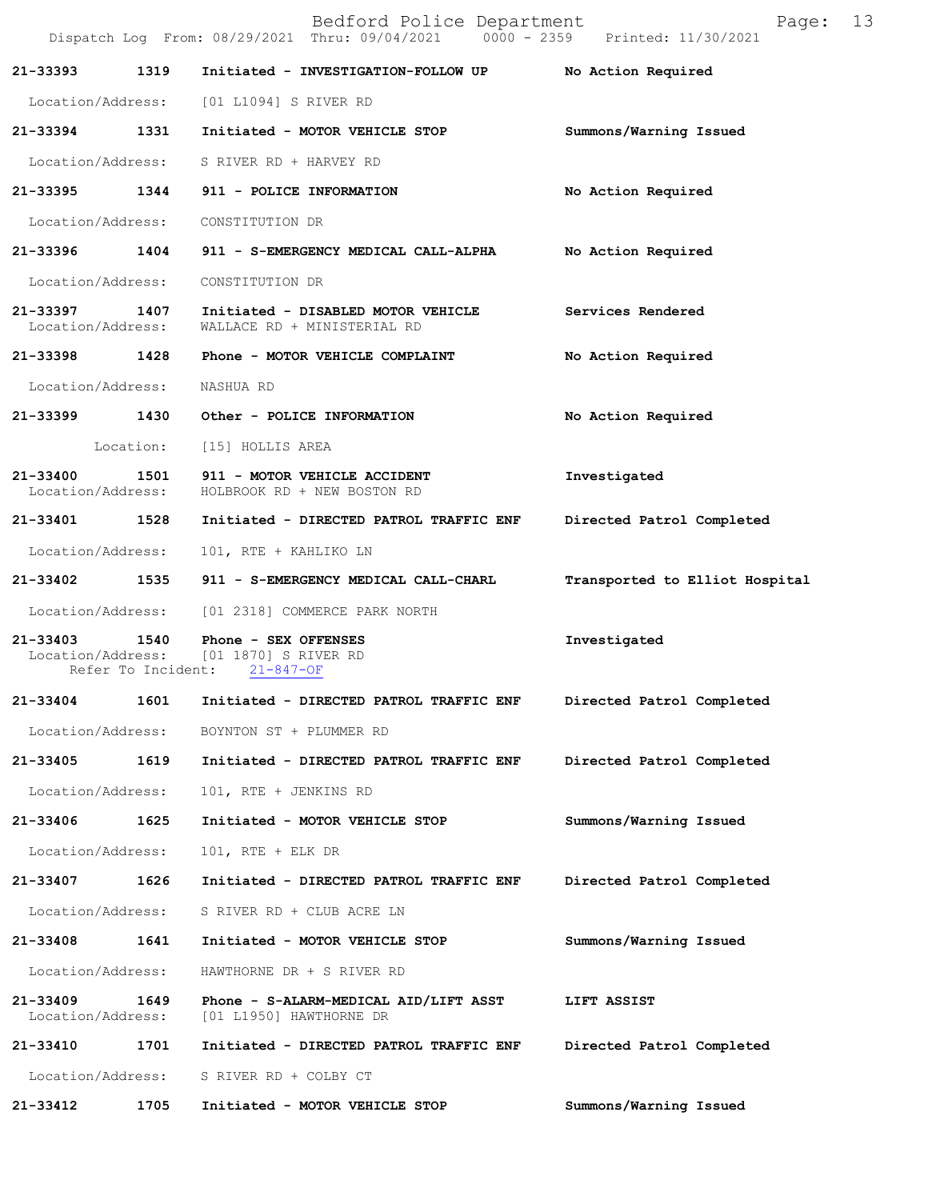**21-33393** **1319** **Initiated - INVESTIGATION-FOLLOW UP** **No Action Required**
Location/Address: [01 L1094] S RIVER RD

**21-33394** **1331** **Initiated - MOTOR VEHICLE STOP** **Summons/Warning Issued**
Location/Address: S RIVER RD + HARVEY RD

**21-33395** **1344** **911 - POLICE INFORMATION** **No Action Required**
Location/Address: CONSTITUTION DR

**21-33396** **1404** **911 - S-EMERGENCY MEDICAL CALL-ALPHA** **No Action Required**
Location/Address: CONSTITUTION DR

**21-33397** **1407** **Initiated - DISABLED MOTOR VEHICLE** **Services Rendered**
Location/Address: WALLACE RD + MINISTERIAL RD

**21-33398** **1428** **Phone - MOTOR VEHICLE COMPLAINT** **No Action Required**
Location/Address: NASHUA RD

**21-33399** **1430** **Other - POLICE INFORMATION** **No Action Required**
Location: [15] HOLLIS AREA

**21-33400** **1501** **911 - MOTOR VEHICLE ACCIDENT** **Investigated**
Location/Address: HOLBROOK RD + NEW BOSTON RD

**21-33401** **1528** **Initiated - DIRECTED PATROL TRAFFIC ENF** **Directed Patrol Completed**
Location/Address: 101, RTE + KAHLIKO LN

**21-33402** **1535** **911 - S-EMERGENCY MEDICAL CALL-CHARL** **Transported to Elliot Hospital**
Location/Address: [01 2318] COMMERCE PARK NORTH

**21-33403** **1540** **Phone - SEX OFFENSES** **Investigated**
Location/Address: [01 1870] S RIVER RD
Refer To Incident: 21-847-OF

**21-33404** **1601** **Initiated - DIRECTED PATROL TRAFFIC ENF** **Directed Patrol Completed**
Location/Address: BOYNTON ST + PLUMMER RD

**21-33405** **1619** **Initiated - DIRECTED PATROL TRAFFIC ENF** **Directed Patrol Completed**
Location/Address: 101, RTE + JENKINS RD

**21-33406** **1625** **Initiated - MOTOR VEHICLE STOP** **Summons/Warning Issued**
Location/Address: 101, RTE + ELK DR

**21-33407** **1626** **Initiated - DIRECTED PATROL TRAFFIC ENF** **Directed Patrol Completed**
Location/Address: S RIVER RD + CLUB ACRE LN

**21-33408** **1641** **Initiated - MOTOR VEHICLE STOP** **Summons/Warning Issued**
Location/Address: HAWTHORNE DR + S RIVER RD

**21-33409** **1649** **Phone - S-ALARM-MEDICAL AID/LIFT ASST** **LIFT ASSIST**
Location/Address: [01 L1950] HAWTHORNE DR

**21-33410** **1701** **Initiated - DIRECTED PATROL TRAFFIC ENF** **Directed Patrol Completed**
Location/Address: S RIVER RD + COLBY CT

**21-33412** **1705** **Initiated - MOTOR VEHICLE STOP** **Summons/Warning Issued**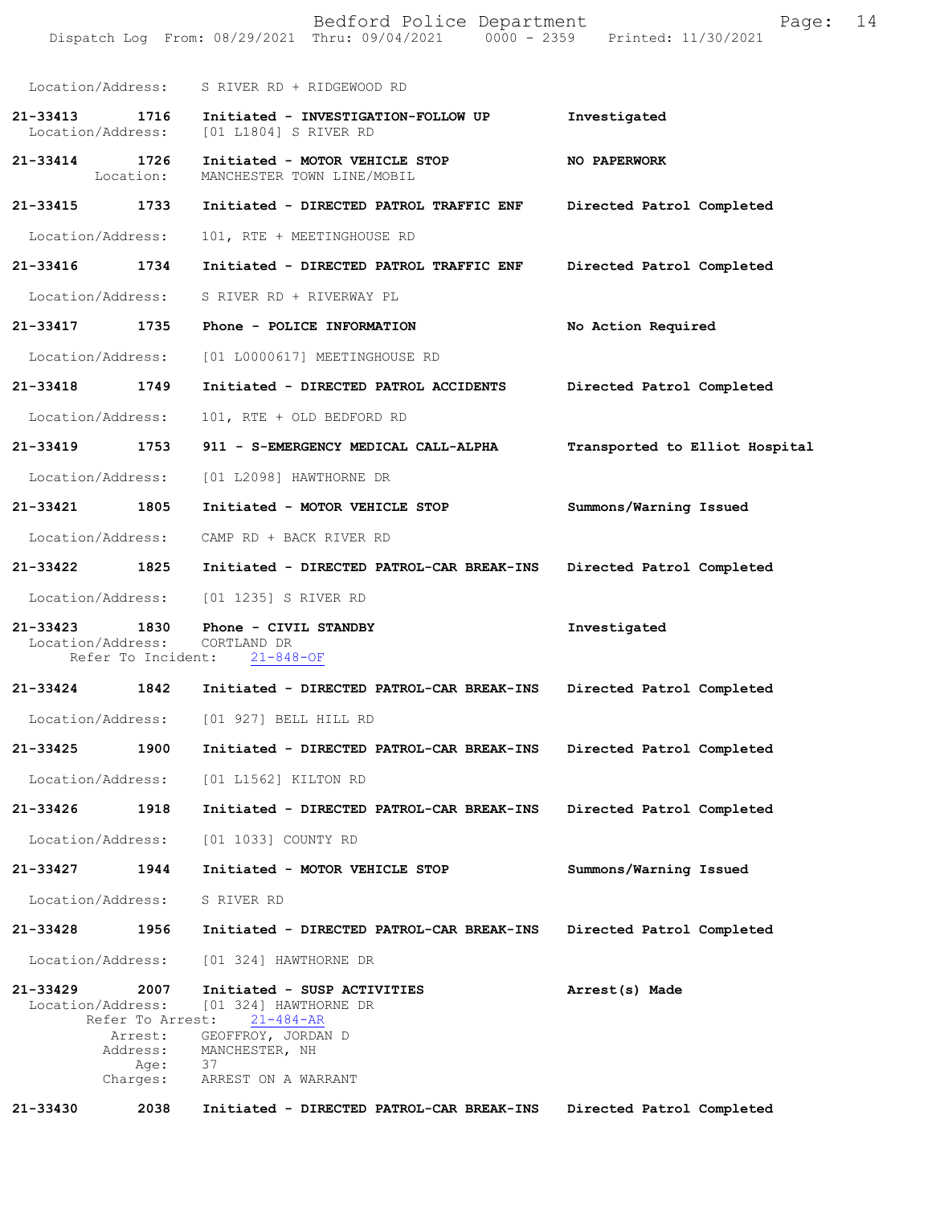Location/Address: S RIVER RD + RIDGEWOOD RD

**21-33413 1716 Initiated - INVESTIGATION-FOLLOW UP** Investigated
Location/Address: [01 L1804] S RIVER RD

**21-33414 1726 Initiated - MOTOR VEHICLE STOP** NO PAPERWORK
Location: MANCHESTER TOWN LINE/MOBIL

**21-33415 1733 Initiated - DIRECTED PATROL TRAFFIC ENF** Directed Patrol Completed
Location/Address: 101, RTE + MEETINGHOUSE RD

**21-33416 1734 Initiated - DIRECTED PATROL TRAFFIC ENF** Directed Patrol Completed
Location/Address: S RIVER RD + RIVERWAY PL

**21-33417 1735 Phone - POLICE INFORMATION** No Action Required
Location/Address: [01 L0000617] MEETINGHOUSE RD

**21-33418 1749 Initiated - DIRECTED PATROL ACCIDENTS** Directed Patrol Completed
Location/Address: 101, RTE + OLD BEDFORD RD

**21-33419 1753 911 - S-EMERGENCY MEDICAL CALL-ALPHA** Transported to Elliot Hospital
Location/Address: [01 L2098] HAWTHORNE DR

**21-33421 1805 Initiated - MOTOR VEHICLE STOP** Summons/Warning Issued
Location/Address: CAMP RD + BACK RIVER RD

**21-33422 1825 Initiated - DIRECTED PATROL-CAR BREAK-INS** Directed Patrol Completed
Location/Address: [01 1235] S RIVER RD

**21-33423 1830 Phone - CIVIL STANDBY** Investigated
Location/Address: CORTLAND DR
Refer To Incident: 21-848-OF

**21-33424 1842 Initiated - DIRECTED PATROL-CAR BREAK-INS** Directed Patrol Completed
Location/Address: [01 927] BELL HILL RD

**21-33425 1900 Initiated - DIRECTED PATROL-CAR BREAK-INS** Directed Patrol Completed
Location/Address: [01 L1562] KILTON RD

**21-33426 1918 Initiated - DIRECTED PATROL-CAR BREAK-INS** Directed Patrol Completed
Location/Address: [01 1033] COUNTY RD

**21-33427 1944 Initiated - MOTOR VEHICLE STOP** Summons/Warning Issued
Location/Address: S RIVER RD

**21-33428 1956 Initiated - DIRECTED PATROL-CAR BREAK-INS** Directed Patrol Completed
Location/Address: [01 324] HAWTHORNE DR

**21-33429 2007 Initiated - SUSP ACTIVITIES** Arrest(s) Made
Location/Address: [01 324] HAWTHORNE DR
Refer To Arrest: 21-484-AR
Arrest: GEOFFROY, JORDAN D
Address: MANCHESTER, NH
Age: 37
Charges: ARREST ON A WARRANT

**21-33430 2038 Initiated - DIRECTED PATROL-CAR BREAK-INS** Directed Patrol Completed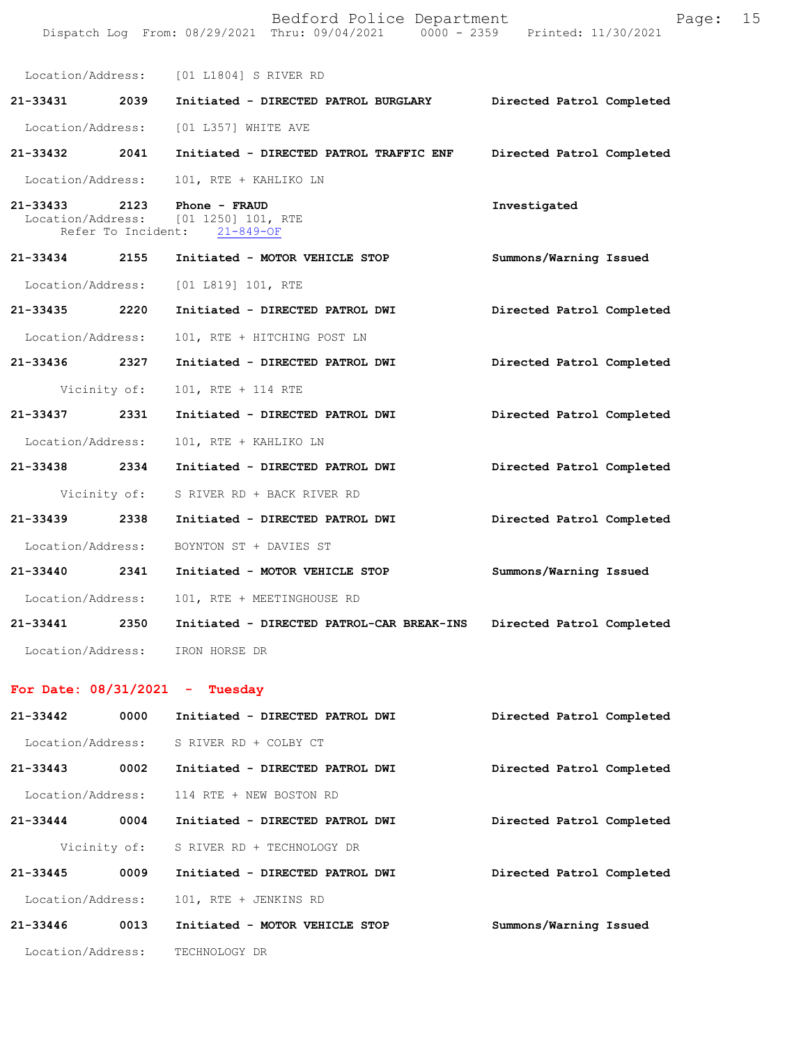Location/Address: [01 L1804] S RIVER RD

**21-33431** 2039 **Initiated - DIRECTED PATROL BURGLARY** **Directed Patrol Completed**

Location/Address: [01 L357] WHITE AVE

**21-33432** 2041 **Initiated - DIRECTED PATROL TRAFFIC ENF** **Directed Patrol Completed**

Location/Address: 101, RTE + KAHLIKO LN

**21-33433** 2123 **Phone - FRAUD** **Investigated**

Location/Address: [01 1250] 101, RTE

Refer To Incident: 21-849-OF

**21-33434** 2155 **Initiated - MOTOR VEHICLE STOP** **Summons/Warning Issued**

Location/Address: [01 L819] 101, RTE

**21-33435** 2220 **Initiated - DIRECTED PATROL DWI** **Directed Patrol Completed**

Location/Address: 101, RTE + HITCHING POST LN

**21-33436** 2327 **Initiated - DIRECTED PATROL DWI** **Directed Patrol Completed**

Vicinity of: 101, RTE + 114 RTE

**21-33437** 2331 **Initiated - DIRECTED PATROL DWI** **Directed Patrol Completed**

Location/Address: 101, RTE + KAHLIKO LN

**21-33438** 2334 **Initiated - DIRECTED PATROL DWI** **Directed Patrol Completed**

Vicinity of: S RIVER RD + BACK RIVER RD

**21-33439** 2338 **Initiated - DIRECTED PATROL DWI** **Directed Patrol Completed**

Location/Address: BOYNTON ST + DAVIES ST

**21-33440** 2341 **Initiated - MOTOR VEHICLE STOP** **Summons/Warning Issued**

Location/Address: 101, RTE + MEETINGHOUSE RD

**21-33441** 2350 **Initiated - DIRECTED PATROL-CAR BREAK-INS** **Directed Patrol Completed**

Location/Address: IRON HORSE DR

## For Date: 08/31/2021 - Tuesday

**21-33442** 0000 **Initiated - DIRECTED PATROL DWI** **Directed Patrol Completed**

Location/Address: S RIVER RD + COLBY CT

**21-33443** 0002 **Initiated - DIRECTED PATROL DWI** **Directed Patrol Completed**

Location/Address: 114 RTE + NEW BOSTON RD

**21-33444** 0004 **Initiated - DIRECTED PATROL DWI** **Directed Patrol Completed**

Vicinity of: S RIVER RD + TECHNOLOGY DR

**21-33445** 0009 **Initiated - DIRECTED PATROL DWI** **Directed Patrol Completed**

Location/Address: 101, RTE + JENKINS RD

**21-33446** 0013 **Initiated - MOTOR VEHICLE STOP** **Summons/Warning Issued**

Location/Address: TECHNOLOGY DR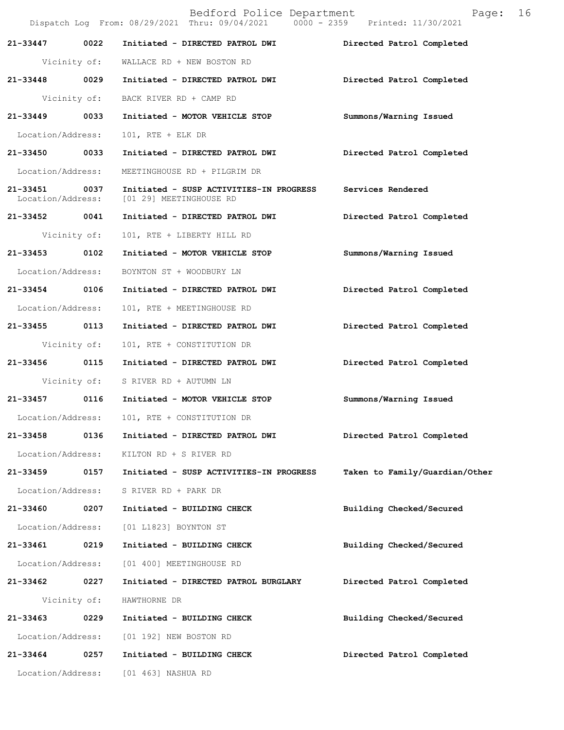Bedford Police Department

Dispatch Log From: 08/29/2021 Thru: 09/04/2021 0000 - 2359 Printed: 11/30/2021

**21-33447 0022 Initiated - DIRECTED PATROL DWI** Directed Patrol Completed

Vicinity of: WALLACE RD + NEW BOSTON RD

**21-33448 0029 Initiated - DIRECTED PATROL DWI** Directed Patrol Completed

Vicinity of: BACK RIVER RD + CAMP RD

**21-33449 0033 Initiated - MOTOR VEHICLE STOP** Summons/Warning Issued

Location/Address: 101, RTE + ELK DR

**21-33450 0033 Initiated - DIRECTED PATROL DWI** Directed Patrol Completed

Location/Address: MEETINGHOUSE RD + PILGRIM DR

**21-33451 0037 Initiated - SUSP ACTIVITIES-IN PROGRESS** Services Rendered

Location/Address: [01 29] MEETINGHOUSE RD

**21-33452 0041 Initiated - DIRECTED PATROL DWI** Directed Patrol Completed

Vicinity of: 101, RTE + LIBERTY HILL RD

**21-33453 0102 Initiated - MOTOR VEHICLE STOP** Summons/Warning Issued

Location/Address: BOYNTON ST + WOODBURY LN

**21-33454 0106 Initiated - DIRECTED PATROL DWI** Directed Patrol Completed

Location/Address: 101, RTE + MEETINGHOUSE RD

**21-33455 0113 Initiated - DIRECTED PATROL DWI** Directed Patrol Completed

Vicinity of: 101, RTE + CONSTITUTION DR

**21-33456 0115 Initiated - DIRECTED PATROL DWI** Directed Patrol Completed

Vicinity of: S RIVER RD + AUTUMN LN

**21-33457 0116 Initiated - MOTOR VEHICLE STOP** Summons/Warning Issued

Location/Address: 101, RTE + CONSTITUTION DR

**21-33458 0136 Initiated - DIRECTED PATROL DWI** Directed Patrol Completed

Location/Address: KILTON RD + S RIVER RD

**21-33459 0157 Initiated - SUSP ACTIVITIES-IN PROGRESS** Taken to Family/Guardian/Other

Location/Address: S RIVER RD + PARK DR

**21-33460 0207 Initiated - BUILDING CHECK** Building Checked/Secured

Location/Address: [01 L1823] BOYNTON ST

**21-33461 0219 Initiated - BUILDING CHECK** Building Checked/Secured

Location/Address: [01 400] MEETINGHOUSE RD

**21-33462 0227 Initiated - DIRECTED PATROL BURGLARY** Directed Patrol Completed

Vicinity of: HAWTHORNE DR

**21-33463 0229 Initiated - BUILDING CHECK** Building Checked/Secured

Location/Address: [01 192] NEW BOSTON RD

**21-33464 0257 Initiated - BUILDING CHECK** Directed Patrol Completed

Location/Address: [01 463] NASHUA RD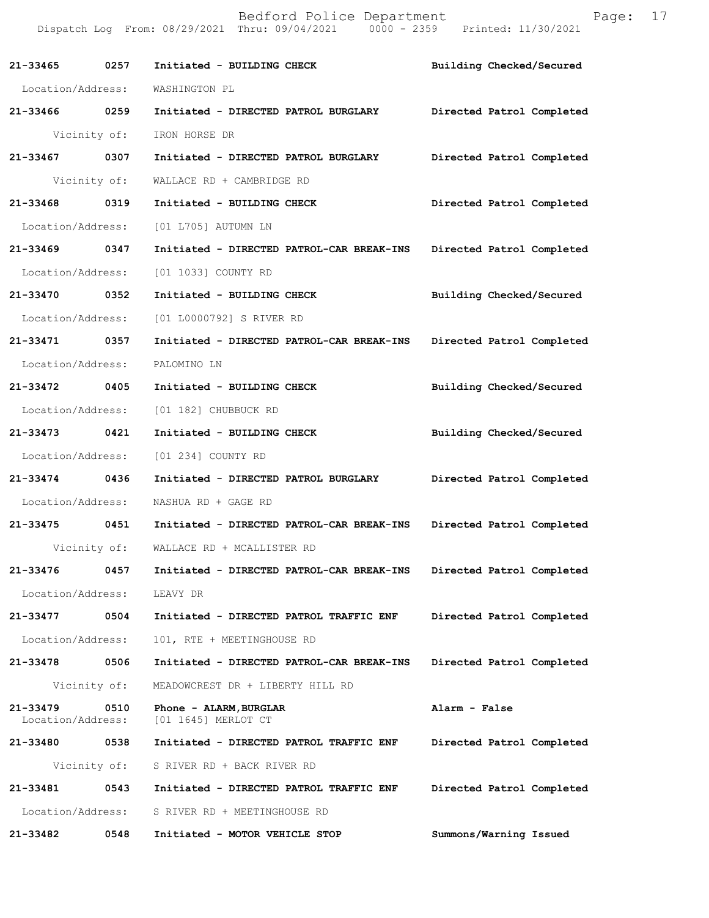**21-33465 0257 Initiated - BUILDING CHECK Building Checked/Secured**

Location/Address: WASHINGTON PL

**21-33466 0259 Initiated - DIRECTED PATROL BURGLARY Directed Patrol Completed**

Vicinity of: IRON HORSE DR

**21-33467 0307 Initiated - DIRECTED PATROL BURGLARY Directed Patrol Completed**

Vicinity of: WALLACE RD + CAMBRIDGE RD

**21-33468 0319 Initiated - BUILDING CHECK Directed Patrol Completed**

Location/Address: [01 L705] AUTUMN LN

**21-33469 0347 Initiated - DIRECTED PATROL-CAR BREAK-INS Directed Patrol Completed**

Location/Address: [01 1033] COUNTY RD

**21-33470 0352 Initiated - BUILDING CHECK Building Checked/Secured**

Location/Address: [01 L0000792] S RIVER RD

**21-33471 0357 Initiated - DIRECTED PATROL-CAR BREAK-INS Directed Patrol Completed**

Location/Address: PALOMINO LN

**21-33472 0405 Initiated - BUILDING CHECK Building Checked/Secured**

Location/Address: [01 182] CHUBBUCK RD

**21-33473 0421 Initiated - BUILDING CHECK Building Checked/Secured**

Location/Address: [01 234] COUNTY RD

**21-33474 0436 Initiated - DIRECTED PATROL BURGLARY Directed Patrol Completed**

Location/Address: NASHUA RD + GAGE RD

**21-33475 0451 Initiated - DIRECTED PATROL-CAR BREAK-INS Directed Patrol Completed**

Vicinity of: WALLACE RD + MCALLISTER RD

**21-33476 0457 Initiated - DIRECTED PATROL-CAR BREAK-INS Directed Patrol Completed**

Location/Address: LEAVY DR

**21-33477 0504 Initiated - DIRECTED PATROL TRAFFIC ENF Directed Patrol Completed**

Location/Address: 101, RTE + MEETINGHOUSE RD

**21-33478 0506 Initiated - DIRECTED PATROL-CAR BREAK-INS Directed Patrol Completed**

Vicinity of: MEADOWCREST DR + LIBERTY HILL RD

**21-33479 0510 Phone - ALARM,BURGLAR Alarm - False**
Location/Address: [01 1645] MERLOT CT

**21-33480 0538 Initiated - DIRECTED PATROL TRAFFIC ENF Directed Patrol Completed**

Vicinity of: S RIVER RD + BACK RIVER RD

**21-33481 0543 Initiated - DIRECTED PATROL TRAFFIC ENF Directed Patrol Completed**

Location/Address: S RIVER RD + MEETINGHOUSE RD

**21-33482 0548 Initiated - MOTOR VEHICLE STOP Summons/Warning Issued**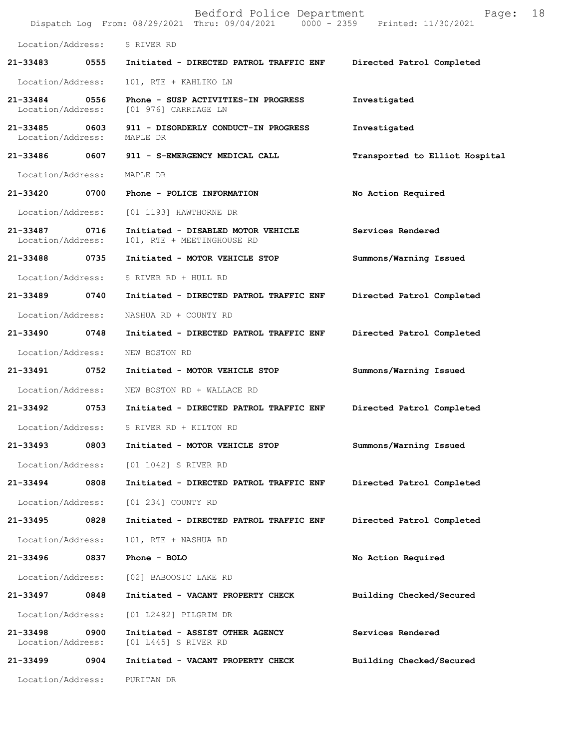Location/Address: S RIVER RD

**21-33483 0555 Initiated - DIRECTED PATROL TRAFFIC ENF Directed Patrol Completed**

Location/Address: 101, RTE + KAHLIKO LN

**21-33484 0556 Phone - SUSP ACTIVITIES-IN PROGRESS Investigated**
Location/Address: [01 976] CARRIAGE LN

**21-33485 0603 911 - DISORDERLY CONDUCT-IN PROGRESS Investigated**
Location/Address: MAPLE DR

**21-33486 0607 911 - S-EMERGENCY MEDICAL CALL Transported to Elliot Hospital**

Location/Address: MAPLE DR

**21-33420 0700 Phone - POLICE INFORMATION No Action Required**

Location/Address: [01 1193] HAWTHORNE DR

**21-33487 0716 Initiated - DISABLED MOTOR VEHICLE Services Rendered**
Location/Address: 101, RTE + MEETINGHOUSE RD

**21-33488 0735 Initiated - MOTOR VEHICLE STOP Summons/Warning Issued**

Location/Address: S RIVER RD + HULL RD

**21-33489 0740 Initiated - DIRECTED PATROL TRAFFIC ENF Directed Patrol Completed**

Location/Address: NASHUA RD + COUNTY RD

**21-33490 0748 Initiated - DIRECTED PATROL TRAFFIC ENF Directed Patrol Completed**

Location/Address: NEW BOSTON RD

**21-33491 0752 Initiated - MOTOR VEHICLE STOP Summons/Warning Issued**

Location/Address: NEW BOSTON RD + WALLACE RD

**21-33492 0753 Initiated - DIRECTED PATROL TRAFFIC ENF Directed Patrol Completed**

Location/Address: S RIVER RD + KILTON RD

**21-33493 0803 Initiated - MOTOR VEHICLE STOP Summons/Warning Issued**

Location/Address: [01 1042] S RIVER RD

**21-33494 0808 Initiated - DIRECTED PATROL TRAFFIC ENF Directed Patrol Completed**

Location/Address: [01 234] COUNTY RD

**21-33495 0828 Initiated - DIRECTED PATROL TRAFFIC ENF Directed Patrol Completed**

Location/Address: 101, RTE + NASHUA RD

**21-33496 0837 Phone - BOLO No Action Required**

Location/Address: [02] BABOOSIC LAKE RD

**21-33497 0848 Initiated - VACANT PROPERTY CHECK Building Checked/Secured**

Location/Address: [01 L2482] PILGRIM DR

**21-33498 0900 Initiated - ASSIST OTHER AGENCY Services Rendered**
Location/Address: [01 L445] S RIVER RD

**21-33499 0904 Initiated - VACANT PROPERTY CHECK Building Checked/Secured**

Location/Address: PURITAN DR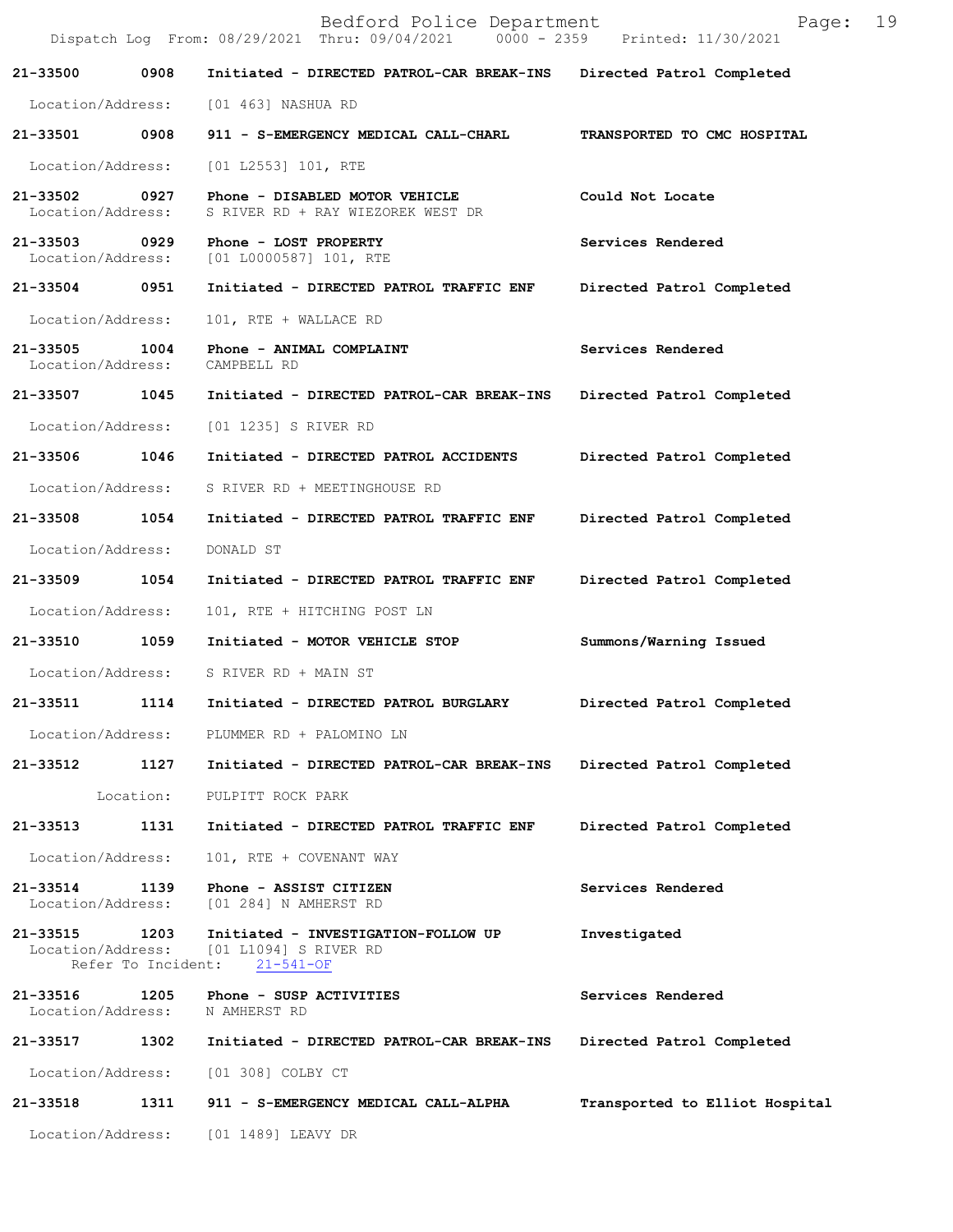Bedford Police Department
Dispatch Log From: 08/29/2021 Thru: 09/04/2021 0000 - 2359 Printed: 11/30/2021

**21-33500** **0908** **Initiated - DIRECTED PATROL-CAR BREAK-INS** **Directed Patrol Completed**
Location/Address: [01 463] NASHUA RD

**21-33501** **0908** **911 - S-EMERGENCY MEDICAL CALL-CHARL** **TRANSPORTED TO CMC HOSPITAL**
Location/Address: [01 L2553] 101, RTE

**21-33502** **0927** **Phone - DISABLED MOTOR VEHICLE** **Could Not Locate**
Location/Address: S RIVER RD + RAY WIEZOREK WEST DR

**21-33503** **0929** **Phone - LOST PROPERTY** **Services Rendered**
Location/Address: [01 L0000587] 101, RTE

**21-33504** **0951** **Initiated - DIRECTED PATROL TRAFFIC ENF** **Directed Patrol Completed**
Location/Address: 101, RTE + WALLACE RD

**21-33505** **1004** **Phone - ANIMAL COMPLAINT** **Services Rendered**
Location/Address: CAMPBELL RD

**21-33507** **1045** **Initiated - DIRECTED PATROL-CAR BREAK-INS** **Directed Patrol Completed**
Location/Address: [01 1235] S RIVER RD

**21-33506** **1046** **Initiated - DIRECTED PATROL ACCIDENTS** **Directed Patrol Completed**
Location/Address: S RIVER RD + MEETINGHOUSE RD

**21-33508** **1054** **Initiated - DIRECTED PATROL TRAFFIC ENF** **Directed Patrol Completed**
Location/Address: DONALD ST

**21-33509** **1054** **Initiated - DIRECTED PATROL TRAFFIC ENF** **Directed Patrol Completed**
Location/Address: 101, RTE + HITCHING POST LN

**21-33510** **1059** **Initiated - MOTOR VEHICLE STOP** **Summons/Warning Issued**
Location/Address: S RIVER RD + MAIN ST

**21-33511** **1114** **Initiated - DIRECTED PATROL BURGLARY** **Directed Patrol Completed**
Location/Address: PLUMMER RD + PALOMINO LN

**21-33512** **1127** **Initiated - DIRECTED PATROL-CAR BREAK-INS** **Directed Patrol Completed**
Location: PULPITT ROCK PARK

**21-33513** **1131** **Initiated - DIRECTED PATROL TRAFFIC ENF** **Directed Patrol Completed**
Location/Address: 101, RTE + COVENANT WAY

**21-33514** **1139** **Phone - ASSIST CITIZEN** **Services Rendered**
Location/Address: [01 284] N AMHERST RD

**21-33515** **1203** **Initiated - INVESTIGATION-FOLLOW UP** **Investigated**
Location/Address: [01 L1094] S RIVER RD
Refer To Incident: 21-541-OF

**21-33516** **1205** **Phone - SUSP ACTIVITIES** **Services Rendered**
Location/Address: N AMHERST RD

**21-33517** **1302** **Initiated - DIRECTED PATROL-CAR BREAK-INS** **Directed Patrol Completed**
Location/Address: [01 308] COLBY CT

**21-33518** **1311** **911 - S-EMERGENCY MEDICAL CALL-ALPHA** **Transported to Elliot Hospital**
Location/Address: [01 1489] LEAVY DR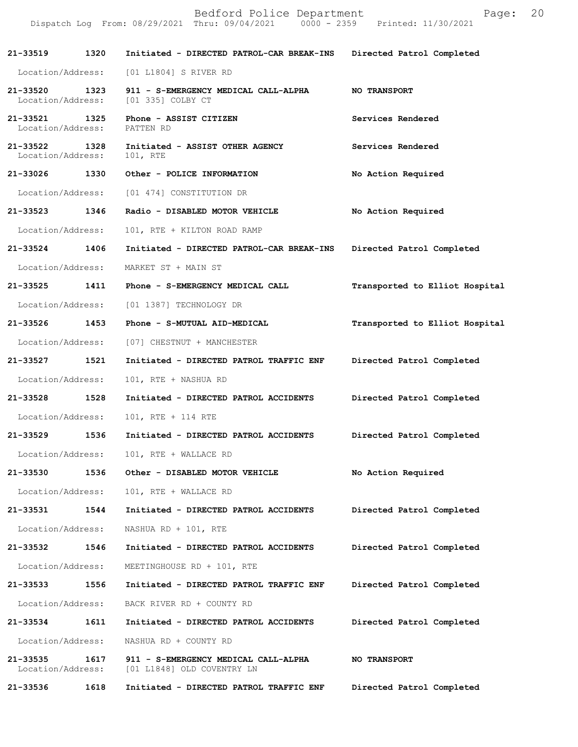Bedford Police Department

Dispatch Log From: 08/29/2021 Thru: 09/04/2021 0000 - 2359 Printed: 11/30/2021

**21-33519 1320 Initiated - DIRECTED PATROL-CAR BREAK-INS Directed Patrol Completed**

Location/Address: [01 L1804] S RIVER RD

**21-33520 1323 911 - S-EMERGENCY MEDICAL CALL-ALPHA NO TRANSPORT**

Location/Address: [01 335] COLBY CT

**21-33521 1325 Phone - ASSIST CITIZEN Services Rendered**

Location/Address: PATTEN RD

**21-33522 1328 Initiated - ASSIST OTHER AGENCY Services Rendered**

Location/Address: 101, RTE

**21-33026 1330 Other - POLICE INFORMATION No Action Required**

Location/Address: [01 474] CONSTITUTION DR

**21-33523 1346 Radio - DISABLED MOTOR VEHICLE No Action Required**

Location/Address: 101, RTE + KILTON ROAD RAMP

**21-33524 1406 Initiated - DIRECTED PATROL-CAR BREAK-INS Directed Patrol Completed**

Location/Address: MARKET ST + MAIN ST

**21-33525 1411 Phone - S-EMERGENCY MEDICAL CALL Transported to Elliot Hospital**

Location/Address: [01 1387] TECHNOLOGY DR

**21-33526 1453 Phone - S-MUTUAL AID-MEDICAL Transported to Elliot Hospital**

Location/Address: [07] CHESTNUT + MANCHESTER

**21-33527 1521 Initiated - DIRECTED PATROL TRAFFIC ENF Directed Patrol Completed**

Location/Address: 101, RTE + NASHUA RD

**21-33528 1528 Initiated - DIRECTED PATROL ACCIDENTS Directed Patrol Completed**

Location/Address: 101, RTE + 114 RTE

**21-33529 1536 Initiated - DIRECTED PATROL ACCIDENTS Directed Patrol Completed**

Location/Address: 101, RTE + WALLACE RD

**21-33530 1536 Other - DISABLED MOTOR VEHICLE No Action Required**

Location/Address: 101, RTE + WALLACE RD

**21-33531 1544 Initiated - DIRECTED PATROL ACCIDENTS Directed Patrol Completed**

Location/Address: NASHUA RD + 101, RTE

**21-33532 1546 Initiated - DIRECTED PATROL ACCIDENTS Directed Patrol Completed**

Location/Address: MEETINGHOUSE RD + 101, RTE

**21-33533 1556 Initiated - DIRECTED PATROL TRAFFIC ENF Directed Patrol Completed**

Location/Address: BACK RIVER RD + COUNTY RD

**21-33534 1611 Initiated - DIRECTED PATROL ACCIDENTS Directed Patrol Completed**

Location/Address: NASHUA RD + COUNTY RD

**21-33535 1617 911 - S-EMERGENCY MEDICAL CALL-ALPHA NO TRANSPORT**

Location/Address: [01 L1848] OLD COVENTRY LN

**21-33536 1618 Initiated - DIRECTED PATROL TRAFFIC ENF Directed Patrol Completed**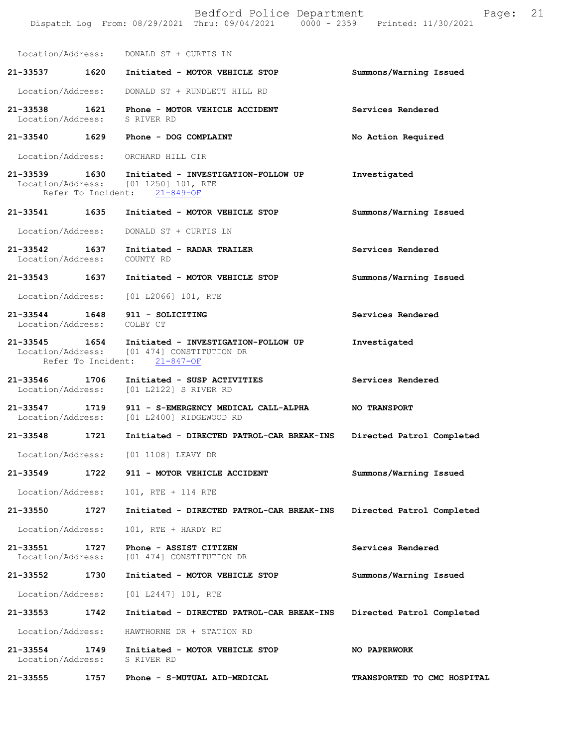Location/Address: DONALD ST + CURTIS LN

**21-33537 1620 Initiated - MOTOR VEHICLE STOP** **Summons/Warning Issued**

Location/Address: DONALD ST + RUNDLETT HILL RD

**21-33538 1621 Phone - MOTOR VEHICLE ACCIDENT** **Services Rendered**
Location/Address: S RIVER RD

**21-33540 1629 Phone - DOG COMPLAINT** **No Action Required**

Location/Address: ORCHARD HILL CIR

**21-33539 1630 Initiated - INVESTIGATION-FOLLOW UP** **Investigated**
Location/Address: [01 1250] 101, RTE
Refer To Incident: 21-849-OF

**21-33541 1635 Initiated - MOTOR VEHICLE STOP** **Summons/Warning Issued**

Location/Address: DONALD ST + CURTIS LN

**21-33542 1637 Initiated - RADAR TRAILER** **Services Rendered**
Location/Address: COUNTY RD

**21-33543 1637 Initiated - MOTOR VEHICLE STOP** **Summons/Warning Issued**

Location/Address: [01 L2066] 101, RTE

**21-33544 1648 911 - SOLICITING** **Services Rendered**
Location/Address: COLBY CT

**21-33545 1654 Initiated - INVESTIGATION-FOLLOW UP** **Investigated**
Location/Address: [01 474] CONSTITUTION DR
Refer To Incident: 21-847-OF

**21-33546 1706 Initiated - SUSP ACTIVITIES** **Services Rendered**
Location/Address: [01 L2122] S RIVER RD

**21-33547 1719 911 - S-EMERGENCY MEDICAL CALL-ALPHA** **NO TRANSPORT**
Location/Address: [01 L2400] RIDGEWOOD RD

**21-33548 1721 Initiated - DIRECTED PATROL-CAR BREAK-INS** **Directed Patrol Completed**

Location/Address: [01 1108] LEAVY DR

**21-33549 1722 911 - MOTOR VEHICLE ACCIDENT** **Summons/Warning Issued**

Location/Address: 101, RTE + 114 RTE

**21-33550 1727 Initiated - DIRECTED PATROL-CAR BREAK-INS** **Directed Patrol Completed**

Location/Address: 101, RTE + HARDY RD

**21-33551 1727 Phone - ASSIST CITIZEN** **Services Rendered**
Location/Address: [01 474] CONSTITUTION DR

**21-33552 1730 Initiated - MOTOR VEHICLE STOP** **Summons/Warning Issued**

Location/Address: [01 L2447] 101, RTE

**21-33553 1742 Initiated - DIRECTED PATROL-CAR BREAK-INS** **Directed Patrol Completed**

Location/Address: HAWTHORNE DR + STATION RD

**21-33554 1749 Initiated - MOTOR VEHICLE STOP** **NO PAPERWORK**
Location/Address: S RIVER RD

**21-33555 1757 Phone - S-MUTUAL AID-MEDICAL** **TRANSPORTED TO CMC HOSPITAL**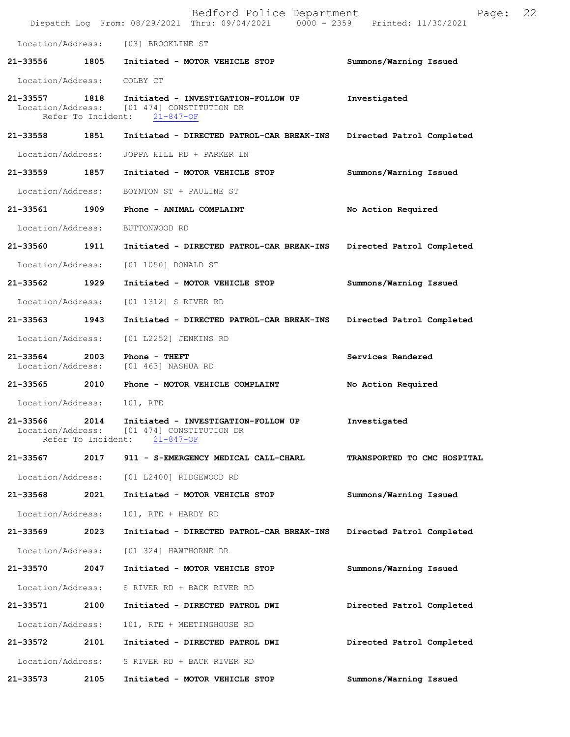Location/Address: [03] BROOKLINE ST

**21-33556** **1805** **Initiated - MOTOR VEHICLE STOP** **Summons/Warning Issued**

Location/Address: COLBY CT

**21-33557** **1818** **Initiated - INVESTIGATION-FOLLOW UP** **Investigated**
Location/Address: [01 474] CONSTITUTION DR
Refer To Incident: 21-847-OF

**21-33558** **1851** **Initiated - DIRECTED PATROL-CAR BREAK-INS** **Directed Patrol Completed**

Location/Address: JOPPA HILL RD + PARKER LN

**21-33559** **1857** **Initiated - MOTOR VEHICLE STOP** **Summons/Warning Issued**

Location/Address: BOYNTON ST + PAULINE ST

**21-33561** **1909** **Phone - ANIMAL COMPLAINT** **No Action Required**

Location/Address: BUTTONWOOD RD

**21-33560** **1911** **Initiated - DIRECTED PATROL-CAR BREAK-INS** **Directed Patrol Completed**

Location/Address: [01 1050] DONALD ST

**21-33562** **1929** **Initiated - MOTOR VEHICLE STOP** **Summons/Warning Issued**

Location/Address: [01 1312] S RIVER RD

**21-33563** **1943** **Initiated - DIRECTED PATROL-CAR BREAK-INS** **Directed Patrol Completed**

Location/Address: [01 L2252] JENKINS RD

**21-33564** **2003** **Phone - THEFT** **Services Rendered**
Location/Address: [01 463] NASHUA RD

**21-33565** **2010** **Phone - MOTOR VEHICLE COMPLAINT** **No Action Required**

Location/Address: 101, RTE

**21-33566** **2014** **Initiated - INVESTIGATION-FOLLOW UP** **Investigated**
Location/Address: [01 474] CONSTITUTION DR
Refer To Incident: 21-847-OF

**21-33567** **2017** **911 - S-EMERGENCY MEDICAL CALL-CHARL** **TRANSPORTED TO CMC HOSPITAL**

Location/Address: [01 L2400] RIDGEWOOD RD

**21-33568** **2021** **Initiated - MOTOR VEHICLE STOP** **Summons/Warning Issued**

Location/Address: 101, RTE + HARDY RD

**21-33569** **2023** **Initiated - DIRECTED PATROL-CAR BREAK-INS** **Directed Patrol Completed**

Location/Address: [01 324] HAWTHORNE DR

**21-33570** **2047** **Initiated - MOTOR VEHICLE STOP** **Summons/Warning Issued**

Location/Address: S RIVER RD + BACK RIVER RD

**21-33571** **2100** **Initiated - DIRECTED PATROL DWI** **Directed Patrol Completed**

Location/Address: 101, RTE + MEETINGHOUSE RD

**21-33572** **2101** **Initiated - DIRECTED PATROL DWI** **Directed Patrol Completed**

Location/Address: S RIVER RD + BACK RIVER RD

**21-33573** **2105** **Initiated - MOTOR VEHICLE STOP** **Summons/Warning Issued**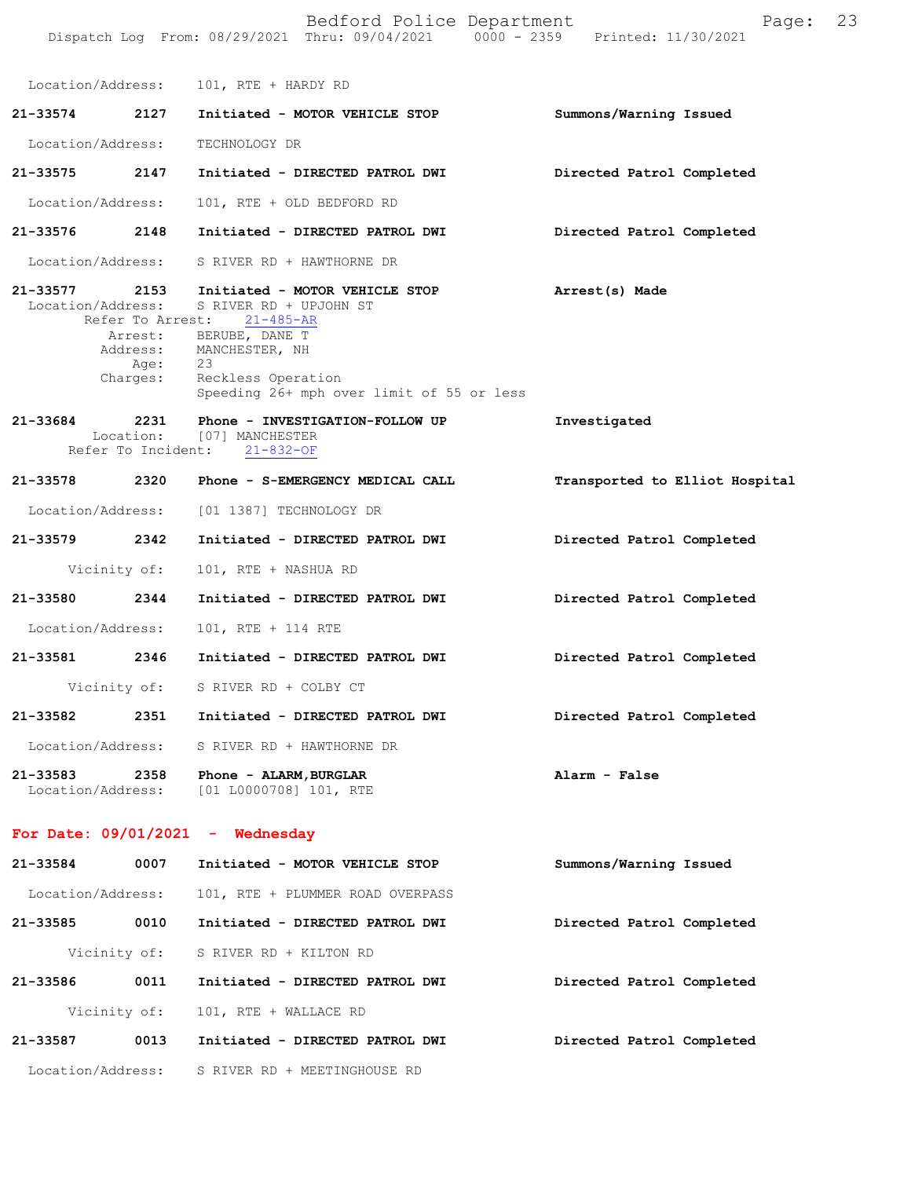Location/Address: 101, RTE + HARDY RD

**21-33574** 2127 Initiated - **MOTOR VEHICLE STOP** **Summons/Warning Issued**

Location/Address: TECHNOLOGY DR

**21-33575** 2147 Initiated - **DIRECTED PATROL DWI** **Directed Patrol Completed**

Location/Address: 101, RTE + OLD BEDFORD RD

**21-33576** 2148 Initiated - **DIRECTED PATROL DWI** **Directed Patrol Completed**

Location/Address: S RIVER RD + HAWTHORNE DR

**21-33577** 2153 Initiated - **MOTOR VEHICLE STOP** **Arrest(s) Made**

Location/Address: S RIVER RD + UPJOHN ST
Refer To Arrest: 21-485-AR
Arrest: BERUBE, DANE T
Address: MANCHESTER, NH
Age: 23
Charges: Reckless Operation
Speeding 26+ mph over limit of 55 or less

**21-33684** 2231 Phone - **INVESTIGATION-FOLLOW UP** **Investigated**

Location: [07] MANCHESTER
Refer To Incident: 21-832-OF

**21-33578** 2320 Phone - **S-EMERGENCY MEDICAL CALL** **Transported to Elliot Hospital**

Location/Address: [01 1387] TECHNOLOGY DR

**21-33579** 2342 Initiated - **DIRECTED PATROL DWI** **Directed Patrol Completed**

Vicinity of: 101, RTE + NASHUA RD

**21-33580** 2344 Initiated - **DIRECTED PATROL DWI** **Directed Patrol Completed**

Location/Address: 101, RTE + 114 RTE

**21-33581** 2346 Initiated - **DIRECTED PATROL DWI** **Directed Patrol Completed**

Vicinity of: S RIVER RD + COLBY CT

**21-33582** 2351 Initiated - **DIRECTED PATROL DWI** **Directed Patrol Completed**

Location/Address: S RIVER RD + HAWTHORNE DR

**21-33583** 2358 Phone - **ALARM,BURGLAR** **Alarm - False**

Location/Address: [01 L0000708] 101, RTE

## For Date: 09/01/2021 - Wednesday

**21-33584** 0007 Initiated - **MOTOR VEHICLE STOP** **Summons/Warning Issued**

Location/Address: 101, RTE + PLUMMER ROAD OVERPASS

**21-33585** 0010 Initiated - **DIRECTED PATROL DWI** **Directed Patrol Completed**

Vicinity of: S RIVER RD + KILTON RD

**21-33586** 0011 Initiated - **DIRECTED PATROL DWI** **Directed Patrol Completed**

Vicinity of: 101, RTE + WALLACE RD

**21-33587** 0013 Initiated - **DIRECTED PATROL DWI** **Directed Patrol Completed**

Location/Address: S RIVER RD + MEETINGHOUSE RD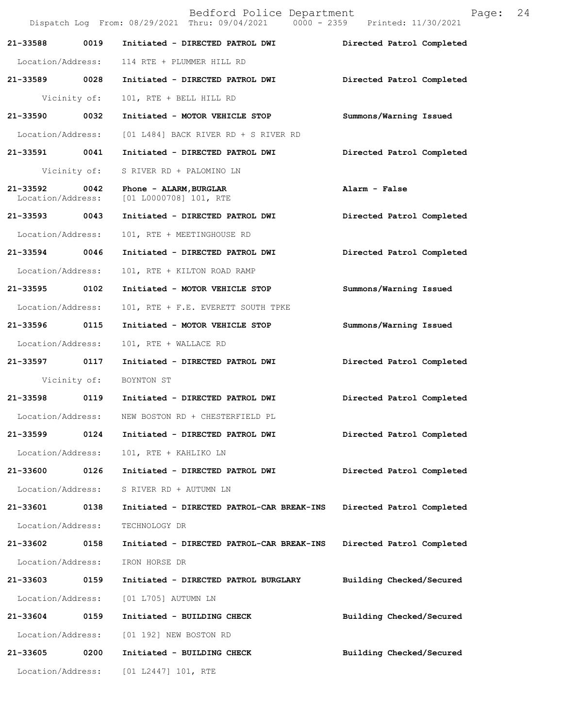21-33588 0019 **Initiated - DIRECTED PATROL DWI** **Directed Patrol Completed**

Location/Address: 114 RTE + PLUMMER HILL RD

21-33589 0028 **Initiated - DIRECTED PATROL DWI** **Directed Patrol Completed**

Vicinity of: 101, RTE + BELL HILL RD

21-33590 0032 **Initiated - MOTOR VEHICLE STOP** **Summons/Warning Issued**

Location/Address: [01 L484] BACK RIVER RD + S RIVER RD

21-33591 0041 **Initiated - DIRECTED PATROL DWI** **Directed Patrol Completed**

Vicinity of: S RIVER RD + PALOMINO LN

21-33592 0042 **Phone - ALARM,BURGLAR** **Alarm - False**

Location/Address: [01 L0000708] 101, RTE

21-33593 0043 **Initiated - DIRECTED PATROL DWI** **Directed Patrol Completed**

Location/Address: 101, RTE + MEETINGHOUSE RD

21-33594 0046 **Initiated - DIRECTED PATROL DWI** **Directed Patrol Completed**

Location/Address: 101, RTE + KILTON ROAD RAMP

21-33595 0102 **Initiated - MOTOR VEHICLE STOP** **Summons/Warning Issued**

Location/Address: 101, RTE + F.E. EVERETT SOUTH TPKE

21-33596 0115 **Initiated - MOTOR VEHICLE STOP** **Summons/Warning Issued**

Location/Address: 101, RTE + WALLACE RD

21-33597 0117 **Initiated - DIRECTED PATROL DWI** **Directed Patrol Completed**

Vicinity of: BOYNTON ST

21-33598 0119 **Initiated - DIRECTED PATROL DWI** **Directed Patrol Completed**

Location/Address: NEW BOSTON RD + CHESTERFIELD PL

21-33599 0124 **Initiated - DIRECTED PATROL DWI** **Directed Patrol Completed**

Location/Address: 101, RTE + KAHLIKO LN

21-33600 0126 **Initiated - DIRECTED PATROL DWI** **Directed Patrol Completed**

Location/Address: S RIVER RD + AUTUMN LN

21-33601 0138 **Initiated - DIRECTED PATROL-CAR BREAK-INS** **Directed Patrol Completed**

Location/Address: TECHNOLOGY DR

21-33602 0158 **Initiated - DIRECTED PATROL-CAR BREAK-INS** **Directed Patrol Completed**

Location/Address: IRON HORSE DR

21-33603 0159 **Initiated - DIRECTED PATROL BURGLARY** **Building Checked/Secured**

Location/Address: [01 L705] AUTUMN LN

21-33604 0159 **Initiated - BUILDING CHECK** **Building Checked/Secured**

Location/Address: [01 192] NEW BOSTON RD

21-33605 0200 **Initiated - BUILDING CHECK** **Building Checked/Secured**

Location/Address: [01 L2447] 101, RTE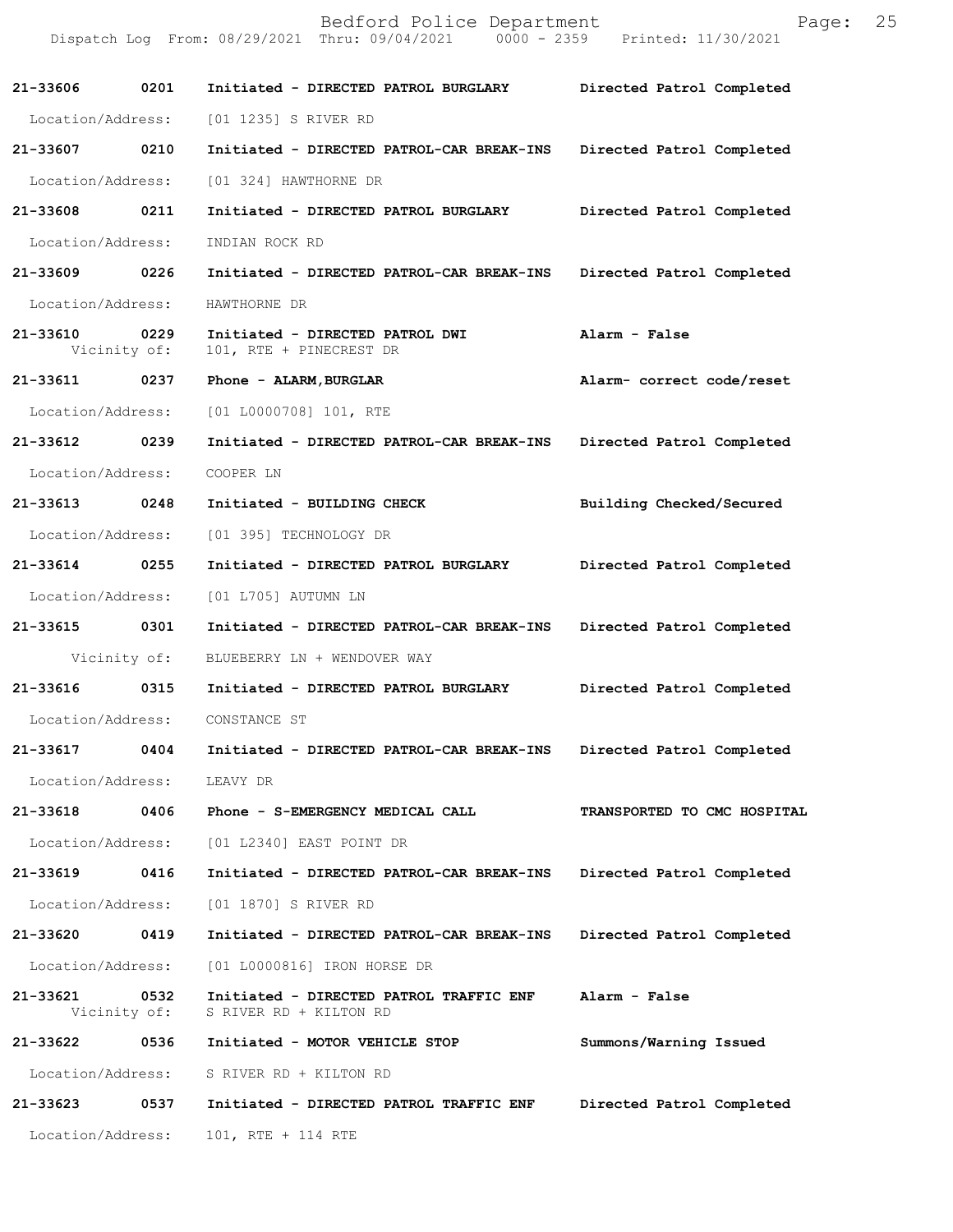**21-33606 0201 Initiated - DIRECTED PATROL BURGLARY Directed Patrol Completed**

Location/Address: [01 1235] S RIVER RD

**21-33607 0210 Initiated - DIRECTED PATROL-CAR BREAK-INS Directed Patrol Completed**

Location/Address: [01 324] HAWTHORNE DR

**21-33608 0211 Initiated - DIRECTED PATROL BURGLARY Directed Patrol Completed**

Location/Address: INDIAN ROCK RD

**21-33609 0226 Initiated - DIRECTED PATROL-CAR BREAK-INS Directed Patrol Completed**

Location/Address: HAWTHORNE DR

**21-33610 0229 Initiated - DIRECTED PATROL DWI Alarm - False**

Vicinity of: 101, RTE + PINECREST DR

**21-33611 0237 Phone - ALARM,BURGLAR Alarm- correct code/reset**

Location/Address: [01 L0000708] 101, RTE

**21-33612 0239 Initiated - DIRECTED PATROL-CAR BREAK-INS Directed Patrol Completed**

Location/Address: COOPER LN

**21-33613 0248 Initiated - BUILDING CHECK Building Checked/Secured**

Location/Address: [01 395] TECHNOLOGY DR

**21-33614 0255 Initiated - DIRECTED PATROL BURGLARY Directed Patrol Completed**

Location/Address: [01 L705] AUTUMN LN

**21-33615 0301 Initiated - DIRECTED PATROL-CAR BREAK-INS Directed Patrol Completed**

Vicinity of: BLUEBERRY LN + WENDOVER WAY

**21-33616 0315 Initiated - DIRECTED PATROL BURGLARY Directed Patrol Completed**

Location/Address: CONSTANCE ST

**21-33617 0404 Initiated - DIRECTED PATROL-CAR BREAK-INS Directed Patrol Completed**

Location/Address: LEAVY DR

**21-33618 0406 Phone - S-EMERGENCY MEDICAL CALL TRANSPORTED TO CMC HOSPITAL**

Location/Address: [01 L2340] EAST POINT DR

**21-33619 0416 Initiated - DIRECTED PATROL-CAR BREAK-INS Directed Patrol Completed**

Location/Address: [01 1870] S RIVER RD

**21-33620 0419 Initiated - DIRECTED PATROL-CAR BREAK-INS Directed Patrol Completed**

Location/Address: [01 L0000816] IRON HORSE DR

**21-33621 0532 Initiated - DIRECTED PATROL TRAFFIC ENF Alarm - False**

Vicinity of: S RIVER RD + KILTON RD

**21-33622 0536 Initiated - MOTOR VEHICLE STOP Summons/Warning Issued**

Location/Address: S RIVER RD + KILTON RD

**21-33623 0537 Initiated - DIRECTED PATROL TRAFFIC ENF Directed Patrol Completed**

Location/Address: 101, RTE + 114 RTE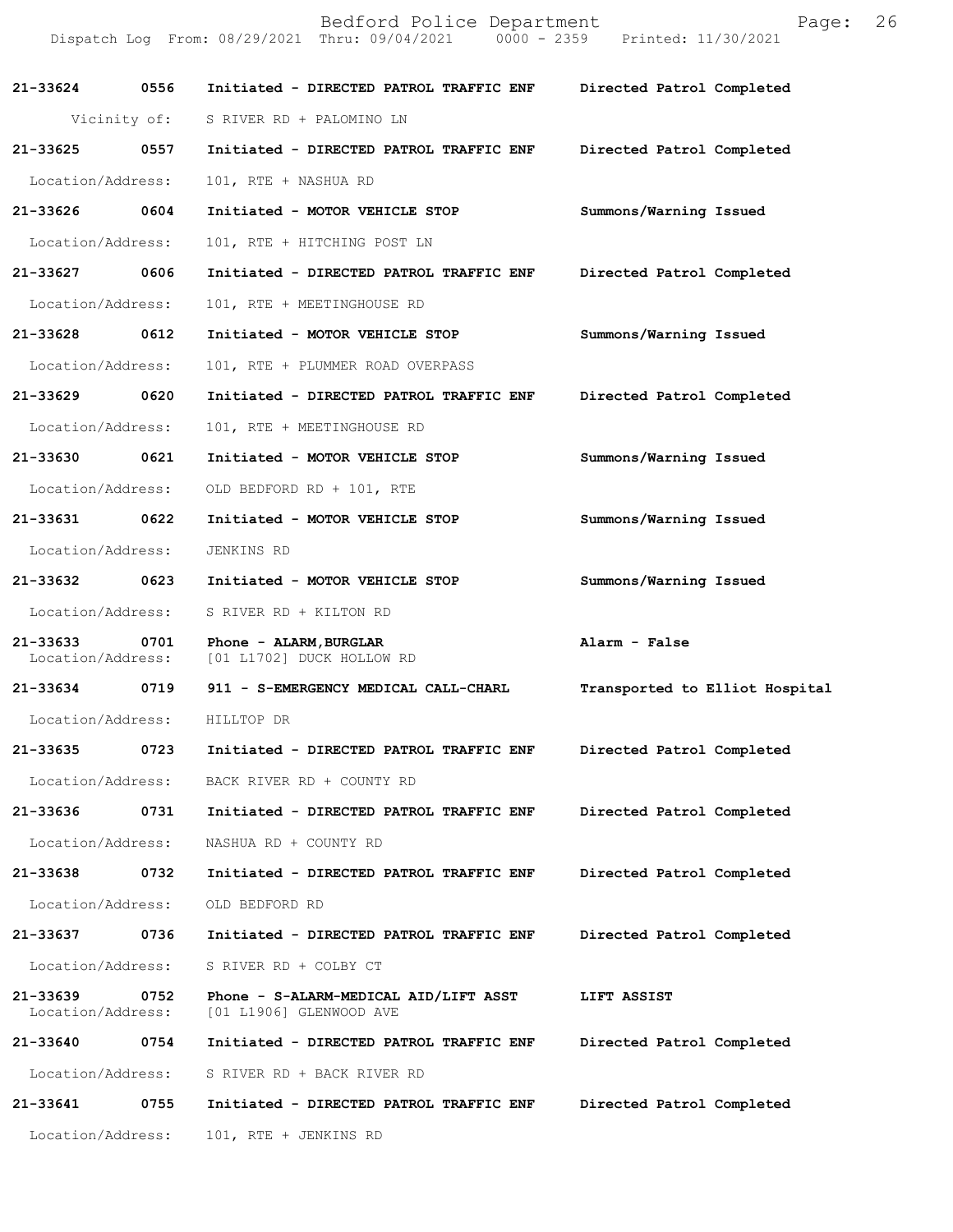Bedford Police Department
Dispatch Log From: 08/29/2021 Thru: 09/04/2021 0000 - 2359 Printed: 11/30/2021

**21-33624 0556 Initiated - DIRECTED PATROL TRAFFIC ENF Directed Patrol Completed**
Vicinity of: S RIVER RD + PALOMINO LN

**21-33625 0557 Initiated - DIRECTED PATROL TRAFFIC ENF Directed Patrol Completed**
Location/Address: 101, RTE + NASHUA RD

**21-33626 0604 Initiated - MOTOR VEHICLE STOP Summons/Warning Issued**
Location/Address: 101, RTE + HITCHING POST LN

**21-33627 0606 Initiated - DIRECTED PATROL TRAFFIC ENF Directed Patrol Completed**
Location/Address: 101, RTE + MEETINGHOUSE RD

**21-33628 0612 Initiated - MOTOR VEHICLE STOP Summons/Warning Issued**
Location/Address: 101, RTE + PLUMMER ROAD OVERPASS

**21-33629 0620 Initiated - DIRECTED PATROL TRAFFIC ENF Directed Patrol Completed**
Location/Address: 101, RTE + MEETINGHOUSE RD

**21-33630 0621 Initiated - MOTOR VEHICLE STOP Summons/Warning Issued**
Location/Address: OLD BEDFORD RD + 101, RTE

**21-33631 0622 Initiated - MOTOR VEHICLE STOP Summons/Warning Issued**
Location/Address: JENKINS RD

**21-33632 0623 Initiated - MOTOR VEHICLE STOP Summons/Warning Issued**
Location/Address: S RIVER RD + KILTON RD

**21-33633 0701 Phone - ALARM,BURGLAR Alarm - False**
Location/Address: [01 L1702] DUCK HOLLOW RD

**21-33634 0719 911 - S-EMERGENCY MEDICAL CALL-CHARL Transported to Elliot Hospital**
Location/Address: HILLTOP DR

**21-33635 0723 Initiated - DIRECTED PATROL TRAFFIC ENF Directed Patrol Completed**
Location/Address: BACK RIVER RD + COUNTY RD

**21-33636 0731 Initiated - DIRECTED PATROL TRAFFIC ENF Directed Patrol Completed**
Location/Address: NASHUA RD + COUNTY RD

**21-33638 0732 Initiated - DIRECTED PATROL TRAFFIC ENF Directed Patrol Completed**
Location/Address: OLD BEDFORD RD

**21-33637 0736 Initiated - DIRECTED PATROL TRAFFIC ENF Directed Patrol Completed**
Location/Address: S RIVER RD + COLBY CT

**21-33639 0752 Phone - S-ALARM-MEDICAL AID/LIFT ASST LIFT ASSIST**
Location/Address: [01 L1906] GLENWOOD AVE

**21-33640 0754 Initiated - DIRECTED PATROL TRAFFIC ENF Directed Patrol Completed**
Location/Address: S RIVER RD + BACK RIVER RD

**21-33641 0755 Initiated - DIRECTED PATROL TRAFFIC ENF Directed Patrol Completed**
Location/Address: 101, RTE + JENKINS RD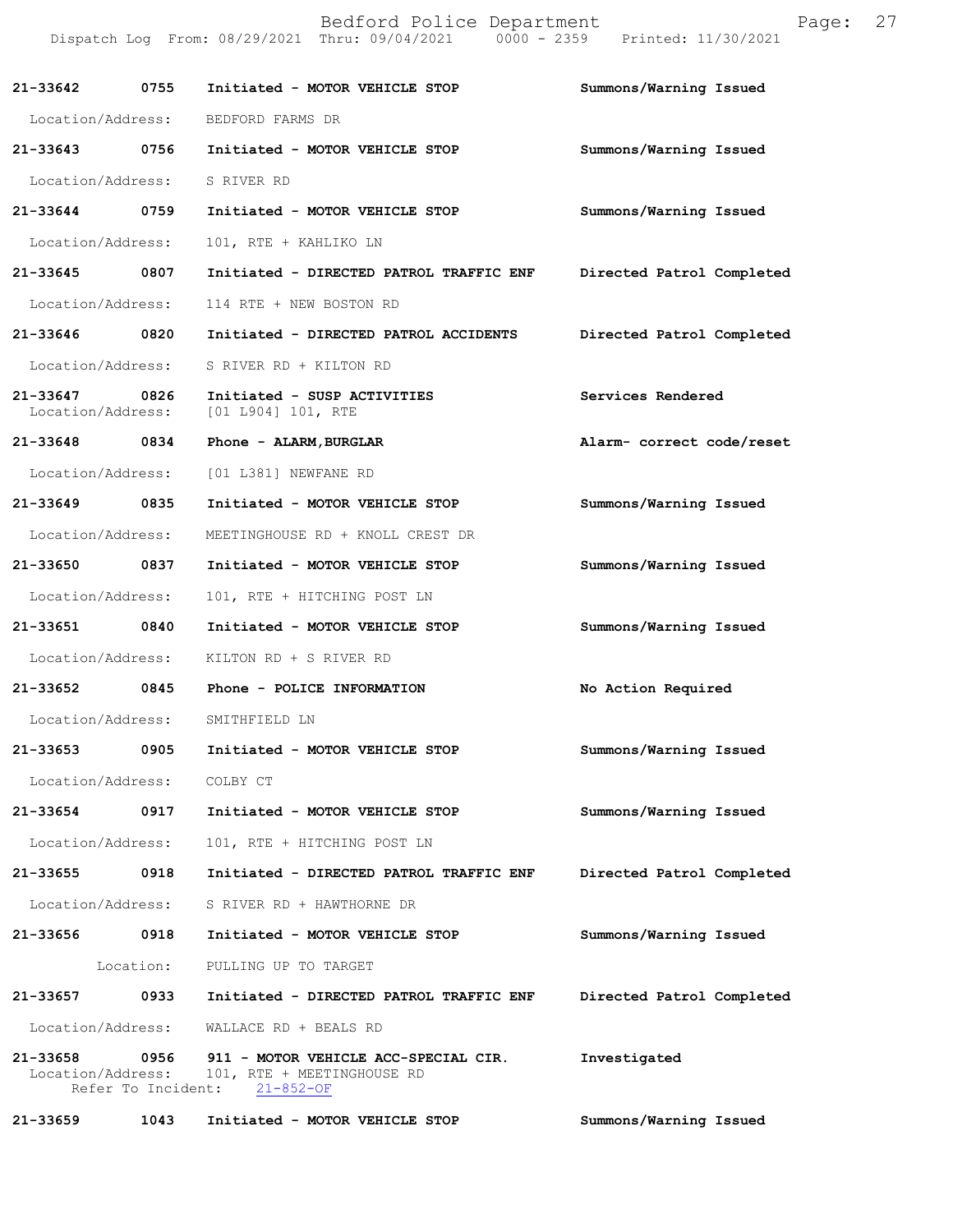| | | | |
|---|---|---|---|
| **21-33642** | **0755** | **Initiated - MOTOR VEHICLE STOP** | **Summons/Warning Issued** |
| Location/Address: | BEDFORD FARMS DR | | |
| **21-33643** | **0756** | **Initiated - MOTOR VEHICLE STOP** | **Summons/Warning Issued** |
| Location/Address: | S RIVER RD | | |
| **21-33644** | **0759** | **Initiated - MOTOR VEHICLE STOP** | **Summons/Warning Issued** |
| Location/Address: | 101, RTE + KAHLIKO LN | | |
| **21-33645** | **0807** | **Initiated - DIRECTED PATROL TRAFFIC ENF** | **Directed Patrol Completed** |
| Location/Address: | 114 RTE + NEW BOSTON RD | | |
| **21-33646** | **0820** | **Initiated - DIRECTED PATROL ACCIDENTS** | **Directed Patrol Completed** |
| Location/Address: | S RIVER RD + KILTON RD | | |
| **21-33647** | **0826** | **Initiated - SUSP ACTIVITIES** | **Services Rendered** |
| Location/Address: | [01 L904] 101, RTE | | |
| **21-33648** | **0834** | **Phone - ALARM,BURGLAR** | **Alarm- correct code/reset** |
| Location/Address: | [01 L381] NEWFANE RD | | |
| **21-33649** | **0835** | **Initiated - MOTOR VEHICLE STOP** | **Summons/Warning Issued** |
| Location/Address: | MEETINGHOUSE RD + KNOLL CREST DR | | |
| **21-33650** | **0837** | **Initiated - MOTOR VEHICLE STOP** | **Summons/Warning Issued** |
| Location/Address: | 101, RTE + HITCHING POST LN | | |
| **21-33651** | **0840** | **Initiated - MOTOR VEHICLE STOP** | **Summons/Warning Issued** |
| Location/Address: | KILTON RD + S RIVER RD | | |
| **21-33652** | **0845** | **Phone - POLICE INFORMATION** | **No Action Required** |
| Location/Address: | SMITHFIELD LN | | |
| **21-33653** | **0905** | **Initiated - MOTOR VEHICLE STOP** | **Summons/Warning Issued** |
| Location/Address: | COLBY CT | | |
| **21-33654** | **0917** | **Initiated - MOTOR VEHICLE STOP** | **Summons/Warning Issued** |
| Location/Address: | 101, RTE + HITCHING POST LN | | |
| **21-33655** | **0918** | **Initiated - DIRECTED PATROL TRAFFIC ENF** | **Directed Patrol Completed** |
| Location/Address: | S RIVER RD + HAWTHORNE DR | | |
| **21-33656** | **0918** | **Initiated - MOTOR VEHICLE STOP** | **Summons/Warning Issued** |
| Location: | PULLING UP TO TARGET | | |
| **21-33657** | **0933** | **Initiated - DIRECTED PATROL TRAFFIC ENF** | **Directed Patrol Completed** |
| Location/Address: | WALLACE RD + BEALS RD | | |
| **21-33658** | **0956** | **911 - MOTOR VEHICLE ACC-SPECIAL CIR.** | **Investigated** |
| Location/Address: | 101, RTE + MEETINGHOUSE RD | | |
| Refer To Incident: | 21-852-OF | | |
| **21-33659** | **1043** | **Initiated - MOTOR VEHICLE STOP** | **Summons/Warning Issued** |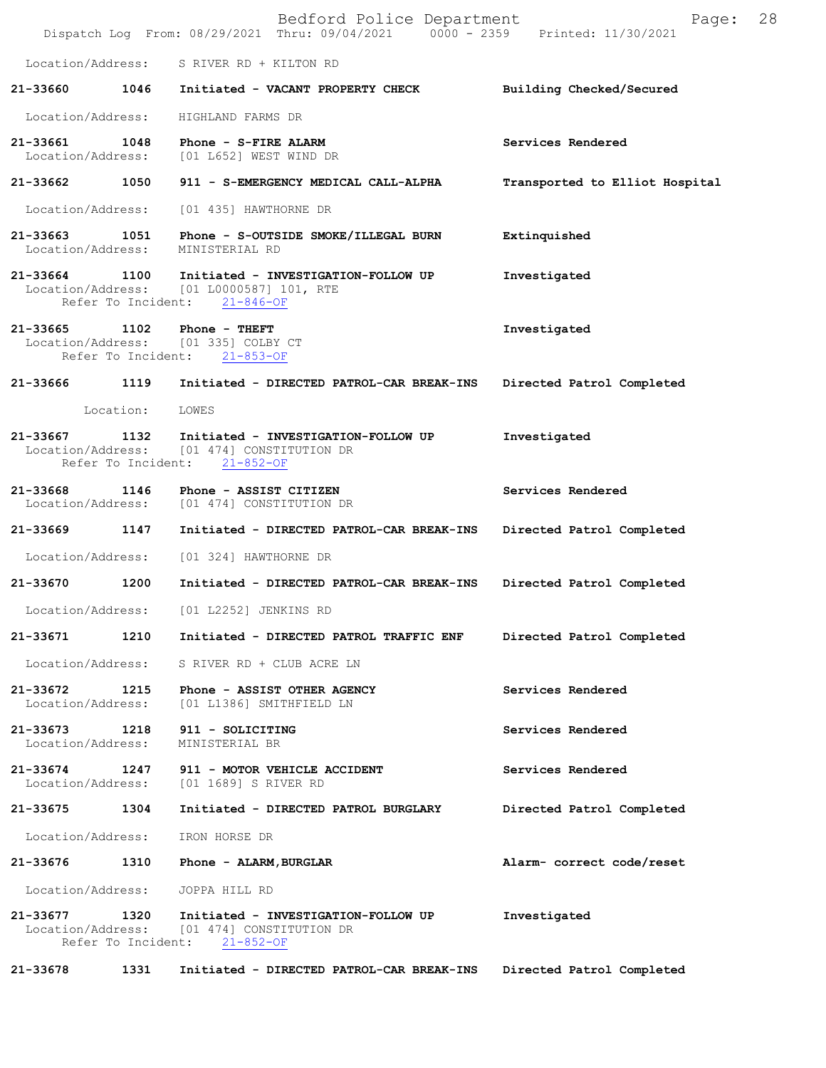Location/Address: S RIVER RD + KILTON RD

21-33660 1046 Initiated - VACANT PROPERTY CHECK Building Checked/Secured

Location/Address: HIGHLAND FARMS DR

21-33661 1048 Phone - S-FIRE ALARM Services Rendered
Location/Address: [01 L652] WEST WIND DR

21-33662 1050 911 - S-EMERGENCY MEDICAL CALL-ALPHA Transported to Elliot Hospital

Location/Address: [01 435] HAWTHORNE DR

21-33663 1051 Phone - S-OUTSIDE SMOKE/ILLEGAL BURN Extinquished
Location/Address: MINISTERIAL RD

21-33664 1100 Initiated - INVESTIGATION-FOLLOW UP Investigated
Location/Address: [01 L0000587] 101, RTE
Refer To Incident: 21-846-OF

21-33665 1102 Phone - THEFT Investigated
Location/Address: [01 335] COLBY CT
Refer To Incident: 21-853-OF

21-33666 1119 Initiated - DIRECTED PATROL-CAR BREAK-INS Directed Patrol Completed

Location: LOWES

21-33667 1132 Initiated - INVESTIGATION-FOLLOW UP Investigated
Location/Address: [01 474] CONSTITUTION DR
Refer To Incident: 21-852-OF

21-33668 1146 Phone - ASSIST CITIZEN Services Rendered
Location/Address: [01 474] CONSTITUTION DR

21-33669 1147 Initiated - DIRECTED PATROL-CAR BREAK-INS Directed Patrol Completed

Location/Address: [01 324] HAWTHORNE DR

21-33670 1200 Initiated - DIRECTED PATROL-CAR BREAK-INS Directed Patrol Completed

Location/Address: [01 L2252] JENKINS RD

21-33671 1210 Initiated - DIRECTED PATROL TRAFFIC ENF Directed Patrol Completed

Location/Address: S RIVER RD + CLUB ACRE LN

21-33672 1215 Phone - ASSIST OTHER AGENCY Services Rendered
Location/Address: [01 L1386] SMITHFIELD LN

21-33673 1218 911 - SOLICITING Services Rendered
Location/Address: MINISTERIAL BR

21-33674 1247 911 - MOTOR VEHICLE ACCIDENT Services Rendered
Location/Address: [01 1689] S RIVER RD

21-33675 1304 Initiated - DIRECTED PATROL BURGLARY Directed Patrol Completed

Location/Address: IRON HORSE DR

21-33676 1310 Phone - ALARM,BURGLAR Alarm- correct code/reset

Location/Address: JOPPA HILL RD

21-33677 1320 Initiated - INVESTIGATION-FOLLOW UP Investigated
Location/Address: [01 474] CONSTITUTION DR
Refer To Incident: 21-852-OF

21-33678 1331 Initiated - DIRECTED PATROL-CAR BREAK-INS Directed Patrol Completed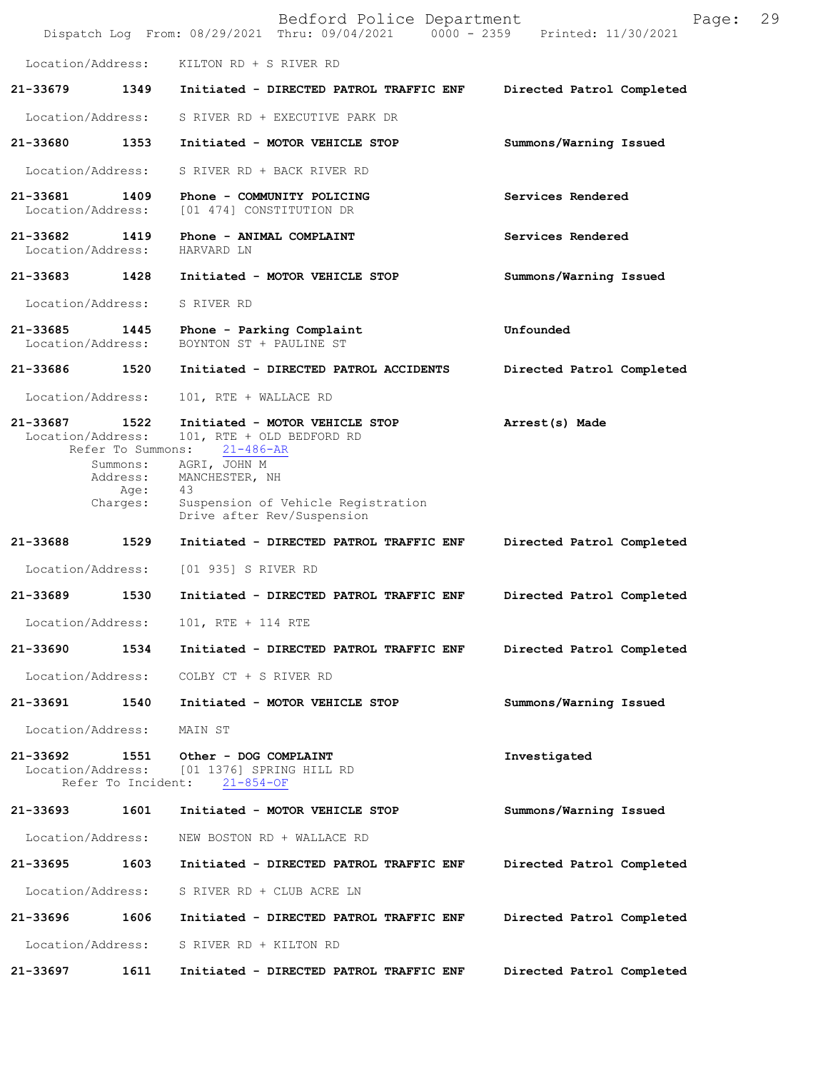Location/Address: KILTON RD + S RIVER RD

**21-33679 1349 Initiated - DIRECTED PATROL TRAFFIC ENF** **Directed Patrol Completed**

Location/Address: S RIVER RD + EXECUTIVE PARK DR

**21-33680 1353 Initiated - MOTOR VEHICLE STOP** **Summons/Warning Issued**

Location/Address: S RIVER RD + BACK RIVER RD

**21-33681 1409 Phone - COMMUNITY POLICING** **Services Rendered**
Location/Address: [01 474] CONSTITUTION DR

**21-33682 1419 Phone - ANIMAL COMPLAINT** **Services Rendered**
Location/Address: HARVARD LN

**21-33683 1428 Initiated - MOTOR VEHICLE STOP** **Summons/Warning Issued**

Location/Address: S RIVER RD

**21-33685 1445 Phone - Parking Complaint** **Unfounded**
Location/Address: BOYNTON ST + PAULINE ST

**21-33686 1520 Initiated - DIRECTED PATROL ACCIDENTS** **Directed Patrol Completed**

Location/Address: 101, RTE + WALLACE RD

**21-33687 1522 Initiated - MOTOR VEHICLE STOP** **Arrest(s) Made**
Location/Address: 101, RTE + OLD BEDFORD RD
Refer To Summons: 21-486-AR
Summons: AGRI, JOHN M
Address: MANCHESTER, NH
Age: 43
Charges: Suspension of Vehicle Registration
Drive after Rev/Suspension

**21-33688 1529 Initiated - DIRECTED PATROL TRAFFIC ENF** **Directed Patrol Completed**

Location/Address: [01 935] S RIVER RD

**21-33689 1530 Initiated - DIRECTED PATROL TRAFFIC ENF** **Directed Patrol Completed**

Location/Address: 101, RTE + 114 RTE

**21-33690 1534 Initiated - DIRECTED PATROL TRAFFIC ENF** **Directed Patrol Completed**

Location/Address: COLBY CT + S RIVER RD

**21-33691 1540 Initiated - MOTOR VEHICLE STOP** **Summons/Warning Issued**

Location/Address: MAIN ST

**21-33692 1551 Other - DOG COMPLAINT** **Investigated**
Location/Address: [01 1376] SPRING HILL RD
Refer To Incident: 21-854-OF

**21-33693 1601 Initiated - MOTOR VEHICLE STOP** **Summons/Warning Issued**

Location/Address: NEW BOSTON RD + WALLACE RD

**21-33695 1603 Initiated - DIRECTED PATROL TRAFFIC ENF** **Directed Patrol Completed**

Location/Address: S RIVER RD + CLUB ACRE LN

**21-33696 1606 Initiated - DIRECTED PATROL TRAFFIC ENF** **Directed Patrol Completed**

Location/Address: S RIVER RD + KILTON RD

**21-33697 1611 Initiated - DIRECTED PATROL TRAFFIC ENF** **Directed Patrol Completed**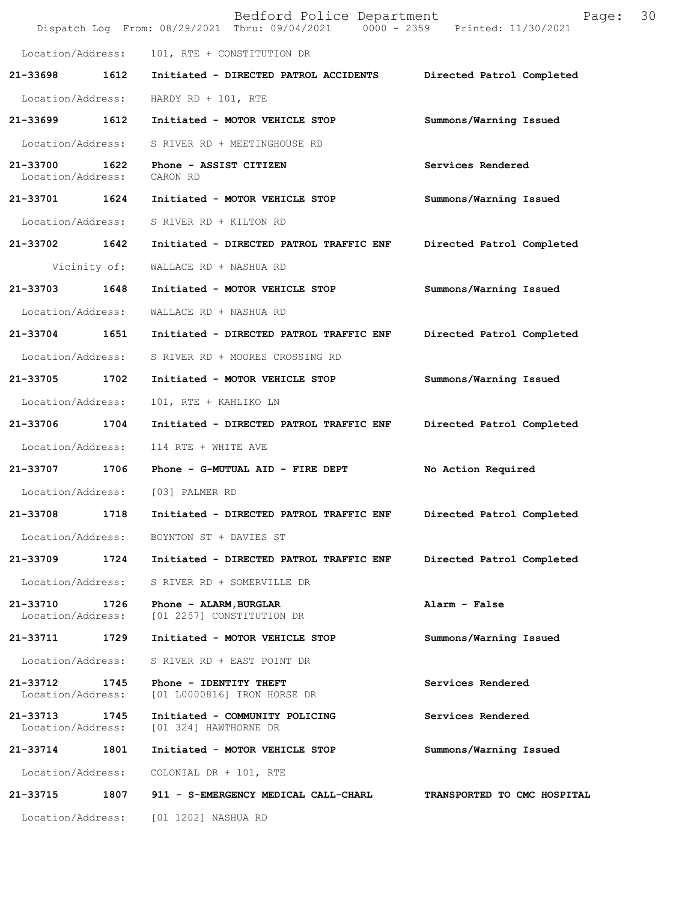Location/Address: 101, RTE + CONSTITUTION DR

**21-33698 1612 Initiated - DIRECTED PATROL ACCIDENTS Directed Patrol Completed**

Location/Address: HARDY RD + 101, RTE

**21-33699 1612 Initiated - MOTOR VEHICLE STOP Summons/Warning Issued**

Location/Address: S RIVER RD + MEETINGHOUSE RD

**21-33700 1622 Phone - ASSIST CITIZEN Services Rendered**
Location/Address: CARON RD

**21-33701 1624 Initiated - MOTOR VEHICLE STOP Summons/Warning Issued**

Location/Address: S RIVER RD + KILTON RD

**21-33702 1642 Initiated - DIRECTED PATROL TRAFFIC ENF Directed Patrol Completed**

Vicinity of: WALLACE RD + NASHUA RD

**21-33703 1648 Initiated - MOTOR VEHICLE STOP Summons/Warning Issued**

Location/Address: WALLACE RD + NASHUA RD

**21-33704 1651 Initiated - DIRECTED PATROL TRAFFIC ENF Directed Patrol Completed**

Location/Address: S RIVER RD + MOORES CROSSING RD

**21-33705 1702 Initiated - MOTOR VEHICLE STOP Summons/Warning Issued**

Location/Address: 101, RTE + KAHLIKO LN

**21-33706 1704 Initiated - DIRECTED PATROL TRAFFIC ENF Directed Patrol Completed**

Location/Address: 114 RTE + WHITE AVE

**21-33707 1706 Phone - G-MUTUAL AID - FIRE DEPT No Action Required**

Location/Address: [03] PALMER RD

**21-33708 1718 Initiated - DIRECTED PATROL TRAFFIC ENF Directed Patrol Completed**

Location/Address: BOYNTON ST + DAVIES ST

**21-33709 1724 Initiated - DIRECTED PATROL TRAFFIC ENF Directed Patrol Completed**

Location/Address: S RIVER RD + SOMERVILLE DR

**21-33710 1726 Phone - ALARM,BURGLAR Alarm - False**
Location/Address: [01 2257] CONSTITUTION DR

**21-33711 1729 Initiated - MOTOR VEHICLE STOP Summons/Warning Issued**

Location/Address: S RIVER RD + EAST POINT DR

**21-33712 1745 Phone - IDENTITY THEFT Services Rendered**
Location/Address: [01 L0000816] IRON HORSE DR

**21-33713 1745 Initiated - COMMUNITY POLICING Services Rendered**
Location/Address: [01 324] HAWTHORNE DR

**21-33714 1801 Initiated - MOTOR VEHICLE STOP Summons/Warning Issued**

Location/Address: COLONIAL DR + 101, RTE

**21-33715 1807 911 - S-EMERGENCY MEDICAL CALL-CHARL TRANSPORTED TO CMC HOSPITAL**

Location/Address: [01 1202] NASHUA RD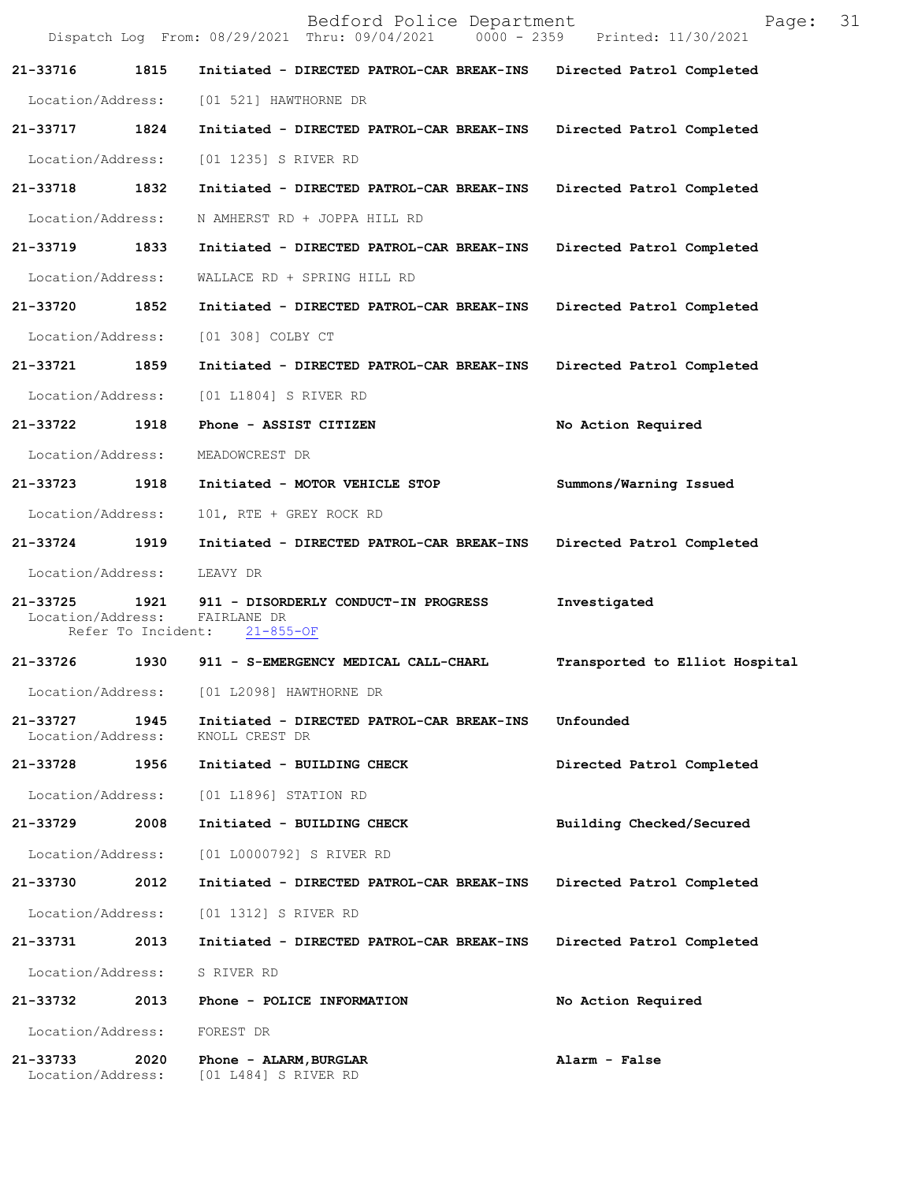21-33716 1815 Initiated - DIRECTED PATROL-CAR BREAK-INS Directed Patrol Completed
Location/Address: [01 521] HAWTHORNE DR

21-33717 1824 Initiated - DIRECTED PATROL-CAR BREAK-INS Directed Patrol Completed
Location/Address: [01 1235] S RIVER RD

21-33718 1832 Initiated - DIRECTED PATROL-CAR BREAK-INS Directed Patrol Completed
Location/Address: N AMHERST RD + JOPPA HILL RD

21-33719 1833 Initiated - DIRECTED PATROL-CAR BREAK-INS Directed Patrol Completed
Location/Address: WALLACE RD + SPRING HILL RD

21-33720 1852 Initiated - DIRECTED PATROL-CAR BREAK-INS Directed Patrol Completed
Location/Address: [01 308] COLBY CT

21-33721 1859 Initiated - DIRECTED PATROL-CAR BREAK-INS Directed Patrol Completed
Location/Address: [01 L1804] S RIVER RD

21-33722 1918 Phone - ASSIST CITIZEN No Action Required
Location/Address: MEADOWCREST DR

21-33723 1918 Initiated - MOTOR VEHICLE STOP Summons/Warning Issued
Location/Address: 101, RTE + GREY ROCK RD

21-33724 1919 Initiated - DIRECTED PATROL-CAR BREAK-INS Directed Patrol Completed
Location/Address: LEAVY DR

21-33725 1921 911 - DISORDERLY CONDUCT-IN PROGRESS Investigated
Location/Address: FAIRLANE DR
Refer To Incident: 21-855-OF

21-33726 1930 911 - S-EMERGENCY MEDICAL CALL-CHARL Transported to Elliot Hospital
Location/Address: [01 L2098] HAWTHORNE DR

21-33727 1945 Initiated - DIRECTED PATROL-CAR BREAK-INS Unfounded
Location/Address: KNOLL CREST DR

21-33728 1956 Initiated - BUILDING CHECK Directed Patrol Completed
Location/Address: [01 L1896] STATION RD

21-33729 2008 Initiated - BUILDING CHECK Building Checked/Secured
Location/Address: [01 L0000792] S RIVER RD

21-33730 2012 Initiated - DIRECTED PATROL-CAR BREAK-INS Directed Patrol Completed
Location/Address: [01 1312] S RIVER RD

21-33731 2013 Initiated - DIRECTED PATROL-CAR BREAK-INS Directed Patrol Completed
Location/Address: S RIVER RD

21-33732 2013 Phone - POLICE INFORMATION No Action Required
Location/Address: FOREST DR

21-33733 2020 Phone - ALARM,BURGLAR Alarm - False
Location/Address: [01 L484] S RIVER RD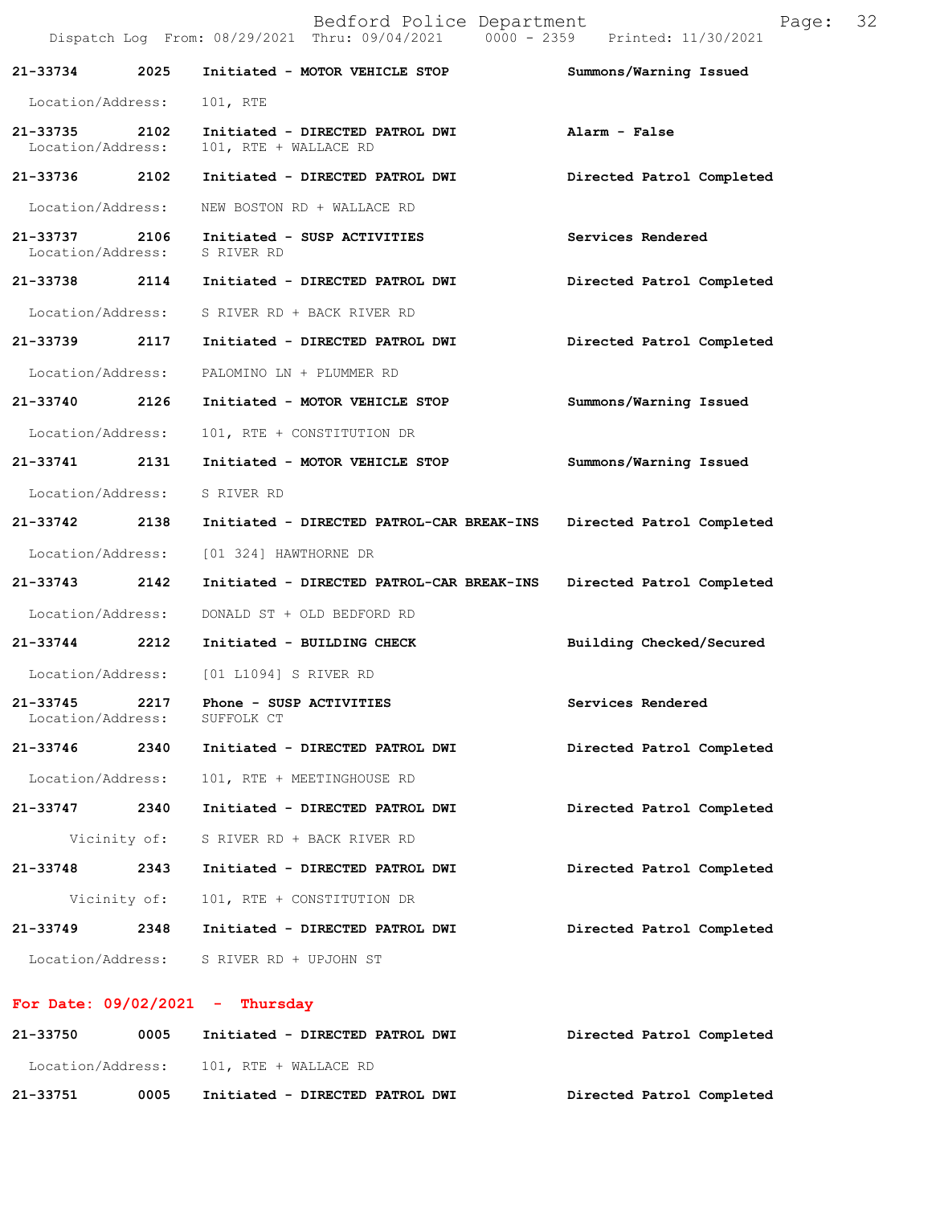| | | | |
|---|---|---|---|
| **21-33734** | **2025** | **Initiated - MOTOR VEHICLE STOP** | **Summons/Warning Issued** |
| Location/Address: | | 101, RTE | |
| **21-33735** | **2102** | **Initiated - DIRECTED PATROL DWI** | **Alarm - False** |
| Location/Address: | | 101, RTE + WALLACE RD | |
| **21-33736** | **2102** | **Initiated - DIRECTED PATROL DWI** | **Directed Patrol Completed** |
| Location/Address: | | NEW BOSTON RD + WALLACE RD | |
| **21-33737** | **2106** | **Initiated - SUSP ACTIVITIES** | **Services Rendered** |
| Location/Address: | | S RIVER RD | |
| **21-33738** | **2114** | **Initiated - DIRECTED PATROL DWI** | **Directed Patrol Completed** |
| Location/Address: | | S RIVER RD + BACK RIVER RD | |
| **21-33739** | **2117** | **Initiated - DIRECTED PATROL DWI** | **Directed Patrol Completed** |
| Location/Address: | | PALOMINO LN + PLUMMER RD | |
| **21-33740** | **2126** | **Initiated - MOTOR VEHICLE STOP** | **Summons/Warning Issued** |
| Location/Address: | | 101, RTE + CONSTITUTION DR | |
| **21-33741** | **2131** | **Initiated - MOTOR VEHICLE STOP** | **Summons/Warning Issued** |
| Location/Address: | | S RIVER RD | |
| **21-33742** | **2138** | **Initiated - DIRECTED PATROL-CAR BREAK-INS** | **Directed Patrol Completed** |
| Location/Address: | | [01 324] HAWTHORNE DR | |
| **21-33743** | **2142** | **Initiated - DIRECTED PATROL-CAR BREAK-INS** | **Directed Patrol Completed** |
| Location/Address: | | DONALD ST + OLD BEDFORD RD | |
| **21-33744** | **2212** | **Initiated - BUILDING CHECK** | **Building Checked/Secured** |
| Location/Address: | | [01 L1094] S RIVER RD | |
| **21-33745** | **2217** | **Phone - SUSP ACTIVITIES** | **Services Rendered** |
| Location/Address: | | SUFFOLK CT | |
| **21-33746** | **2340** | **Initiated - DIRECTED PATROL DWI** | **Directed Patrol Completed** |
| Location/Address: | | 101, RTE + MEETINGHOUSE RD | |
| **21-33747** | **2340** | **Initiated - DIRECTED PATROL DWI** | **Directed Patrol Completed** |
| Vicinity of: | | S RIVER RD + BACK RIVER RD | |
| **21-33748** | **2343** | **Initiated - DIRECTED PATROL DWI** | **Directed Patrol Completed** |
| Vicinity of: | | 101, RTE + CONSTITUTION DR | |
| **21-33749** | **2348** | **Initiated - DIRECTED PATROL DWI** | **Directed Patrol Completed** |
| Location/Address: | | S RIVER RD + UPJOHN ST | |

**For Date: 09/02/2021 - Thursday**

| | | | |
|---|---|---|---|
| **21-33750** | **0005** | **Initiated - DIRECTED PATROL DWI** | **Directed Patrol Completed** |
| Location/Address: | | 101, RTE + WALLACE RD | |
| **21-33751** | **0005** | **Initiated - DIRECTED PATROL DWI** | **Directed Patrol Completed** |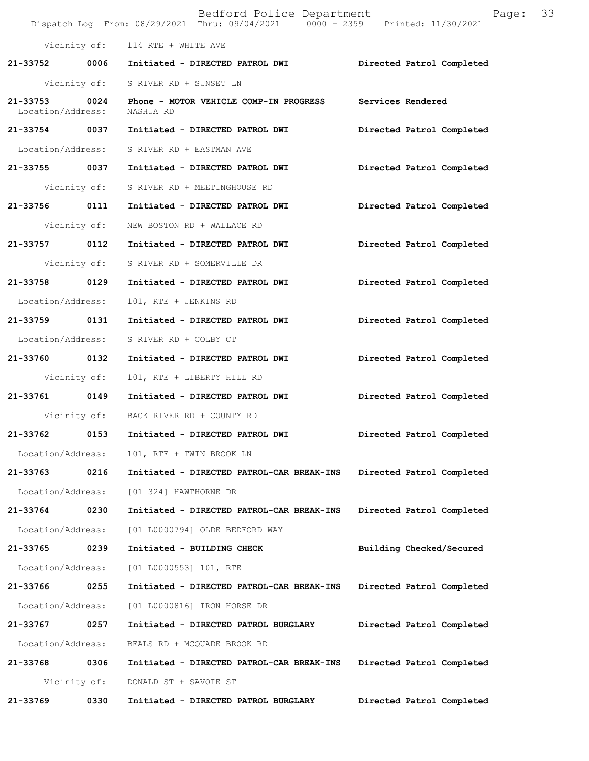Vicinity of: 114 RTE + WHITE AVE

**21-33752 0006 Initiated - DIRECTED PATROL DWI Directed Patrol Completed**

Vicinity of: S RIVER RD + SUNSET LN

**21-33753 0024 Phone - MOTOR VEHICLE COMP-IN PROGRESS Services Rendered**
Location/Address: NASHUA RD

**21-33754 0037 Initiated - DIRECTED PATROL DWI Directed Patrol Completed**

Location/Address: S RIVER RD + EASTMAN AVE

**21-33755 0037 Initiated - DIRECTED PATROL DWI Directed Patrol Completed**

Vicinity of: S RIVER RD + MEETINGHOUSE RD

**21-33756 0111 Initiated - DIRECTED PATROL DWI Directed Patrol Completed**

Vicinity of: NEW BOSTON RD + WALLACE RD

**21-33757 0112 Initiated - DIRECTED PATROL DWI Directed Patrol Completed**

Vicinity of: S RIVER RD + SOMERVILLE DR

**21-33758 0129 Initiated - DIRECTED PATROL DWI Directed Patrol Completed**

Location/Address: 101, RTE + JENKINS RD

**21-33759 0131 Initiated - DIRECTED PATROL DWI Directed Patrol Completed**

Location/Address: S RIVER RD + COLBY CT

**21-33760 0132 Initiated - DIRECTED PATROL DWI Directed Patrol Completed**

Vicinity of: 101, RTE + LIBERTY HILL RD

**21-33761 0149 Initiated - DIRECTED PATROL DWI Directed Patrol Completed**

Vicinity of: BACK RIVER RD + COUNTY RD

**21-33762 0153 Initiated - DIRECTED PATROL DWI Directed Patrol Completed**

Location/Address: 101, RTE + TWIN BROOK LN

**21-33763 0216 Initiated - DIRECTED PATROL-CAR BREAK-INS Directed Patrol Completed**

Location/Address: [01 324] HAWTHORNE DR

**21-33764 0230 Initiated - DIRECTED PATROL-CAR BREAK-INS Directed Patrol Completed**

Location/Address: [01 L0000794] OLDE BEDFORD WAY

**21-33765 0239 Initiated - BUILDING CHECK Building Checked/Secured**

Location/Address: [01 L0000553] 101, RTE

**21-33766 0255 Initiated - DIRECTED PATROL-CAR BREAK-INS Directed Patrol Completed**

Location/Address: [01 L0000816] IRON HORSE DR

**21-33767 0257 Initiated - DIRECTED PATROL BURGLARY Directed Patrol Completed**

Location/Address: BEALS RD + MCQUADE BROOK RD

**21-33768 0306 Initiated - DIRECTED PATROL-CAR BREAK-INS Directed Patrol Completed**

Vicinity of: DONALD ST + SAVOIE ST

**21-33769 0330 Initiated - DIRECTED PATROL BURGLARY Directed Patrol Completed**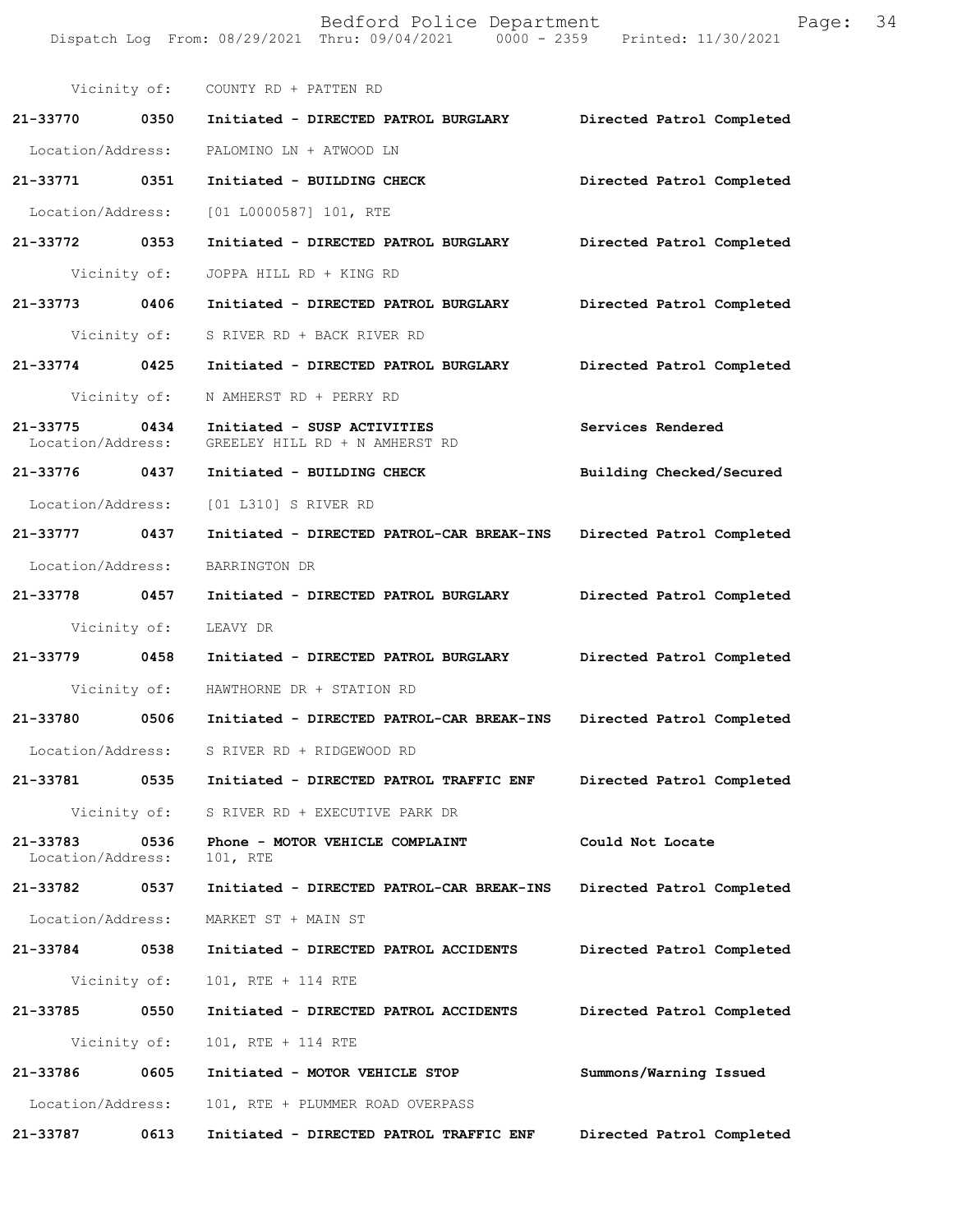Vicinity of: COUNTY RD + PATTEN RD

**21-33770 0350 Initiated - DIRECTED PATROL BURGLARY Directed Patrol Completed**

Location/Address: PALOMINO LN + ATWOOD LN

**21-33771 0351 Initiated - BUILDING CHECK Directed Patrol Completed**

Location/Address: [01 L0000587] 101, RTE

**21-33772 0353 Initiated - DIRECTED PATROL BURGLARY Directed Patrol Completed**

Vicinity of: JOPPA HILL RD + KING RD

**21-33773 0406 Initiated - DIRECTED PATROL BURGLARY Directed Patrol Completed**

Vicinity of: S RIVER RD + BACK RIVER RD

**21-33774 0425 Initiated - DIRECTED PATROL BURGLARY Directed Patrol Completed**

Vicinity of: N AMHERST RD + PERRY RD

**21-33775 0434 Initiated - SUSP ACTIVITIES Services Rendered**

Location/Address: GREELEY HILL RD + N AMHERST RD

**21-33776 0437 Initiated - BUILDING CHECK Building Checked/Secured**

Location/Address: [01 L310] S RIVER RD

**21-33777 0437 Initiated - DIRECTED PATROL-CAR BREAK-INS Directed Patrol Completed**

Location/Address: BARRINGTON DR

**21-33778 0457 Initiated - DIRECTED PATROL BURGLARY Directed Patrol Completed**

Vicinity of: LEAVY DR

**21-33779 0458 Initiated - DIRECTED PATROL BURGLARY Directed Patrol Completed**

Vicinity of: HAWTHORNE DR + STATION RD

**21-33780 0506 Initiated - DIRECTED PATROL-CAR BREAK-INS Directed Patrol Completed**

Location/Address: S RIVER RD + RIDGEWOOD RD

**21-33781 0535 Initiated - DIRECTED PATROL TRAFFIC ENF Directed Patrol Completed**

Vicinity of: S RIVER RD + EXECUTIVE PARK DR

**21-33783 0536 Phone - MOTOR VEHICLE COMPLAINT Could Not Locate**

Location/Address: 101, RTE

**21-33782 0537 Initiated - DIRECTED PATROL-CAR BREAK-INS Directed Patrol Completed**

Location/Address: MARKET ST + MAIN ST

**21-33784 0538 Initiated - DIRECTED PATROL ACCIDENTS Directed Patrol Completed**

Vicinity of: 101, RTE + 114 RTE

**21-33785 0550 Initiated - DIRECTED PATROL ACCIDENTS Directed Patrol Completed**

Vicinity of: 101, RTE + 114 RTE

**21-33786 0605 Initiated - MOTOR VEHICLE STOP Summons/Warning Issued**

Location/Address: 101, RTE + PLUMMER ROAD OVERPASS

**21-33787 0613 Initiated - DIRECTED PATROL TRAFFIC ENF Directed Patrol Completed**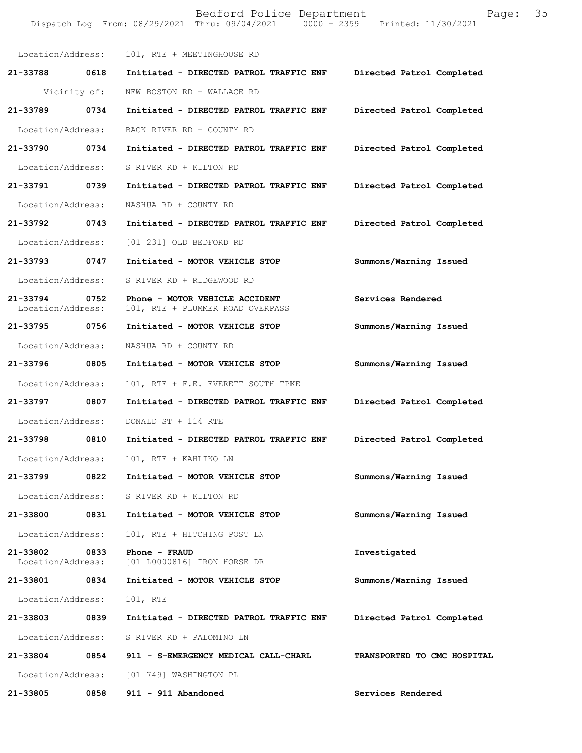Location/Address: 101, RTE + MEETINGHOUSE RD

**21-33788 0618 Initiated - DIRECTED PATROL TRAFFIC ENF Directed Patrol Completed**

Vicinity of: NEW BOSTON RD + WALLACE RD

**21-33789 0734 Initiated - DIRECTED PATROL TRAFFIC ENF Directed Patrol Completed**

Location/Address: BACK RIVER RD + COUNTY RD

**21-33790 0734 Initiated - DIRECTED PATROL TRAFFIC ENF Directed Patrol Completed**

Location/Address: S RIVER RD + KILTON RD

**21-33791 0739 Initiated - DIRECTED PATROL TRAFFIC ENF Directed Patrol Completed**

Location/Address: NASHUA RD + COUNTY RD

**21-33792 0743 Initiated - DIRECTED PATROL TRAFFIC ENF Directed Patrol Completed**

Location/Address: [01 231] OLD BEDFORD RD

**21-33793 0747 Initiated - MOTOR VEHICLE STOP Summons/Warning Issued**

Location/Address: S RIVER RD + RIDGEWOOD RD

**21-33794 0752 Phone - MOTOR VEHICLE ACCIDENT Services Rendered**
Location/Address: 101, RTE + PLUMMER ROAD OVERPASS

**21-33795 0756 Initiated - MOTOR VEHICLE STOP Summons/Warning Issued**

Location/Address: NASHUA RD + COUNTY RD

**21-33796 0805 Initiated - MOTOR VEHICLE STOP Summons/Warning Issued**

Location/Address: 101, RTE + F.E. EVERETT SOUTH TPKE

**21-33797 0807 Initiated - DIRECTED PATROL TRAFFIC ENF Directed Patrol Completed**

Location/Address: DONALD ST + 114 RTE

**21-33798 0810 Initiated - DIRECTED PATROL TRAFFIC ENF Directed Patrol Completed**

Location/Address: 101, RTE + KAHLIKO LN

**21-33799 0822 Initiated - MOTOR VEHICLE STOP Summons/Warning Issued**

Location/Address: S RIVER RD + KILTON RD

**21-33800 0831 Initiated - MOTOR VEHICLE STOP Summons/Warning Issued**

Location/Address: 101, RTE + HITCHING POST LN

**21-33802 0833 Phone - FRAUD Investigated**
Location/Address: [01 L0000816] IRON HORSE DR

**21-33801 0834 Initiated - MOTOR VEHICLE STOP Summons/Warning Issued**

Location/Address: 101, RTE

**21-33803 0839 Initiated - DIRECTED PATROL TRAFFIC ENF Directed Patrol Completed**

Location/Address: S RIVER RD + PALOMINO LN

**21-33804 0854 911 - S-EMERGENCY MEDICAL CALL-CHARL TRANSPORTED TO CMC HOSPITAL**

Location/Address: [01 749] WASHINGTON PL

**21-33805 0858 911 - 911 Abandoned Services Rendered**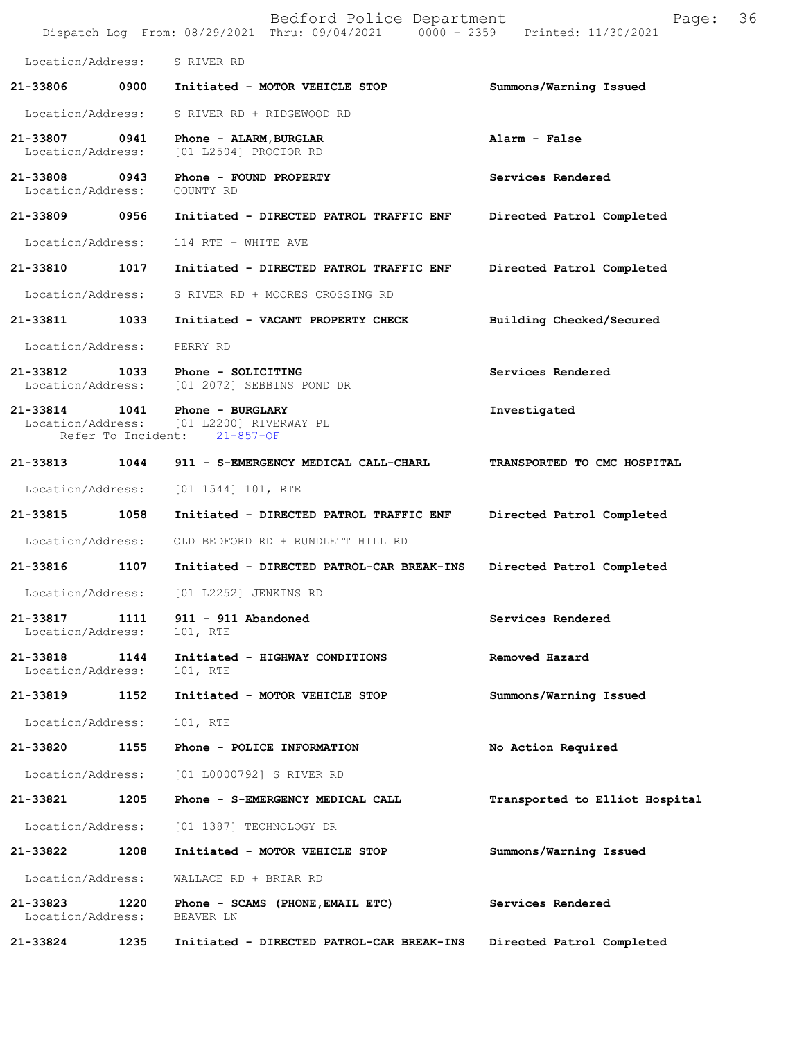Location/Address: S RIVER RD

21-33806 0900 Initiated - MOTOR VEHICLE STOP Summons/Warning Issued

Location/Address: S RIVER RD + RIDGEWOOD RD

21-33807 0941 Phone - ALARM,BURGLAR Alarm - False
Location/Address: [01 L2504] PROCTOR RD

21-33808 0943 Phone - FOUND PROPERTY Services Rendered
Location/Address: COUNTY RD

21-33809 0956 Initiated - DIRECTED PATROL TRAFFIC ENF Directed Patrol Completed

Location/Address: 114 RTE + WHITE AVE

21-33810 1017 Initiated - DIRECTED PATROL TRAFFIC ENF Directed Patrol Completed

Location/Address: S RIVER RD + MOORES CROSSING RD

21-33811 1033 Initiated - VACANT PROPERTY CHECK Building Checked/Secured

Location/Address: PERRY RD

21-33812 1033 Phone - SOLICITING Services Rendered
Location/Address: [01 2072] SEBBINS POND DR

21-33814 1041 Phone - BURGLARY Investigated
Location/Address: [01 L2200] RIVERWAY PL
Refer To Incident: 21-857-OF

21-33813 1044 911 - S-EMERGENCY MEDICAL CALL-CHARL TRANSPORTED TO CMC HOSPITAL

Location/Address: [01 1544] 101, RTE

21-33815 1058 Initiated - DIRECTED PATROL TRAFFIC ENF Directed Patrol Completed

Location/Address: OLD BEDFORD RD + RUNDLETT HILL RD

21-33816 1107 Initiated - DIRECTED PATROL-CAR BREAK-INS Directed Patrol Completed

Location/Address: [01 L2252] JENKINS RD

21-33817 1111 911 - 911 Abandoned Services Rendered
Location/Address: 101, RTE

21-33818 1144 Initiated - HIGHWAY CONDITIONS Removed Hazard
Location/Address: 101, RTE

21-33819 1152 Initiated - MOTOR VEHICLE STOP Summons/Warning Issued

Location/Address: 101, RTE

21-33820 1155 Phone - POLICE INFORMATION No Action Required

Location/Address: [01 L0000792] S RIVER RD

21-33821 1205 Phone - S-EMERGENCY MEDICAL CALL Transported to Elliot Hospital

Location/Address: [01 1387] TECHNOLOGY DR

21-33822 1208 Initiated - MOTOR VEHICLE STOP Summons/Warning Issued

Location/Address: WALLACE RD + BRIAR RD

21-33823 1220 Phone - SCAMS (PHONE,EMAIL ETC) Services Rendered
Location/Address: BEAVER LN

21-33824 1235 Initiated - DIRECTED PATROL-CAR BREAK-INS Directed Patrol Completed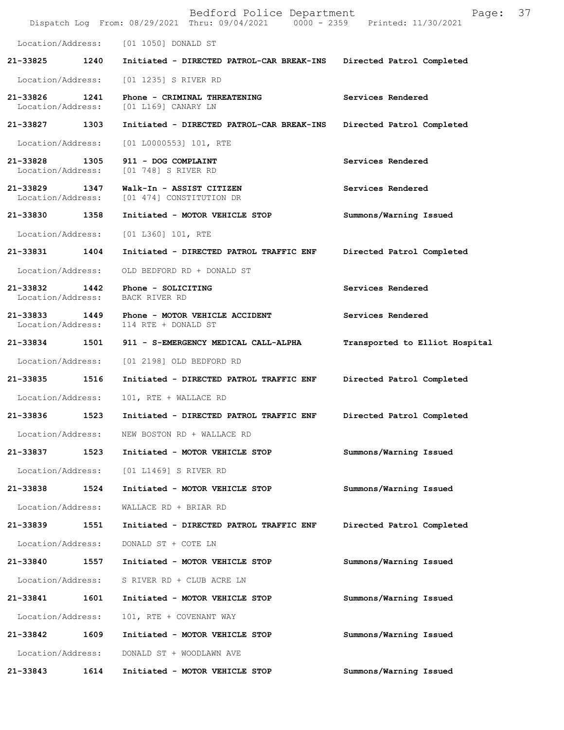Location/Address: [01 1050] DONALD ST

**21-33825 1240 Initiated - DIRECTED PATROL-CAR BREAK-INS Directed Patrol Completed**

Location/Address: [01 1235] S RIVER RD

**21-33826 1241 Phone - CRIMINAL THREATENING Services Rendered**
Location/Address: [01 L169] CANARY LN

**21-33827 1303 Initiated - DIRECTED PATROL-CAR BREAK-INS Directed Patrol Completed**

Location/Address: [01 L0000553] 101, RTE

**21-33828 1305 911 - DOG COMPLAINT Services Rendered**
Location/Address: [01 748] S RIVER RD

**21-33829 1347 Walk-In - ASSIST CITIZEN Services Rendered**
Location/Address: [01 474] CONSTITUTION DR

**21-33830 1358 Initiated - MOTOR VEHICLE STOP Summons/Warning Issued**

Location/Address: [01 L360] 101, RTE

**21-33831 1404 Initiated - DIRECTED PATROL TRAFFIC ENF Directed Patrol Completed**

Location/Address: OLD BEDFORD RD + DONALD ST

**21-33832 1442 Phone - SOLICITING Services Rendered**
Location/Address: BACK RIVER RD

**21-33833 1449 Phone - MOTOR VEHICLE ACCIDENT Services Rendered**
Location/Address: 114 RTE + DONALD ST

**21-33834 1501 911 - S-EMERGENCY MEDICAL CALL-ALPHA Transported to Elliot Hospital**

Location/Address: [01 2198] OLD BEDFORD RD

**21-33835 1516 Initiated - DIRECTED PATROL TRAFFIC ENF Directed Patrol Completed**

Location/Address: 101, RTE + WALLACE RD

**21-33836 1523 Initiated - DIRECTED PATROL TRAFFIC ENF Directed Patrol Completed**

Location/Address: NEW BOSTON RD + WALLACE RD

**21-33837 1523 Initiated - MOTOR VEHICLE STOP Summons/Warning Issued**

Location/Address: [01 L1469] S RIVER RD

**21-33838 1524 Initiated - MOTOR VEHICLE STOP Summons/Warning Issued**

Location/Address: WALLACE RD + BRIAR RD

**21-33839 1551 Initiated - DIRECTED PATROL TRAFFIC ENF Directed Patrol Completed**

Location/Address: DONALD ST + COTE LN

**21-33840 1557 Initiated - MOTOR VEHICLE STOP Summons/Warning Issued**

Location/Address: S RIVER RD + CLUB ACRE LN

**21-33841 1601 Initiated - MOTOR VEHICLE STOP Summons/Warning Issued**

Location/Address: 101, RTE + COVENANT WAY

**21-33842 1609 Initiated - MOTOR VEHICLE STOP Summons/Warning Issued**

Location/Address: DONALD ST + WOODLAWN AVE

**21-33843 1614 Initiated - MOTOR VEHICLE STOP Summons/Warning Issued**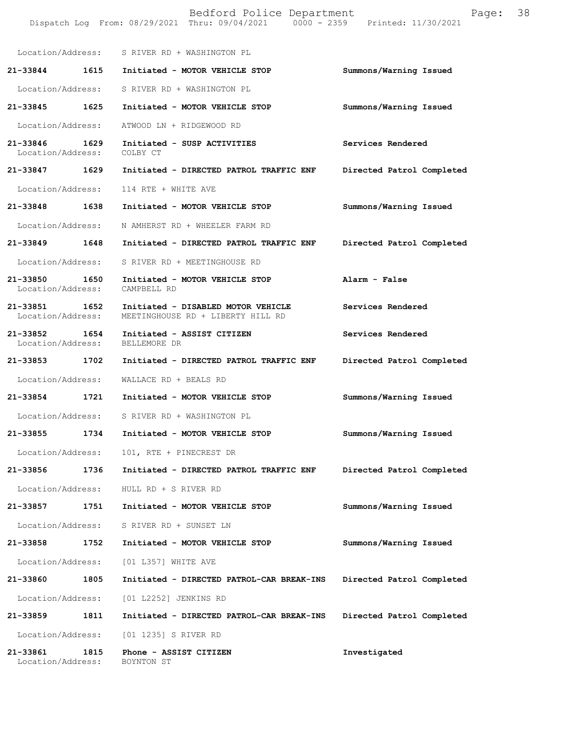Location/Address: S RIVER RD + WASHINGTON PL

**21-33844 1615 Initiated - MOTOR VEHICLE STOP Summons/Warning Issued**
Location/Address: S RIVER RD + WASHINGTON PL

**21-33845 1625 Initiated - MOTOR VEHICLE STOP Summons/Warning Issued**
Location/Address: ATWOOD LN + RIDGEWOOD RD

**21-33846 1629 Initiated - SUSP ACTIVITIES Services Rendered**
Location/Address: COLBY CT

**21-33847 1629 Initiated - DIRECTED PATROL TRAFFIC ENF Directed Patrol Completed**
Location/Address: 114 RTE + WHITE AVE

**21-33848 1638 Initiated - MOTOR VEHICLE STOP Summons/Warning Issued**
Location/Address: N AMHERST RD + WHEELER FARM RD

**21-33849 1648 Initiated - DIRECTED PATROL TRAFFIC ENF Directed Patrol Completed**
Location/Address: S RIVER RD + MEETINGHOUSE RD

**21-33850 1650 Initiated - MOTOR VEHICLE STOP Alarm - False**
Location/Address: CAMPBELL RD

**21-33851 1652 Initiated - DISABLED MOTOR VEHICLE Services Rendered**
Location/Address: MEETINGHOUSE RD + LIBERTY HILL RD

**21-33852 1654 Initiated - ASSIST CITIZEN Services Rendered**
Location/Address: BELLEMORE DR

**21-33853 1702 Initiated - DIRECTED PATROL TRAFFIC ENF Directed Patrol Completed**
Location/Address: WALLACE RD + BEALS RD

**21-33854 1721 Initiated - MOTOR VEHICLE STOP Summons/Warning Issued**
Location/Address: S RIVER RD + WASHINGTON PL

**21-33855 1734 Initiated - MOTOR VEHICLE STOP Summons/Warning Issued**
Location/Address: 101, RTE + PINECREST DR

**21-33856 1736 Initiated - DIRECTED PATROL TRAFFIC ENF Directed Patrol Completed**
Location/Address: HULL RD + S RIVER RD

**21-33857 1751 Initiated - MOTOR VEHICLE STOP Summons/Warning Issued**
Location/Address: S RIVER RD + SUNSET LN

**21-33858 1752 Initiated - MOTOR VEHICLE STOP Summons/Warning Issued**
Location/Address: [01 L357] WHITE AVE

**21-33860 1805 Initiated - DIRECTED PATROL-CAR BREAK-INS Directed Patrol Completed**
Location/Address: [01 L2252] JENKINS RD

**21-33859 1811 Initiated - DIRECTED PATROL-CAR BREAK-INS Directed Patrol Completed**
Location/Address: [01 1235] S RIVER RD

**21-33861 1815 Phone - ASSIST CITIZEN Investigated**
Location/Address: BOYNTON ST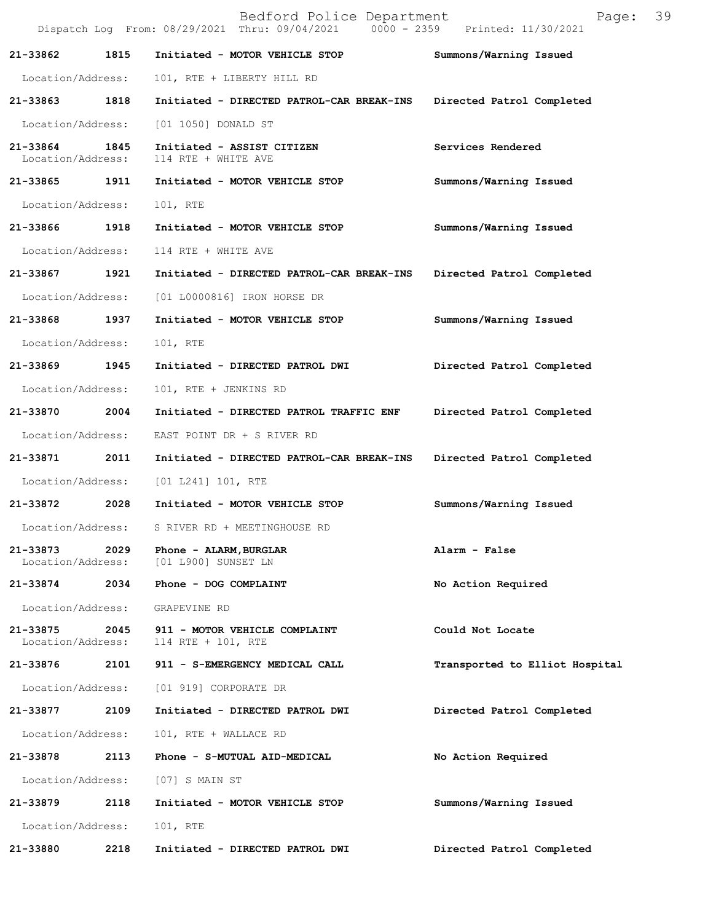| Call Number | Time | Call Reason | Action |
|---|---|---|---|
| **21-33862** | **1815** | **Initiated - MOTOR VEHICLE STOP** | **Summons/Warning Issued** |
| Location/Address: | | 101, RTE + LIBERTY HILL RD | |
| **21-33863** | **1818** | **Initiated - DIRECTED PATROL-CAR BREAK-INS** | **Directed Patrol Completed** |
| Location/Address: | | [01 1050] DONALD ST | |
| **21-33864** | **1845** | **Initiated - ASSIST CITIZEN** | **Services Rendered** |
| Location/Address: | | 114 RTE + WHITE AVE | |
| **21-33865** | **1911** | **Initiated - MOTOR VEHICLE STOP** | **Summons/Warning Issued** |
| Location/Address: | | 101, RTE | |
| **21-33866** | **1918** | **Initiated - MOTOR VEHICLE STOP** | **Summons/Warning Issued** |
| Location/Address: | | 114 RTE + WHITE AVE | |
| **21-33867** | **1921** | **Initiated - DIRECTED PATROL-CAR BREAK-INS** | **Directed Patrol Completed** |
| Location/Address: | | [01 L0000816] IRON HORSE DR | |
| **21-33868** | **1937** | **Initiated - MOTOR VEHICLE STOP** | **Summons/Warning Issued** |
| Location/Address: | | 101, RTE | |
| **21-33869** | **1945** | **Initiated - DIRECTED PATROL DWI** | **Directed Patrol Completed** |
| Location/Address: | | 101, RTE + JENKINS RD | |
| **21-33870** | **2004** | **Initiated - DIRECTED PATROL TRAFFIC ENF** | **Directed Patrol Completed** |
| Location/Address: | | EAST POINT DR + S RIVER RD | |
| **21-33871** | **2011** | **Initiated - DIRECTED PATROL-CAR BREAK-INS** | **Directed Patrol Completed** |
| Location/Address: | | [01 L241] 101, RTE | |
| **21-33872** | **2028** | **Initiated - MOTOR VEHICLE STOP** | **Summons/Warning Issued** |
| Location/Address: | | S RIVER RD + MEETINGHOUSE RD | |
| **21-33873** | **2029** | **Phone - ALARM,BURGLAR** | **Alarm - False** |
| Location/Address: | | [01 L900] SUNSET LN | |
| **21-33874** | **2034** | **Phone - DOG COMPLAINT** | **No Action Required** |
| Location/Address: | | GRAPEVINE RD | |
| **21-33875** | **2045** | **911 - MOTOR VEHICLE COMPLAINT** | **Could Not Locate** |
| Location/Address: | | 114 RTE + 101, RTE | |
| **21-33876** | **2101** | **911 - S-EMERGENCY MEDICAL CALL** | **Transported to Elliot Hospital** |
| Location/Address: | | [01 919] CORPORATE DR | |
| **21-33877** | **2109** | **Initiated - DIRECTED PATROL DWI** | **Directed Patrol Completed** |
| Location/Address: | | 101, RTE + WALLACE RD | |
| **21-33878** | **2113** | **Phone - S-MUTUAL AID-MEDICAL** | **No Action Required** |
| Location/Address: | | [07] S MAIN ST | |
| **21-33879** | **2118** | **Initiated - MOTOR VEHICLE STOP** | **Summons/Warning Issued** |
| Location/Address: | | 101, RTE | |
| **21-33880** | **2218** | **Initiated - DIRECTED PATROL DWI** | **Directed Patrol Completed** |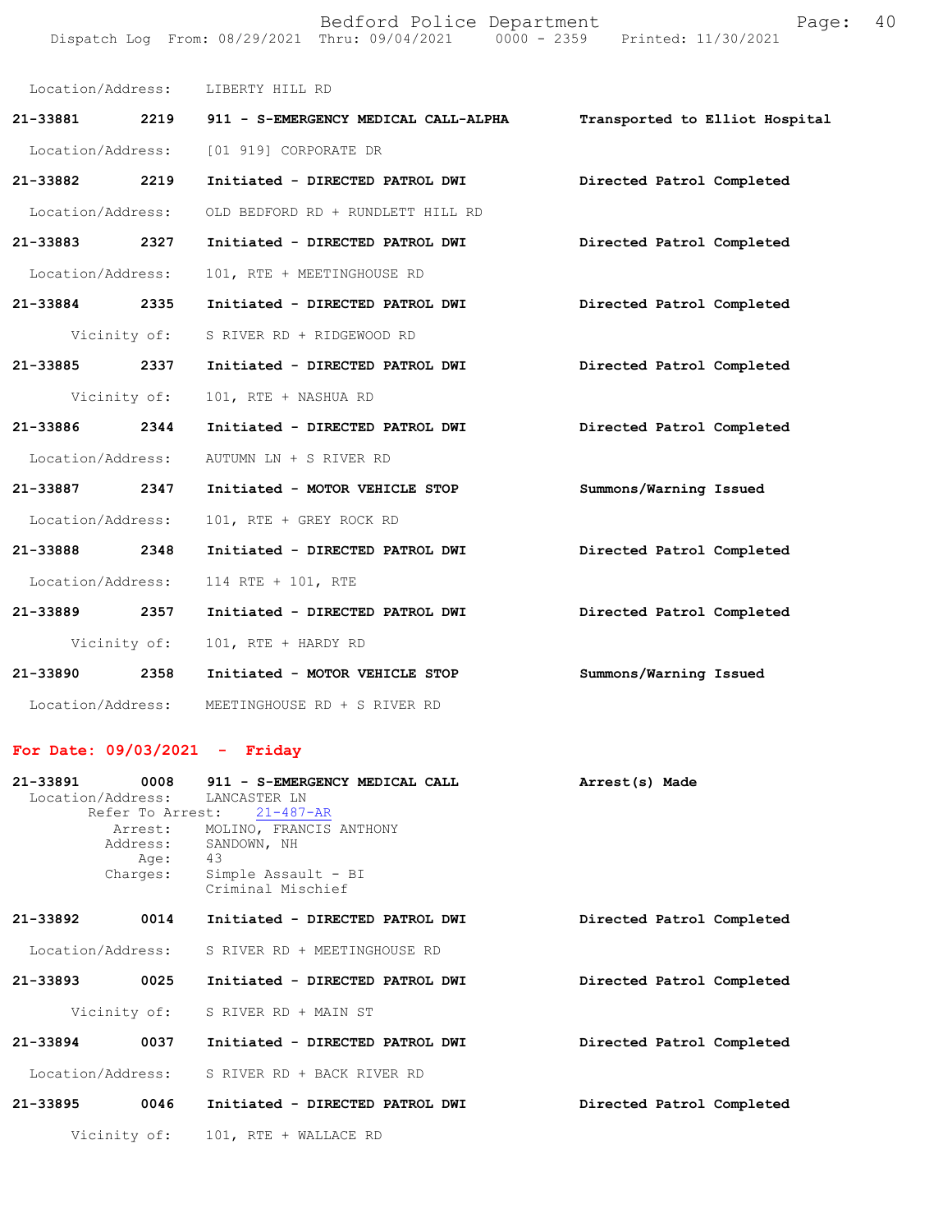Location/Address: LIBERTY HILL RD

**21-33881 2219 911 - S-EMERGENCY MEDICAL CALL-ALPHA** — **Transported to Elliot Hospital**
Location/Address: [01 919] CORPORATE DR

**21-33882 2219 Initiated - DIRECTED PATROL DWI** — **Directed Patrol Completed**
Location/Address: OLD BEDFORD RD + RUNDLETT HILL RD

**21-33883 2327 Initiated - DIRECTED PATROL DWI** — **Directed Patrol Completed**
Location/Address: 101, RTE + MEETINGHOUSE RD

**21-33884 2335 Initiated - DIRECTED PATROL DWI** — **Directed Patrol Completed**
Vicinity of: S RIVER RD + RIDGEWOOD RD

**21-33885 2337 Initiated - DIRECTED PATROL DWI** — **Directed Patrol Completed**
Vicinity of: 101, RTE + NASHUA RD

**21-33886 2344 Initiated - DIRECTED PATROL DWI** — **Directed Patrol Completed**
Location/Address: AUTUMN LN + S RIVER RD

**21-33887 2347 Initiated - MOTOR VEHICLE STOP** — **Summons/Warning Issued**
Location/Address: 101, RTE + GREY ROCK RD

**21-33888 2348 Initiated - DIRECTED PATROL DWI** — **Directed Patrol Completed**
Location/Address: 114 RTE + 101, RTE

**21-33889 2357 Initiated - DIRECTED PATROL DWI** — **Directed Patrol Completed**
Vicinity of: 101, RTE + HARDY RD

**21-33890 2358 Initiated - MOTOR VEHICLE STOP** — **Summons/Warning Issued**
Location/Address: MEETINGHOUSE RD + S RIVER RD

## For Date: 09/03/2021 - Friday

**21-33891 0008 911 - S-EMERGENCY MEDICAL CALL** — **Arrest(s) Made**
Location/Address: LANCASTER LN
Refer To Arrest: 21-487-AR
Arrest: MOLINO, FRANCIS ANTHONY
Address: SANDOWN, NH
Age: 43
Charges: Simple Assault - BI
Criminal Mischief

**21-33892 0014 Initiated - DIRECTED PATROL DWI** — **Directed Patrol Completed**
Location/Address: S RIVER RD + MEETINGHOUSE RD

**21-33893 0025 Initiated - DIRECTED PATROL DWI** — **Directed Patrol Completed**
Vicinity of: S RIVER RD + MAIN ST

**21-33894 0037 Initiated - DIRECTED PATROL DWI** — **Directed Patrol Completed**
Location/Address: S RIVER RD + BACK RIVER RD

**21-33895 0046 Initiated - DIRECTED PATROL DWI** — **Directed Patrol Completed**
Vicinity of: 101, RTE + WALLACE RD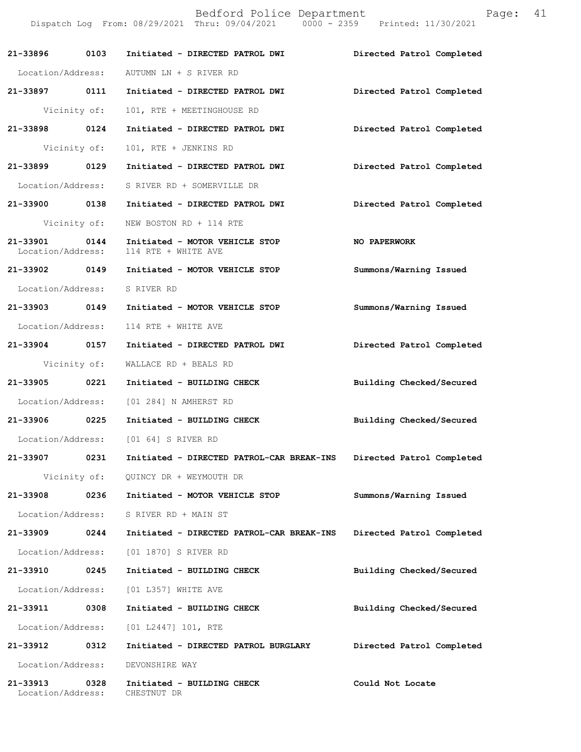Bedford Police Department

Dispatch Log From: 08/29/2021 Thru: 09/04/2021 0000 - 2359 Printed: 11/30/2021

**21-33896 0103 Initiated - DIRECTED PATROL DWI** **Directed Patrol Completed**

Location/Address: AUTUMN LN + S RIVER RD

**21-33897 0111 Initiated - DIRECTED PATROL DWI** **Directed Patrol Completed**

Vicinity of: 101, RTE + MEETINGHOUSE RD

**21-33898 0124 Initiated - DIRECTED PATROL DWI** **Directed Patrol Completed**

Vicinity of: 101, RTE + JENKINS RD

**21-33899 0129 Initiated - DIRECTED PATROL DWI** **Directed Patrol Completed**

Location/Address: S RIVER RD + SOMERVILLE DR

**21-33900 0138 Initiated - DIRECTED PATROL DWI** **Directed Patrol Completed**

Vicinity of: NEW BOSTON RD + 114 RTE

**21-33901 0144 Initiated - MOTOR VEHICLE STOP** **NO PAPERWORK**

Location/Address: 114 RTE + WHITE AVE

**21-33902 0149 Initiated - MOTOR VEHICLE STOP** **Summons/Warning Issued**

Location/Address: S RIVER RD

**21-33903 0149 Initiated - MOTOR VEHICLE STOP** **Summons/Warning Issued**

Location/Address: 114 RTE + WHITE AVE

**21-33904 0157 Initiated - DIRECTED PATROL DWI** **Directed Patrol Completed**

Vicinity of: WALLACE RD + BEALS RD

**21-33905 0221 Initiated - BUILDING CHECK** **Building Checked/Secured**

Location/Address: [01 284] N AMHERST RD

**21-33906 0225 Initiated - BUILDING CHECK** **Building Checked/Secured**

Location/Address: [01 64] S RIVER RD

**21-33907 0231 Initiated - DIRECTED PATROL-CAR BREAK-INS** **Directed Patrol Completed**

Vicinity of: QUINCY DR + WEYMOUTH DR

**21-33908 0236 Initiated - MOTOR VEHICLE STOP** **Summons/Warning Issued**

Location/Address: S RIVER RD + MAIN ST

**21-33909 0244 Initiated - DIRECTED PATROL-CAR BREAK-INS** **Directed Patrol Completed**

Location/Address: [01 1870] S RIVER RD

**21-33910 0245 Initiated - BUILDING CHECK** **Building Checked/Secured**

Location/Address: [01 L357] WHITE AVE

**21-33911 0308 Initiated - BUILDING CHECK** **Building Checked/Secured**

Location/Address: [01 L2447] 101, RTE

**21-33912 0312 Initiated - DIRECTED PATROL BURGLARY** **Directed Patrol Completed**

Location/Address: DEVONSHIRE WAY

**21-33913 0328 Initiated - BUILDING CHECK** **Could Not Locate**

Location/Address: CHESTNUT DR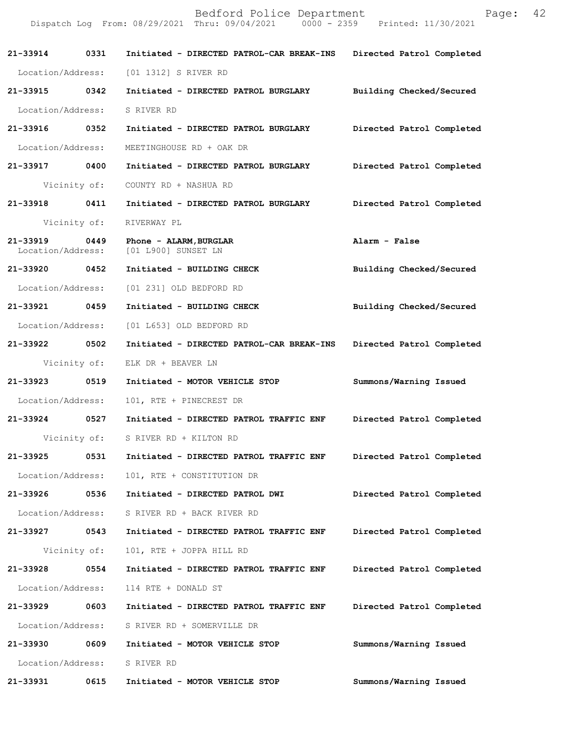| | | | |
|---|---|---|---|
| 21-33914 | 0331 | Initiated - DIRECTED PATROL-CAR BREAK-INS | Directed Patrol Completed |
| Location/Address: | | [01 1312] S RIVER RD | |
| 21-33915 | 0342 | Initiated - DIRECTED PATROL BURGLARY | Building Checked/Secured |
| Location/Address: | | S RIVER RD | |
| 21-33916 | 0352 | Initiated - DIRECTED PATROL BURGLARY | Directed Patrol Completed |
| Location/Address: | | MEETINGHOUSE RD + OAK DR | |
| 21-33917 | 0400 | Initiated - DIRECTED PATROL BURGLARY | Directed Patrol Completed |
| Vicinity of: | | COUNTY RD + NASHUA RD | |
| 21-33918 | 0411 | Initiated - DIRECTED PATROL BURGLARY | Directed Patrol Completed |
| Vicinity of: | | RIVERWAY PL | |
| 21-33919 | 0449 | Phone - ALARM,BURGLAR | Alarm - False |
| Location/Address: | | [01 L900] SUNSET LN | |
| 21-33920 | 0452 | Initiated - BUILDING CHECK | Building Checked/Secured |
| Location/Address: | | [01 231] OLD BEDFORD RD | |
| 21-33921 | 0459 | Initiated - BUILDING CHECK | Building Checked/Secured |
| Location/Address: | | [01 L653] OLD BEDFORD RD | |
| 21-33922 | 0502 | Initiated - DIRECTED PATROL-CAR BREAK-INS | Directed Patrol Completed |
| Vicinity of: | | ELK DR + BEAVER LN | |
| 21-33923 | 0519 | Initiated - MOTOR VEHICLE STOP | Summons/Warning Issued |
| Location/Address: | | 101, RTE + PINECREST DR | |
| 21-33924 | 0527 | Initiated - DIRECTED PATROL TRAFFIC ENF | Directed Patrol Completed |
| Vicinity of: | | S RIVER RD + KILTON RD | |
| 21-33925 | 0531 | Initiated - DIRECTED PATROL TRAFFIC ENF | Directed Patrol Completed |
| Location/Address: | | 101, RTE + CONSTITUTION DR | |
| 21-33926 | 0536 | Initiated - DIRECTED PATROL DWI | Directed Patrol Completed |
| Location/Address: | | S RIVER RD + BACK RIVER RD | |
| 21-33927 | 0543 | Initiated - DIRECTED PATROL TRAFFIC ENF | Directed Patrol Completed |
| Vicinity of: | | 101, RTE + JOPPA HILL RD | |
| 21-33928 | 0554 | Initiated - DIRECTED PATROL TRAFFIC ENF | Directed Patrol Completed |
| Location/Address: | | 114 RTE + DONALD ST | |
| 21-33929 | 0603 | Initiated - DIRECTED PATROL TRAFFIC ENF | Directed Patrol Completed |
| Location/Address: | | S RIVER RD + SOMERVILLE DR | |
| 21-33930 | 0609 | Initiated - MOTOR VEHICLE STOP | Summons/Warning Issued |
| Location/Address: | | S RIVER RD | |
| 21-33931 | 0615 | Initiated - MOTOR VEHICLE STOP | Summons/Warning Issued |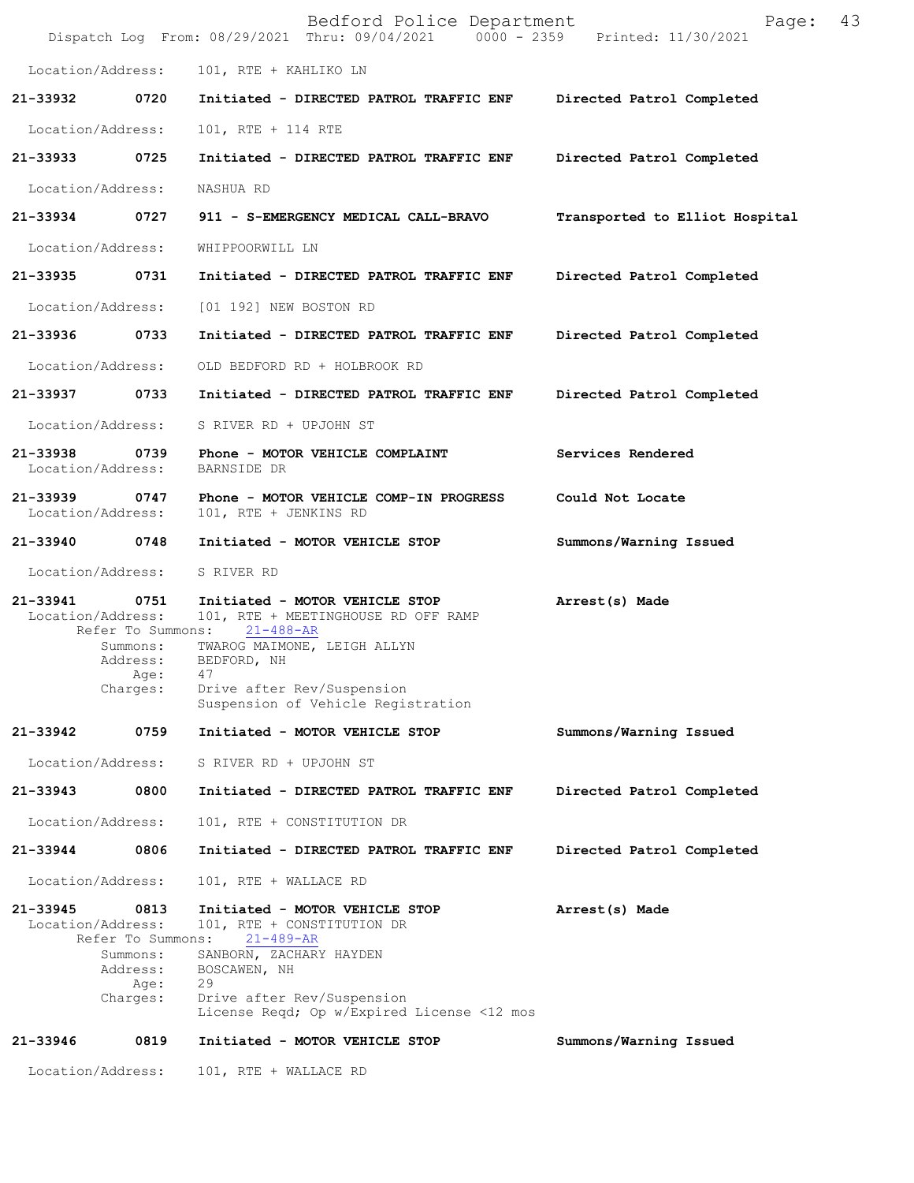Location/Address: 101, RTE + KAHLIKO LN

**21-33932** 0720 Initiated - DIRECTED PATROL TRAFFIC ENF — Directed Patrol Completed

Location/Address: 101, RTE + 114 RTE

**21-33933** 0725 Initiated - DIRECTED PATROL TRAFFIC ENF — Directed Patrol Completed

Location/Address: NASHUA RD

**21-33934** 0727 911 - S-EMERGENCY MEDICAL CALL-BRAVO — Transported to Elliot Hospital

Location/Address: WHIPPOORWILL LN

**21-33935** 0731 Initiated - DIRECTED PATROL TRAFFIC ENF — Directed Patrol Completed

Location/Address: [01 192] NEW BOSTON RD

**21-33936** 0733 Initiated - DIRECTED PATROL TRAFFIC ENF — Directed Patrol Completed

Location/Address: OLD BEDFORD RD + HOLBROOK RD

**21-33937** 0733 Initiated - DIRECTED PATROL TRAFFIC ENF — Directed Patrol Completed

Location/Address: S RIVER RD + UPJOHN ST

**21-33938** 0739 Phone - MOTOR VEHICLE COMPLAINT — Services Rendered

Location/Address: BARNSIDE DR

**21-33939** 0747 Phone - MOTOR VEHICLE COMP-IN PROGRESS — Could Not Locate

Location/Address: 101, RTE + JENKINS RD

**21-33940** 0748 Initiated - MOTOR VEHICLE STOP — Summons/Warning Issued

Location/Address: S RIVER RD

**21-33941** 0751 Initiated - MOTOR VEHICLE STOP — Arrest(s) Made

Location/Address: 101, RTE + MEETINGHOUSE RD OFF RAMP

Refer To Summons: 21-488-AR

Summons: TWAROG MAIMONE, LEIGH ALLYN

Address: BEDFORD, NH

Age: 47

Charges: Drive after Rev/Suspension
Suspension of Vehicle Registration

**21-33942** 0759 Initiated - MOTOR VEHICLE STOP — Summons/Warning Issued

Location/Address: S RIVER RD + UPJOHN ST

**21-33943** 0800 Initiated - DIRECTED PATROL TRAFFIC ENF — Directed Patrol Completed

Location/Address: 101, RTE + CONSTITUTION DR

**21-33944** 0806 Initiated - DIRECTED PATROL TRAFFIC ENF — Directed Patrol Completed

Location/Address: 101, RTE + WALLACE RD

**21-33945** 0813 Initiated - MOTOR VEHICLE STOP — Arrest(s) Made

Location/Address: 101, RTE + CONSTITUTION DR

Refer To Summons: 21-489-AR

Summons: SANBORN, ZACHARY HAYDEN

Address: BOSCAWEN, NH

Age: 29

Charges: Drive after Rev/Suspension
License Reqd; Op w/Expired License <12 mos

**21-33946** 0819 Initiated - MOTOR VEHICLE STOP — Summons/Warning Issued

Location/Address: 101, RTE + WALLACE RD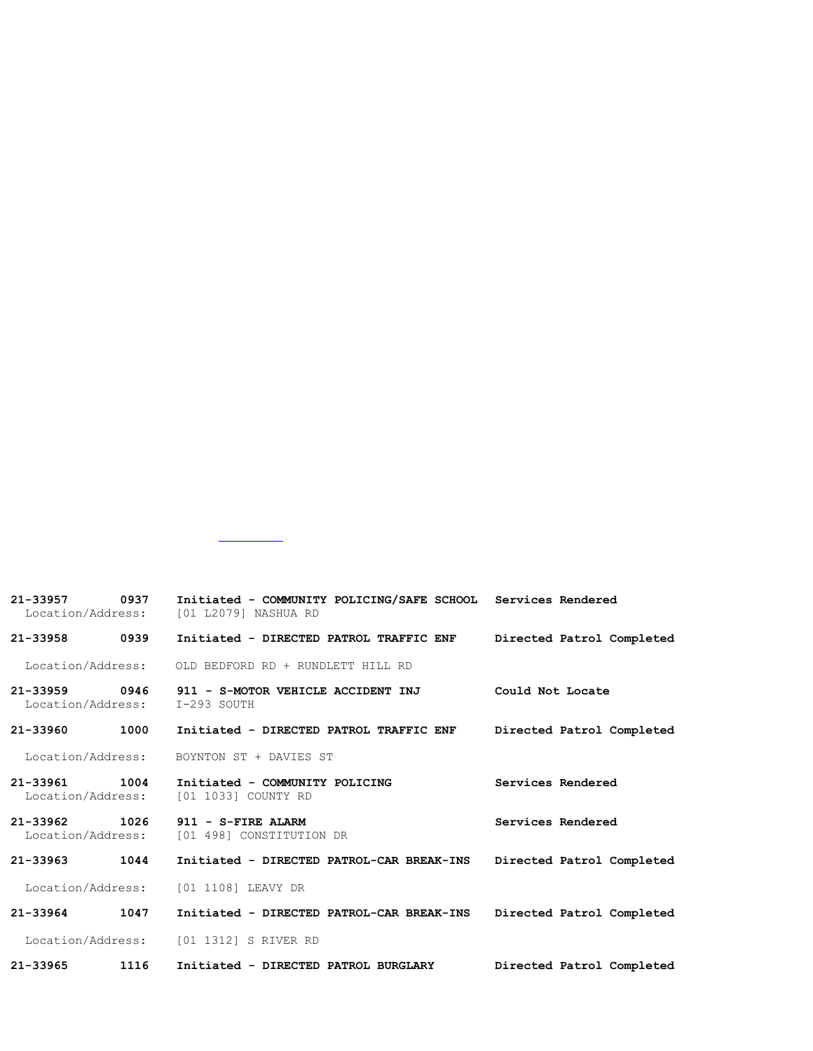**21-33957 0937 Initiated - COMMUNITY POLICING/SAFE SCHOOL Services Rendered**
Location/Address: [01 L2079] NASHUA RD

**21-33958 0939 Initiated - DIRECTED PATROL TRAFFIC ENF Directed Patrol Completed**

Location/Address: OLD BEDFORD RD + RUNDLETT HILL RD

**21-33959 0946 911 - S-MOTOR VEHICLE ACCIDENT INJ Could Not Locate**
Location/Address: I-293 SOUTH

**21-33960 1000 Initiated - DIRECTED PATROL TRAFFIC ENF Directed Patrol Completed**

Location/Address: BOYNTON ST + DAVIES ST

**21-33961 1004 Initiated - COMMUNITY POLICING Services Rendered**
Location/Address: [01 1033] COUNTY RD

**21-33962 1026 911 - S-FIRE ALARM Services Rendered**
Location/Address: [01 498] CONSTITUTION DR

**21-33963 1044 Initiated - DIRECTED PATROL-CAR BREAK-INS Directed Patrol Completed**

Location/Address: [01 1108] LEAVY DR

**21-33964 1047 Initiated - DIRECTED PATROL-CAR BREAK-INS Directed Patrol Completed**

Location/Address: [01 1312] S RIVER RD

**21-33965 1116 Initiated - DIRECTED PATROL BURGLARY Directed Patrol Completed**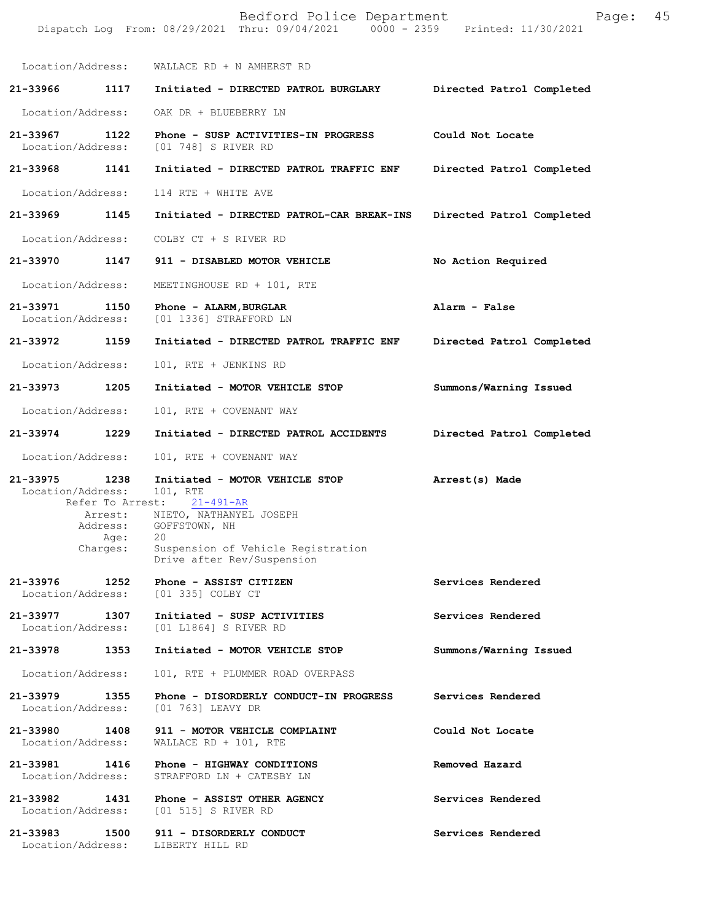Location/Address: WALLACE RD + N AMHERST RD

**21-33966 1117 Initiated - DIRECTED PATROL BURGLARY** — **Directed Patrol Completed**
Location/Address: OAK DR + BLUEBERRY LN

**21-33967 1122 Phone - SUSP ACTIVITIES-IN PROGRESS** — **Could Not Locate**
Location/Address: [01 748] S RIVER RD

**21-33968 1141 Initiated - DIRECTED PATROL TRAFFIC ENF** — **Directed Patrol Completed**
Location/Address: 114 RTE + WHITE AVE

**21-33969 1145 Initiated - DIRECTED PATROL-CAR BREAK-INS** — **Directed Patrol Completed**
Location/Address: COLBY CT + S RIVER RD

**21-33970 1147 911 - DISABLED MOTOR VEHICLE** — **No Action Required**
Location/Address: MEETINGHOUSE RD + 101, RTE

**21-33971 1150 Phone - ALARM,BURGLAR** — **Alarm - False**
Location/Address: [01 1336] STRAFFORD LN

**21-33972 1159 Initiated - DIRECTED PATROL TRAFFIC ENF** — **Directed Patrol Completed**
Location/Address: 101, RTE + JENKINS RD

**21-33973 1205 Initiated - MOTOR VEHICLE STOP** — **Summons/Warning Issued**
Location/Address: 101, RTE + COVENANT WAY

**21-33974 1229 Initiated - DIRECTED PATROL ACCIDENTS** — **Directed Patrol Completed**
Location/Address: 101, RTE + COVENANT WAY

**21-33975 1238 Initiated - MOTOR VEHICLE STOP** — **Arrest(s) Made**
Location/Address: 101, RTE
Refer To Arrest: 21-491-AR
Arrest: NIETO, NATHANYEL JOSEPH
Address: GOFFSTOWN, NH
Age: 20
Charges: Suspension of Vehicle Registration
Drive after Rev/Suspension

**21-33976 1252 Phone - ASSIST CITIZEN** — **Services Rendered**
Location/Address: [01 335] COLBY CT

**21-33977 1307 Initiated - SUSP ACTIVITIES** — **Services Rendered**
Location/Address: [01 L1864] S RIVER RD

**21-33978 1353 Initiated - MOTOR VEHICLE STOP** — **Summons/Warning Issued**
Location/Address: 101, RTE + PLUMMER ROAD OVERPASS

**21-33979 1355 Phone - DISORDERLY CONDUCT-IN PROGRESS** — **Services Rendered**
Location/Address: [01 763] LEAVY DR

**21-33980 1408 911 - MOTOR VEHICLE COMPLAINT** — **Could Not Locate**
Location/Address: WALLACE RD + 101, RTE

**21-33981 1416 Phone - HIGHWAY CONDITIONS** — **Removed Hazard**
Location/Address: STRAFFORD LN + CATESBY LN

**21-33982 1431 Phone - ASSIST OTHER AGENCY** — **Services Rendered**
Location/Address: [01 515] S RIVER RD

**21-33983 1500 911 - DISORDERLY CONDUCT** — **Services Rendered**
Location/Address: LIBERTY HILL RD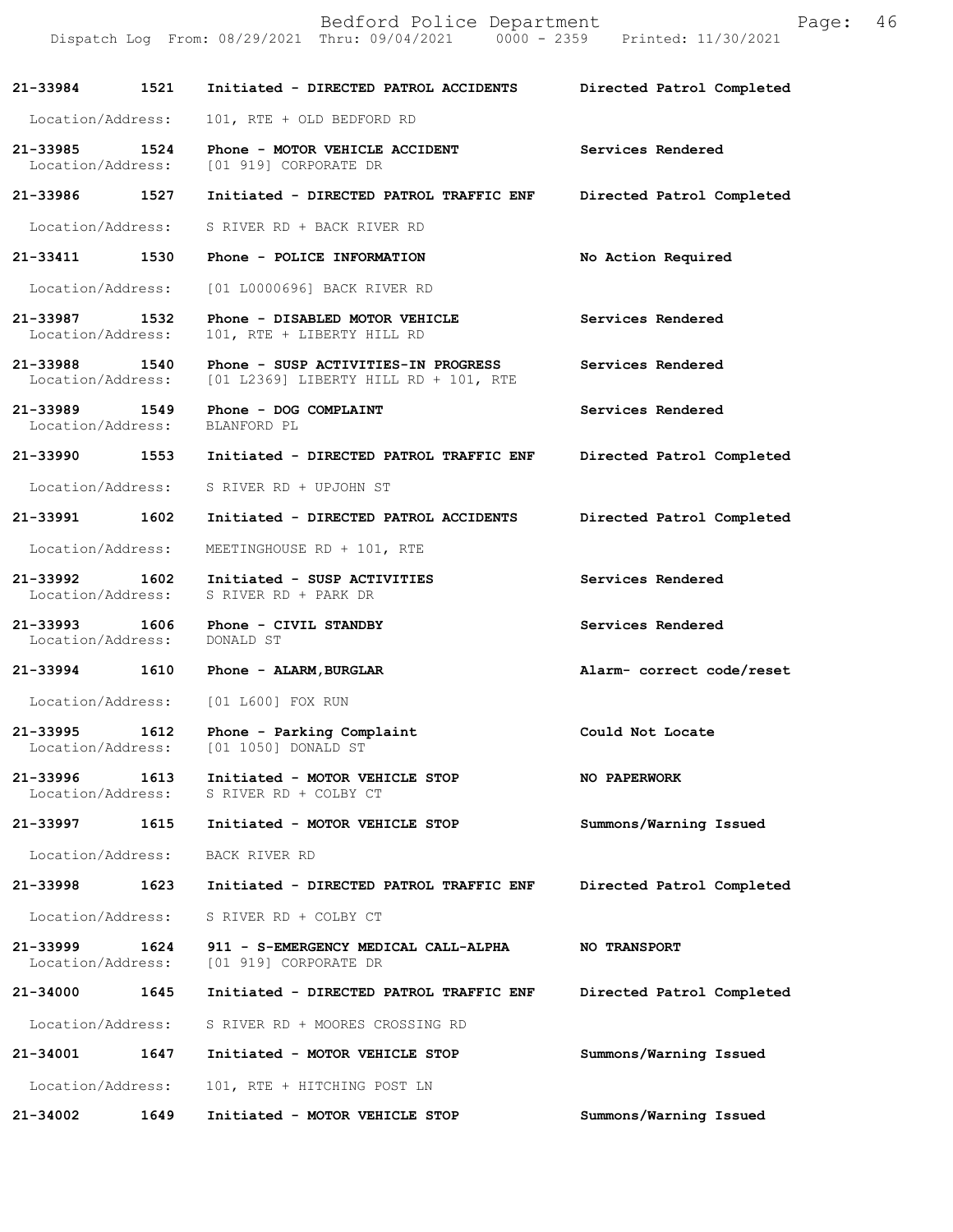**21-33984 1521 Initiated - DIRECTED PATROL ACCIDENTS Directed Patrol Completed**

Location/Address: 101, RTE + OLD BEDFORD RD

**21-33985 1524 Phone - MOTOR VEHICLE ACCIDENT Services Rendered**
Location/Address: [01 919] CORPORATE DR

**21-33986 1527 Initiated - DIRECTED PATROL TRAFFIC ENF Directed Patrol Completed**

Location/Address: S RIVER RD + BACK RIVER RD

**21-33411 1530 Phone - POLICE INFORMATION No Action Required**

Location/Address: [01 L0000696] BACK RIVER RD

**21-33987 1532 Phone - DISABLED MOTOR VEHICLE Services Rendered**
Location/Address: 101, RTE + LIBERTY HILL RD

**21-33988 1540 Phone - SUSP ACTIVITIES-IN PROGRESS Services Rendered**
Location/Address: [01 L2369] LIBERTY HILL RD + 101, RTE

**21-33989 1549 Phone - DOG COMPLAINT Services Rendered**
Location/Address: BLANFORD PL

**21-33990 1553 Initiated - DIRECTED PATROL TRAFFIC ENF Directed Patrol Completed**

Location/Address: S RIVER RD + UPJOHN ST

**21-33991 1602 Initiated - DIRECTED PATROL ACCIDENTS Directed Patrol Completed**

Location/Address: MEETINGHOUSE RD + 101, RTE

**21-33992 1602 Initiated - SUSP ACTIVITIES Services Rendered**
Location/Address: S RIVER RD + PARK DR

**21-33993 1606 Phone - CIVIL STANDBY Services Rendered**
Location/Address: DONALD ST

**21-33994 1610 Phone - ALARM,BURGLAR Alarm- correct code/reset**

Location/Address: [01 L600] FOX RUN

**21-33995 1612 Phone - Parking Complaint Could Not Locate**
Location/Address: [01 1050] DONALD ST

**21-33996 1613 Initiated - MOTOR VEHICLE STOP NO PAPERWORK**
Location/Address: S RIVER RD + COLBY CT

**21-33997 1615 Initiated - MOTOR VEHICLE STOP Summons/Warning Issued**

Location/Address: BACK RIVER RD

**21-33998 1623 Initiated - DIRECTED PATROL TRAFFIC ENF Directed Patrol Completed**

Location/Address: S RIVER RD + COLBY CT

**21-33999 1624 911 - S-EMERGENCY MEDICAL CALL-ALPHA NO TRANSPORT**
Location/Address: [01 919] CORPORATE DR

**21-34000 1645 Initiated - DIRECTED PATROL TRAFFIC ENF Directed Patrol Completed**

Location/Address: S RIVER RD + MOORES CROSSING RD

**21-34001 1647 Initiated - MOTOR VEHICLE STOP Summons/Warning Issued**

Location/Address: 101, RTE + HITCHING POST LN

**21-34002 1649 Initiated - MOTOR VEHICLE STOP Summons/Warning Issued**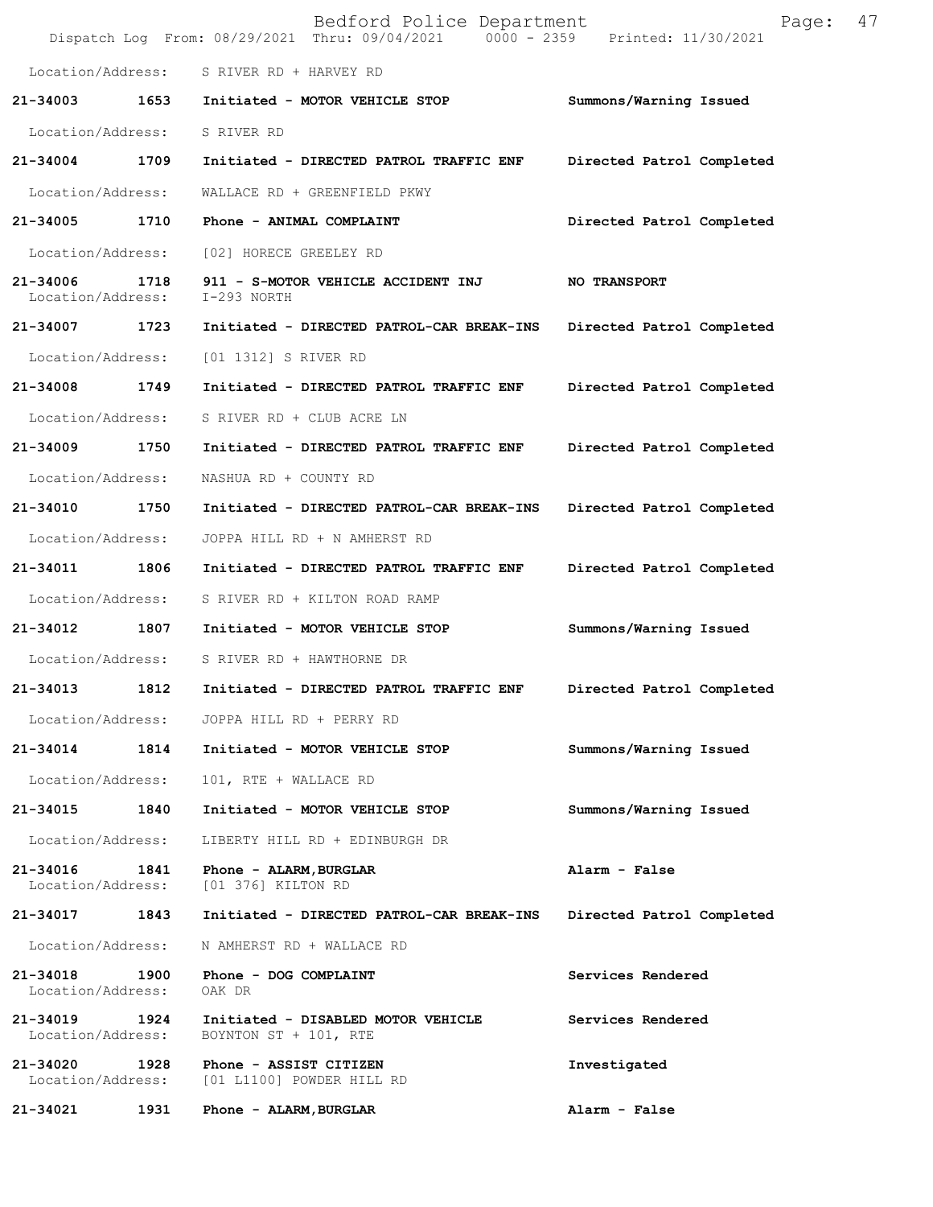Location/Address: S RIVER RD + HARVEY RD

**21-34003 1653 Initiated - MOTOR VEHICLE STOP** Summons/Warning Issued

Location/Address: S RIVER RD

**21-34004 1709 Initiated - DIRECTED PATROL TRAFFIC ENF** Directed Patrol Completed

Location/Address: WALLACE RD + GREENFIELD PKWY

**21-34005 1710 Phone - ANIMAL COMPLAINT** Directed Patrol Completed

Location/Address: [02] HORECE GREELEY RD

**21-34006 1718 911 - S-MOTOR VEHICLE ACCIDENT INJ** NO TRANSPORT

Location/Address: I-293 NORTH

**21-34007 1723 Initiated - DIRECTED PATROL-CAR BREAK-INS** Directed Patrol Completed

Location/Address: [01 1312] S RIVER RD

**21-34008 1749 Initiated - DIRECTED PATROL TRAFFIC ENF** Directed Patrol Completed

Location/Address: S RIVER RD + CLUB ACRE LN

**21-34009 1750 Initiated - DIRECTED PATROL TRAFFIC ENF** Directed Patrol Completed

Location/Address: NASHUA RD + COUNTY RD

**21-34010 1750 Initiated - DIRECTED PATROL-CAR BREAK-INS** Directed Patrol Completed

Location/Address: JOPPA HILL RD + N AMHERST RD

**21-34011 1806 Initiated - DIRECTED PATROL TRAFFIC ENF** Directed Patrol Completed

Location/Address: S RIVER RD + KILTON ROAD RAMP

**21-34012 1807 Initiated - MOTOR VEHICLE STOP** Summons/Warning Issued

Location/Address: S RIVER RD + HAWTHORNE DR

**21-34013 1812 Initiated - DIRECTED PATROL TRAFFIC ENF** Directed Patrol Completed

Location/Address: JOPPA HILL RD + PERRY RD

**21-34014 1814 Initiated - MOTOR VEHICLE STOP** Summons/Warning Issued

Location/Address: 101, RTE + WALLACE RD

**21-34015 1840 Initiated - MOTOR VEHICLE STOP** Summons/Warning Issued

Location/Address: LIBERTY HILL RD + EDINBURGH DR

**21-34016 1841 Phone - ALARM,BURGLAR** Alarm - False

Location/Address: [01 376] KILTON RD

**21-34017 1843 Initiated - DIRECTED PATROL-CAR BREAK-INS** Directed Patrol Completed

Location/Address: N AMHERST RD + WALLACE RD

**21-34018 1900 Phone - DOG COMPLAINT** Services Rendered

Location/Address: OAK DR

**21-34019 1924 Initiated - DISABLED MOTOR VEHICLE** Services Rendered

Location/Address: BOYNTON ST + 101, RTE

**21-34020 1928 Phone - ASSIST CITIZEN** Investigated

Location/Address: [01 L1100] POWDER HILL RD

**21-34021 1931 Phone - ALARM,BURGLAR** Alarm - False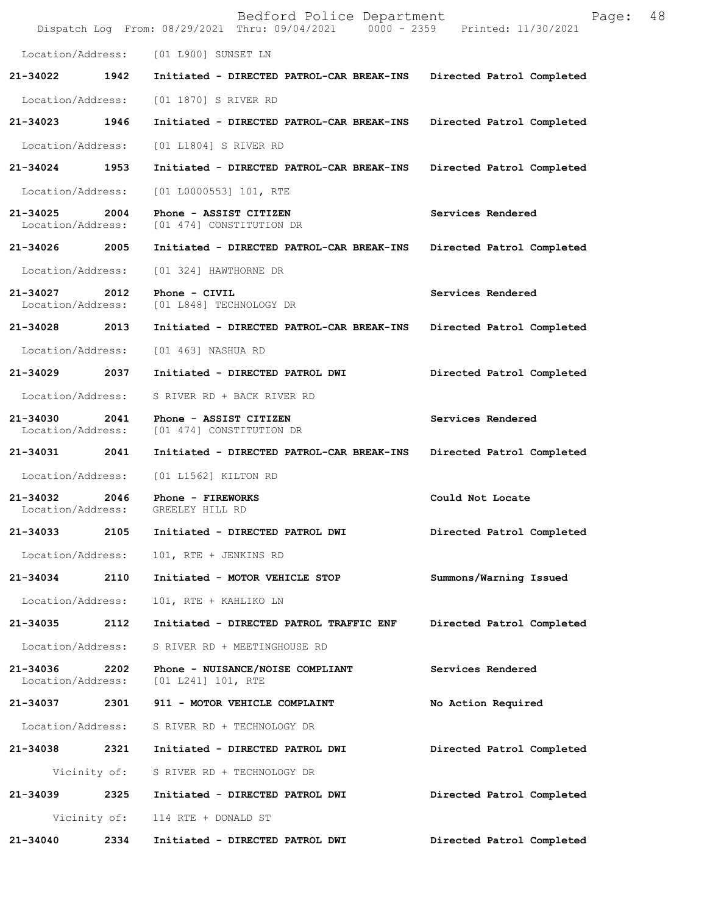Location/Address: [01 L900] SUNSET LN

**21-34022 1942 Initiated - DIRECTED PATROL-CAR BREAK-INS Directed Patrol Completed**

Location/Address: [01 1870] S RIVER RD

**21-34023 1946 Initiated - DIRECTED PATROL-CAR BREAK-INS Directed Patrol Completed**

Location/Address: [01 L1804] S RIVER RD

**21-34024 1953 Initiated - DIRECTED PATROL-CAR BREAK-INS Directed Patrol Completed**

Location/Address: [01 L0000553] 101, RTE

**21-34025 2004 Phone - ASSIST CITIZEN Services Rendered**
Location/Address: [01 474] CONSTITUTION DR

**21-34026 2005 Initiated - DIRECTED PATROL-CAR BREAK-INS Directed Patrol Completed**

Location/Address: [01 324] HAWTHORNE DR

**21-34027 2012 Phone - CIVIL Services Rendered**
Location/Address: [01 L848] TECHNOLOGY DR

**21-34028 2013 Initiated - DIRECTED PATROL-CAR BREAK-INS Directed Patrol Completed**

Location/Address: [01 463] NASHUA RD

**21-34029 2037 Initiated - DIRECTED PATROL DWI Directed Patrol Completed**

Location/Address: S RIVER RD + BACK RIVER RD

**21-34030 2041 Phone - ASSIST CITIZEN Services Rendered**
Location/Address: [01 474] CONSTITUTION DR

**21-34031 2041 Initiated - DIRECTED PATROL-CAR BREAK-INS Directed Patrol Completed**

Location/Address: [01 L1562] KILTON RD

**21-34032 2046 Phone - FIREWORKS Could Not Locate**
Location/Address: GREELEY HILL RD

**21-34033 2105 Initiated - DIRECTED PATROL DWI Directed Patrol Completed**

Location/Address: 101, RTE + JENKINS RD

**21-34034 2110 Initiated - MOTOR VEHICLE STOP Summons/Warning Issued**

Location/Address: 101, RTE + KAHLIKO LN

**21-34035 2112 Initiated - DIRECTED PATROL TRAFFIC ENF Directed Patrol Completed**

Location/Address: S RIVER RD + MEETINGHOUSE RD

**21-34036 2202 Phone - NUISANCE/NOISE COMPLIANT Services Rendered**
Location/Address: [01 L241] 101, RTE

**21-34037 2301 911 - MOTOR VEHICLE COMPLAINT No Action Required**

Location/Address: S RIVER RD + TECHNOLOGY DR

**21-34038 2321 Initiated - DIRECTED PATROL DWI Directed Patrol Completed**

Vicinity of: S RIVER RD + TECHNOLOGY DR

**21-34039 2325 Initiated - DIRECTED PATROL DWI Directed Patrol Completed**

Vicinity of: 114 RTE + DONALD ST

**21-34040 2334 Initiated - DIRECTED PATROL DWI Directed Patrol Completed**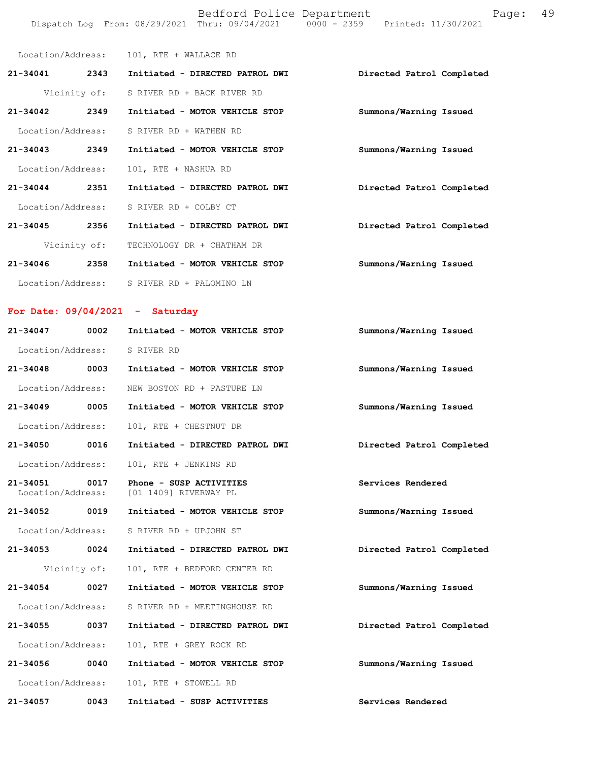Location/Address: 101, RTE + WALLACE RD

**21-34041 2343 Initiated - DIRECTED PATROL DWI** Directed Patrol Completed

Vicinity of: S RIVER RD + BACK RIVER RD

**21-34042 2349 Initiated - MOTOR VEHICLE STOP** Summons/Warning Issued

Location/Address: S RIVER RD + WATHEN RD

**21-34043 2349 Initiated - MOTOR VEHICLE STOP** Summons/Warning Issued

Location/Address: 101, RTE + NASHUA RD

**21-34044 2351 Initiated - DIRECTED PATROL DWI** Directed Patrol Completed

Location/Address: S RIVER RD + COLBY CT

**21-34045 2356 Initiated - DIRECTED PATROL DWI** Directed Patrol Completed

Vicinity of: TECHNOLOGY DR + CHATHAM DR

**21-34046 2358 Initiated - MOTOR VEHICLE STOP** Summons/Warning Issued

Location/Address: S RIVER RD + PALOMINO LN

## For Date: 09/04/2021 - Saturday

**21-34047 0002 Initiated - MOTOR VEHICLE STOP** Summons/Warning Issued

Location/Address: S RIVER RD

**21-34048 0003 Initiated - MOTOR VEHICLE STOP** Summons/Warning Issued

Location/Address: NEW BOSTON RD + PASTURE LN

**21-34049 0005 Initiated - MOTOR VEHICLE STOP** Summons/Warning Issued

Location/Address: 101, RTE + CHESTNUT DR

**21-34050 0016 Initiated - DIRECTED PATROL DWI** Directed Patrol Completed

Location/Address: 101, RTE + JENKINS RD

**21-34051 0017 Phone - SUSP ACTIVITIES** Services Rendered

Location/Address: [01 1409] RIVERWAY PL

**21-34052 0019 Initiated - MOTOR VEHICLE STOP** Summons/Warning Issued

Location/Address: S RIVER RD + UPJOHN ST

**21-34053 0024 Initiated - DIRECTED PATROL DWI** Directed Patrol Completed

Vicinity of: 101, RTE + BEDFORD CENTER RD

**21-34054 0027 Initiated - MOTOR VEHICLE STOP** Summons/Warning Issued

Location/Address: S RIVER RD + MEETINGHOUSE RD

**21-34055 0037 Initiated - DIRECTED PATROL DWI** Directed Patrol Completed

Location/Address: 101, RTE + GREY ROCK RD

**21-34056 0040 Initiated - MOTOR VEHICLE STOP** Summons/Warning Issued

Location/Address: 101, RTE + STOWELL RD

**21-34057 0043 Initiated - SUSP ACTIVITIES** Services Rendered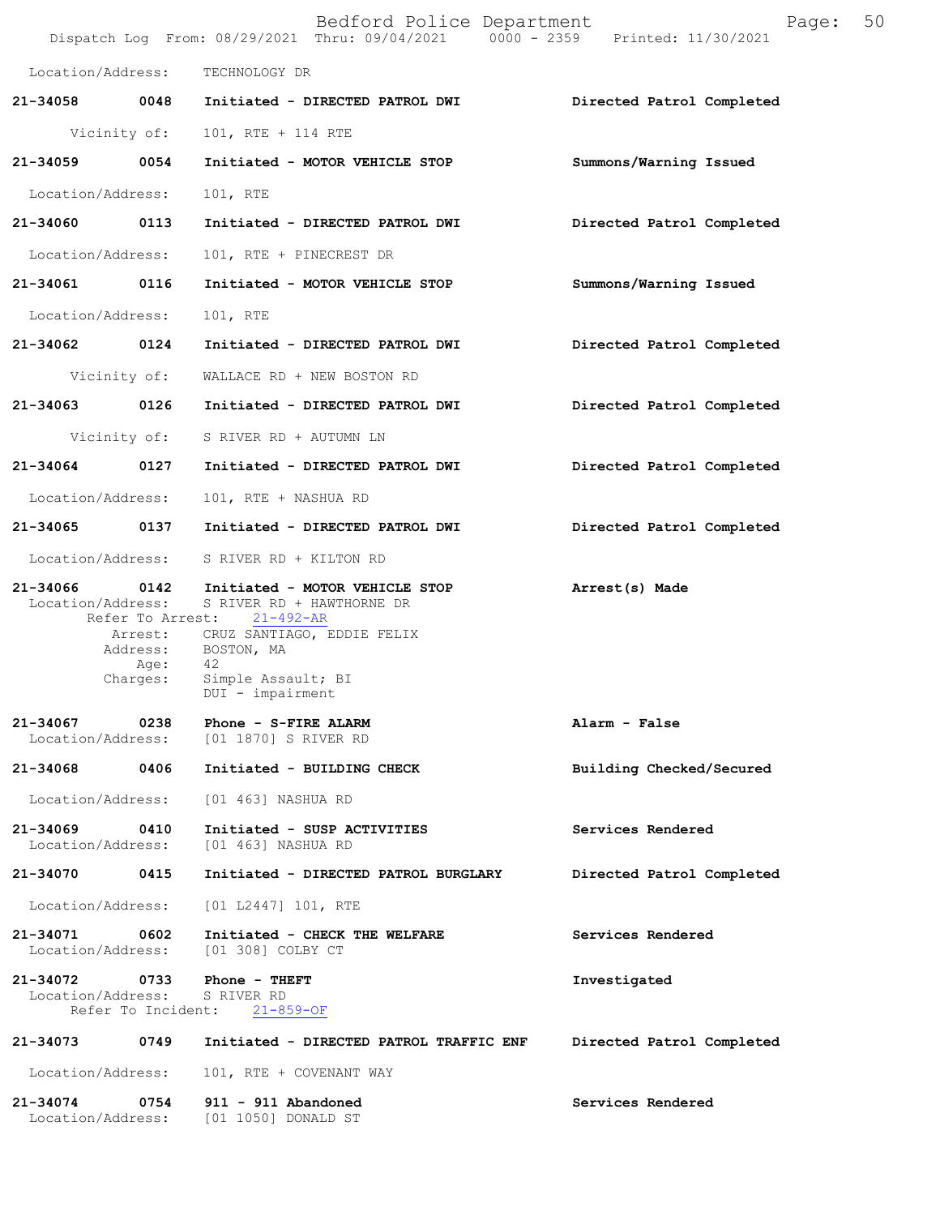Location/Address: TECHNOLOGY DR

**21-34058** 0048 Initiated - **DIRECTED PATROL DWI** — **Directed Patrol Completed**
Vicinity of: 101, RTE + 114 RTE

**21-34059** 0054 Initiated - **MOTOR VEHICLE STOP** — **Summons/Warning Issued**
Location/Address: 101, RTE

**21-34060** 0113 Initiated - **DIRECTED PATROL DWI** — **Directed Patrol Completed**
Location/Address: 101, RTE + PINECREST DR

**21-34061** 0116 Initiated - **MOTOR VEHICLE STOP** — **Summons/Warning Issued**
Location/Address: 101, RTE

**21-34062** 0124 Initiated - **DIRECTED PATROL DWI** — **Directed Patrol Completed**
Vicinity of: WALLACE RD + NEW BOSTON RD

**21-34063** 0126 Initiated - **DIRECTED PATROL DWI** — **Directed Patrol Completed**
Vicinity of: S RIVER RD + AUTUMN LN

**21-34064** 0127 Initiated - **DIRECTED PATROL DWI** — **Directed Patrol Completed**
Location/Address: 101, RTE + NASHUA RD

**21-34065** 0137 Initiated - **DIRECTED PATROL DWI** — **Directed Patrol Completed**
Location/Address: S RIVER RD + KILTON RD

**21-34066** 0142 Initiated - **MOTOR VEHICLE STOP** — **Arrest(s) Made**
Location/Address: S RIVER RD + HAWTHORNE DR
Refer To Arrest: 21-492-AR
Arrest: CRUZ SANTIAGO, EDDIE FELIX
Address: BOSTON, MA
Age: 42
Charges: Simple Assault; BI
DUI - impairment

**21-34067** 0238 Phone - **S-FIRE ALARM** — **Alarm - False**
Location/Address: [01 1870] S RIVER RD

**21-34068** 0406 Initiated - **BUILDING CHECK** — **Building Checked/Secured**
Location/Address: [01 463] NASHUA RD

**21-34069** 0410 Initiated - **SUSP ACTIVITIES** — **Services Rendered**
Location/Address: [01 463] NASHUA RD

**21-34070** 0415 Initiated - **DIRECTED PATROL BURGLARY** — **Directed Patrol Completed**
Location/Address: [01 L2447] 101, RTE

**21-34071** 0602 Initiated - **CHECK THE WELFARE** — **Services Rendered**
Location/Address: [01 308] COLBY CT

**21-34072** 0733 Phone - **THEFT** — **Investigated**
Location/Address: S RIVER RD
Refer To Incident: 21-859-OF

**21-34073** 0749 Initiated - **DIRECTED PATROL TRAFFIC ENF** — **Directed Patrol Completed**
Location/Address: 101, RTE + COVENANT WAY

**21-34074** 0754 911 - **911 Abandoned** — **Services Rendered**
Location/Address: [01 1050] DONALD ST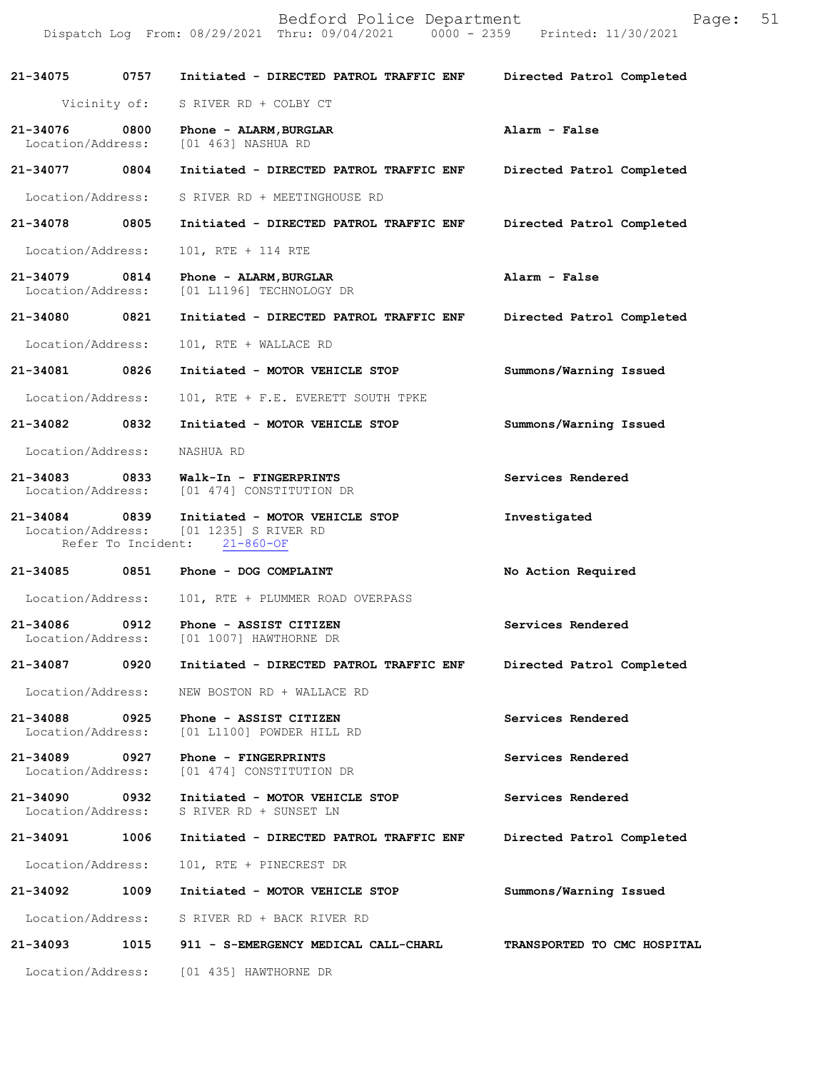Dispatch Log From: 08/29/2021 Thru: 09/04/2021 0000 - 2359 Printed: 11/30/2021

**21-34075 0757 Initiated - DIRECTED PATROL TRAFFIC ENF** — **Directed Patrol Completed**
Vicinity of: S RIVER RD + COLBY CT

**21-34076 0800 Phone - ALARM,BURGLAR** — **Alarm - False**
Location/Address: [01 463] NASHUA RD

**21-34077 0804 Initiated - DIRECTED PATROL TRAFFIC ENF** — **Directed Patrol Completed**
Location/Address: S RIVER RD + MEETINGHOUSE RD

**21-34078 0805 Initiated - DIRECTED PATROL TRAFFIC ENF** — **Directed Patrol Completed**
Location/Address: 101, RTE + 114 RTE

**21-34079 0814 Phone - ALARM,BURGLAR** — **Alarm - False**
Location/Address: [01 L1196] TECHNOLOGY DR

**21-34080 0821 Initiated - DIRECTED PATROL TRAFFIC ENF** — **Directed Patrol Completed**
Location/Address: 101, RTE + WALLACE RD

**21-34081 0826 Initiated - MOTOR VEHICLE STOP** — **Summons/Warning Issued**
Location/Address: 101, RTE + F.E. EVERETT SOUTH TPKE

**21-34082 0832 Initiated - MOTOR VEHICLE STOP** — **Summons/Warning Issued**
Location/Address: NASHUA RD

**21-34083 0833 Walk-In - FINGERPRINTS** — **Services Rendered**
Location/Address: [01 474] CONSTITUTION DR

**21-34084 0839 Initiated - MOTOR VEHICLE STOP** — **Investigated**
Location/Address: [01 1235] S RIVER RD
Refer To Incident: 21-860-OF

**21-34085 0851 Phone - DOG COMPLAINT** — **No Action Required**
Location/Address: 101, RTE + PLUMMER ROAD OVERPASS

**21-34086 0912 Phone - ASSIST CITIZEN** — **Services Rendered**
Location/Address: [01 1007] HAWTHORNE DR

**21-34087 0920 Initiated - DIRECTED PATROL TRAFFIC ENF** — **Directed Patrol Completed**
Location/Address: NEW BOSTON RD + WALLACE RD

**21-34088 0925 Phone - ASSIST CITIZEN** — **Services Rendered**
Location/Address: [01 L1100] POWDER HILL RD

**21-34089 0927 Phone - FINGERPRINTS** — **Services Rendered**
Location/Address: [01 474] CONSTITUTION DR

**21-34090 0932 Initiated - MOTOR VEHICLE STOP** — **Services Rendered**
Location/Address: S RIVER RD + SUNSET LN

**21-34091 1006 Initiated - DIRECTED PATROL TRAFFIC ENF** — **Directed Patrol Completed**
Location/Address: 101, RTE + PINECREST DR

**21-34092 1009 Initiated - MOTOR VEHICLE STOP** — **Summons/Warning Issued**
Location/Address: S RIVER RD + BACK RIVER RD

**21-34093 1015 911 - S-EMERGENCY MEDICAL CALL-CHARL** — **TRANSPORTED TO CMC HOSPITAL**
Location/Address: [01 435] HAWTHORNE DR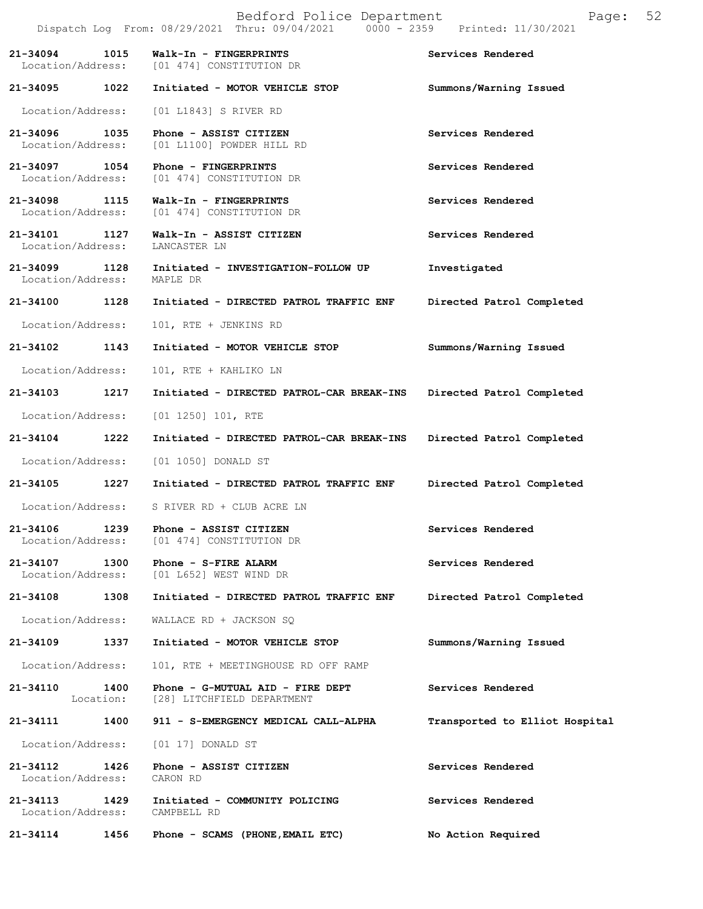Bedford Police Department

Dispatch Log From: 08/29/2021 Thru: 09/04/2021 0000 - 2359 Printed: 11/30/2021

**21-34094 1015 Walk-In - FINGERPRINTS** **Services Rendered**
Location/Address: [01 474] CONSTITUTION DR

**21-34095 1022 Initiated - MOTOR VEHICLE STOP** **Summons/Warning Issued**
Location/Address: [01 L1843] S RIVER RD

**21-34096 1035 Phone - ASSIST CITIZEN** **Services Rendered**
Location/Address: [01 L1100] POWDER HILL RD

**21-34097 1054 Phone - FINGERPRINTS** **Services Rendered**
Location/Address: [01 474] CONSTITUTION DR

**21-34098 1115 Walk-In - FINGERPRINTS** **Services Rendered**
Location/Address: [01 474] CONSTITUTION DR

**21-34101 1127 Walk-In - ASSIST CITIZEN** **Services Rendered**
Location/Address: LANCASTER LN

**21-34099 1128 Initiated - INVESTIGATION-FOLLOW UP** **Investigated**
Location/Address: MAPLE DR

**21-34100 1128 Initiated - DIRECTED PATROL TRAFFIC ENF** **Directed Patrol Completed**
Location/Address: 101, RTE + JENKINS RD

**21-34102 1143 Initiated - MOTOR VEHICLE STOP** **Summons/Warning Issued**
Location/Address: 101, RTE + KAHLIKO LN

**21-34103 1217 Initiated - DIRECTED PATROL-CAR BREAK-INS** **Directed Patrol Completed**
Location/Address: [01 1250] 101, RTE

**21-34104 1222 Initiated - DIRECTED PATROL-CAR BREAK-INS** **Directed Patrol Completed**
Location/Address: [01 1050] DONALD ST

**21-34105 1227 Initiated - DIRECTED PATROL TRAFFIC ENF** **Directed Patrol Completed**
Location/Address: S RIVER RD + CLUB ACRE LN

**21-34106 1239 Phone - ASSIST CITIZEN** **Services Rendered**
Location/Address: [01 474] CONSTITUTION DR

**21-34107 1300 Phone - S-FIRE ALARM** **Services Rendered**
Location/Address: [01 L652] WEST WIND DR

**21-34108 1308 Initiated - DIRECTED PATROL TRAFFIC ENF** **Directed Patrol Completed**
Location/Address: WALLACE RD + JACKSON SQ

**21-34109 1337 Initiated - MOTOR VEHICLE STOP** **Summons/Warning Issued**
Location/Address: 101, RTE + MEETINGHOUSE RD OFF RAMP

**21-34110 1400 Phone - G-MUTUAL AID - FIRE DEPT** **Services Rendered**
Location: [28] LITCHFIELD DEPARTMENT

**21-34111 1400 911 - S-EMERGENCY MEDICAL CALL-ALPHA** **Transported to Elliot Hospital**
Location/Address: [01 17] DONALD ST

**21-34112 1426 Phone - ASSIST CITIZEN** **Services Rendered**
Location/Address: CARON RD

**21-34113 1429 Initiated - COMMUNITY POLICING** **Services Rendered**
Location/Address: CAMPBELL RD

**21-34114 1456 Phone - SCAMS (PHONE,EMAIL ETC)** **No Action Required**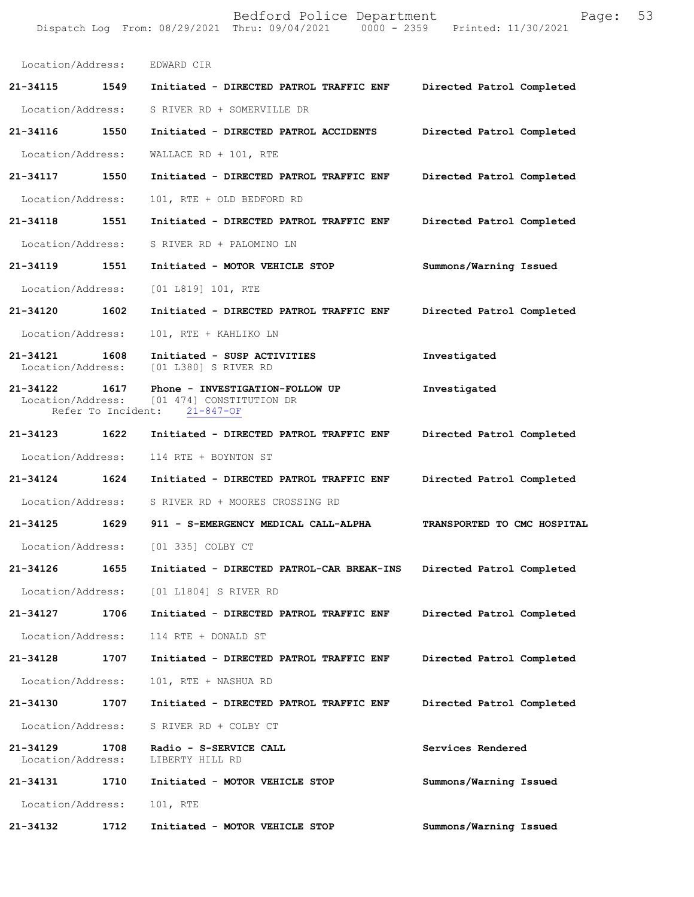Location/Address: EDWARD CIR

**21-34115 1549 Initiated - DIRECTED PATROL TRAFFIC ENF Directed Patrol Completed**

Location/Address: S RIVER RD + SOMERVILLE DR

**21-34116 1550 Initiated - DIRECTED PATROL ACCIDENTS Directed Patrol Completed**

Location/Address: WALLACE RD + 101, RTE

**21-34117 1550 Initiated - DIRECTED PATROL TRAFFIC ENF Directed Patrol Completed**

Location/Address: 101, RTE + OLD BEDFORD RD

**21-34118 1551 Initiated - DIRECTED PATROL TRAFFIC ENF Directed Patrol Completed**

Location/Address: S RIVER RD + PALOMINO LN

**21-34119 1551 Initiated - MOTOR VEHICLE STOP Summons/Warning Issued**

Location/Address: [01 L819] 101, RTE

**21-34120 1602 Initiated - DIRECTED PATROL TRAFFIC ENF Directed Patrol Completed**

Location/Address: 101, RTE + KAHLIKO LN

**21-34121 1608 Initiated - SUSP ACTIVITIES Investigated**
Location/Address: [01 L380] S RIVER RD

**21-34122 1617 Phone - INVESTIGATION-FOLLOW UP Investigated**
Location/Address: [01 474] CONSTITUTION DR
Refer To Incident: 21-847-OF

**21-34123 1622 Initiated - DIRECTED PATROL TRAFFIC ENF Directed Patrol Completed**

Location/Address: 114 RTE + BOYNTON ST

**21-34124 1624 Initiated - DIRECTED PATROL TRAFFIC ENF Directed Patrol Completed**

Location/Address: S RIVER RD + MOORES CROSSING RD

**21-34125 1629 911 - S-EMERGENCY MEDICAL CALL-ALPHA TRANSPORTED TO CMC HOSPITAL**

Location/Address: [01 335] COLBY CT

**21-34126 1655 Initiated - DIRECTED PATROL-CAR BREAK-INS Directed Patrol Completed**

Location/Address: [01 L1804] S RIVER RD

**21-34127 1706 Initiated - DIRECTED PATROL TRAFFIC ENF Directed Patrol Completed**

Location/Address: 114 RTE + DONALD ST

**21-34128 1707 Initiated - DIRECTED PATROL TRAFFIC ENF Directed Patrol Completed**

Location/Address: 101, RTE + NASHUA RD

**21-34130 1707 Initiated - DIRECTED PATROL TRAFFIC ENF Directed Patrol Completed**

Location/Address: S RIVER RD + COLBY CT

**21-34129 1708 Radio - S-SERVICE CALL Services Rendered**
Location/Address: LIBERTY HILL RD

**21-34131 1710 Initiated - MOTOR VEHICLE STOP Summons/Warning Issued**

Location/Address: 101, RTE

**21-34132 1712 Initiated - MOTOR VEHICLE STOP Summons/Warning Issued**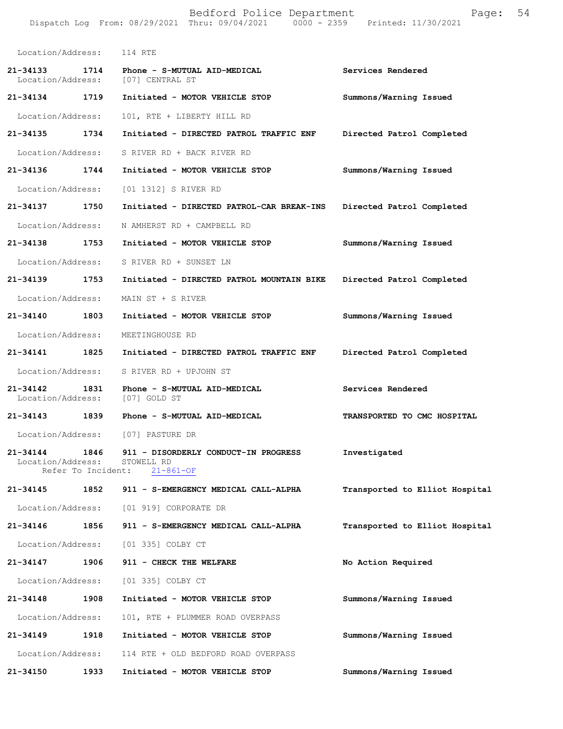Location/Address: 114 RTE

| Call | Time | Call Type | Action |
|---|---|---|---|
| 21-34133 | 1714 | Phone - S-MUTUAL AID-MEDICAL | Services Rendered |
| Location/Address: | | [07] CENTRAL ST | |
| 21-34134 | 1719 | Initiated - MOTOR VEHICLE STOP | Summons/Warning Issued |
| Location/Address: | | 101, RTE + LIBERTY HILL RD | |
| 21-34135 | 1734 | Initiated - DIRECTED PATROL TRAFFIC ENF | Directed Patrol Completed |
| Location/Address: | | S RIVER RD + BACK RIVER RD | |
| 21-34136 | 1744 | Initiated - MOTOR VEHICLE STOP | Summons/Warning Issued |
| Location/Address: | | [01 1312] S RIVER RD | |
| 21-34137 | 1750 | Initiated - DIRECTED PATROL-CAR BREAK-INS | Directed Patrol Completed |
| Location/Address: | | N AMHERST RD + CAMPBELL RD | |
| 21-34138 | 1753 | Initiated - MOTOR VEHICLE STOP | Summons/Warning Issued |
| Location/Address: | | S RIVER RD + SUNSET LN | |
| 21-34139 | 1753 | Initiated - DIRECTED PATROL MOUNTAIN BIKE | Directed Patrol Completed |
| Location/Address: | | MAIN ST + S RIVER | |
| 21-34140 | 1803 | Initiated - MOTOR VEHICLE STOP | Summons/Warning Issued |
| Location/Address: | | MEETINGHOUSE RD | |
| 21-34141 | 1825 | Initiated - DIRECTED PATROL TRAFFIC ENF | Directed Patrol Completed |
| Location/Address: | | S RIVER RD + UPJOHN ST | |
| 21-34142 | 1831 | Phone - S-MUTUAL AID-MEDICAL | Services Rendered |
| Location/Address: | | [07] GOLD ST | |
| 21-34143 | 1839 | Phone - S-MUTUAL AID-MEDICAL | TRANSPORTED TO CMC HOSPITAL |
| Location/Address: | | [07] PASTURE DR | |
| 21-34144 | 1846 | 911 - DISORDERLY CONDUCT-IN PROGRESS | Investigated |
| Location/Address: | | STOWELL RD | |
| Refer To Incident: | | 21-861-OF | |
| 21-34145 | 1852 | 911 - S-EMERGENCY MEDICAL CALL-ALPHA | Transported to Elliot Hospital |
| Location/Address: | | [01 919] CORPORATE DR | |
| 21-34146 | 1856 | 911 - S-EMERGENCY MEDICAL CALL-ALPHA | Transported to Elliot Hospital |
| Location/Address: | | [01 335] COLBY CT | |
| 21-34147 | 1906 | 911 - CHECK THE WELFARE | No Action Required |
| Location/Address: | | [01 335] COLBY CT | |
| 21-34148 | 1908 | Initiated - MOTOR VEHICLE STOP | Summons/Warning Issued |
| Location/Address: | | 101, RTE + PLUMMER ROAD OVERPASS | |
| 21-34149 | 1918 | Initiated - MOTOR VEHICLE STOP | Summons/Warning Issued |
| Location/Address: | | 114 RTE + OLD BEDFORD ROAD OVERPASS | |
| 21-34150 | 1933 | Initiated - MOTOR VEHICLE STOP | Summons/Warning Issued |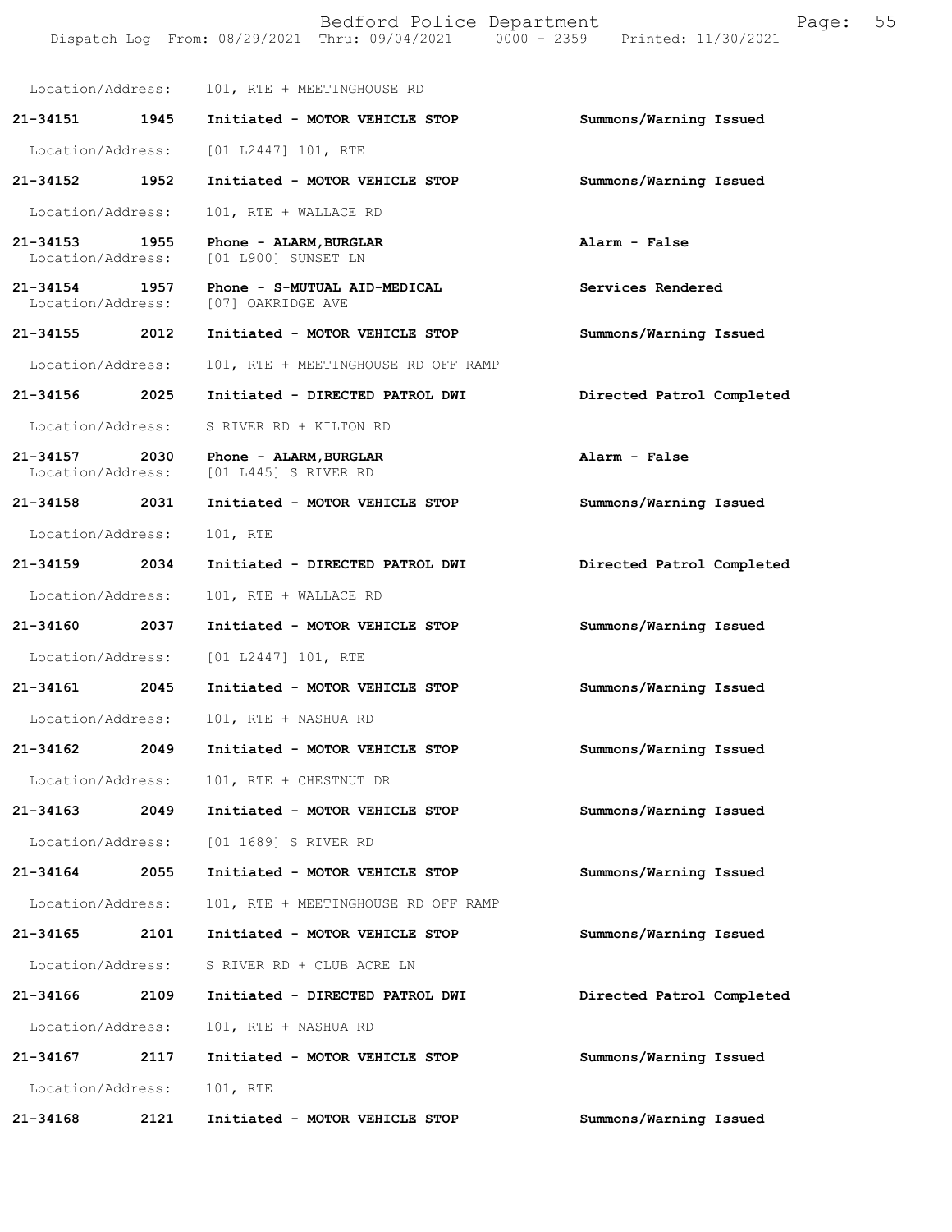Location/Address: 101, RTE + MEETINGHOUSE RD

**21-34151 1945 Initiated - MOTOR VEHICLE STOP** **Summons/Warning Issued**

Location/Address: [01 L2447] 101, RTE

**21-34152 1952 Initiated - MOTOR VEHICLE STOP** **Summons/Warning Issued**

Location/Address: 101, RTE + WALLACE RD

**21-34153 1955 Phone - ALARM,BURGLAR** **Alarm - False**
Location/Address: [01 L900] SUNSET LN

**21-34154 1957 Phone - S-MUTUAL AID-MEDICAL** **Services Rendered**
Location/Address: [07] OAKRIDGE AVE

**21-34155 2012 Initiated - MOTOR VEHICLE STOP** **Summons/Warning Issued**

Location/Address: 101, RTE + MEETINGHOUSE RD OFF RAMP

**21-34156 2025 Initiated - DIRECTED PATROL DWI** **Directed Patrol Completed**

Location/Address: S RIVER RD + KILTON RD

**21-34157 2030 Phone - ALARM,BURGLAR** **Alarm - False**
Location/Address: [01 L445] S RIVER RD

**21-34158 2031 Initiated - MOTOR VEHICLE STOP** **Summons/Warning Issued**

Location/Address: 101, RTE

**21-34159 2034 Initiated - DIRECTED PATROL DWI** **Directed Patrol Completed**

Location/Address: 101, RTE + WALLACE RD

**21-34160 2037 Initiated - MOTOR VEHICLE STOP** **Summons/Warning Issued**

Location/Address: [01 L2447] 101, RTE

**21-34161 2045 Initiated - MOTOR VEHICLE STOP** **Summons/Warning Issued**

Location/Address: 101, RTE + NASHUA RD

**21-34162 2049 Initiated - MOTOR VEHICLE STOP** **Summons/Warning Issued**

Location/Address: 101, RTE + CHESTNUT DR

**21-34163 2049 Initiated - MOTOR VEHICLE STOP** **Summons/Warning Issued**

Location/Address: [01 1689] S RIVER RD

**21-34164 2055 Initiated - MOTOR VEHICLE STOP** **Summons/Warning Issued**

Location/Address: 101, RTE + MEETINGHOUSE RD OFF RAMP

**21-34165 2101 Initiated - MOTOR VEHICLE STOP** **Summons/Warning Issued**

Location/Address: S RIVER RD + CLUB ACRE LN

**21-34166 2109 Initiated - DIRECTED PATROL DWI** **Directed Patrol Completed**

Location/Address: 101, RTE + NASHUA RD

**21-34167 2117 Initiated - MOTOR VEHICLE STOP** **Summons/Warning Issued**

Location/Address: 101, RTE

**21-34168 2121 Initiated - MOTOR VEHICLE STOP** **Summons/Warning Issued**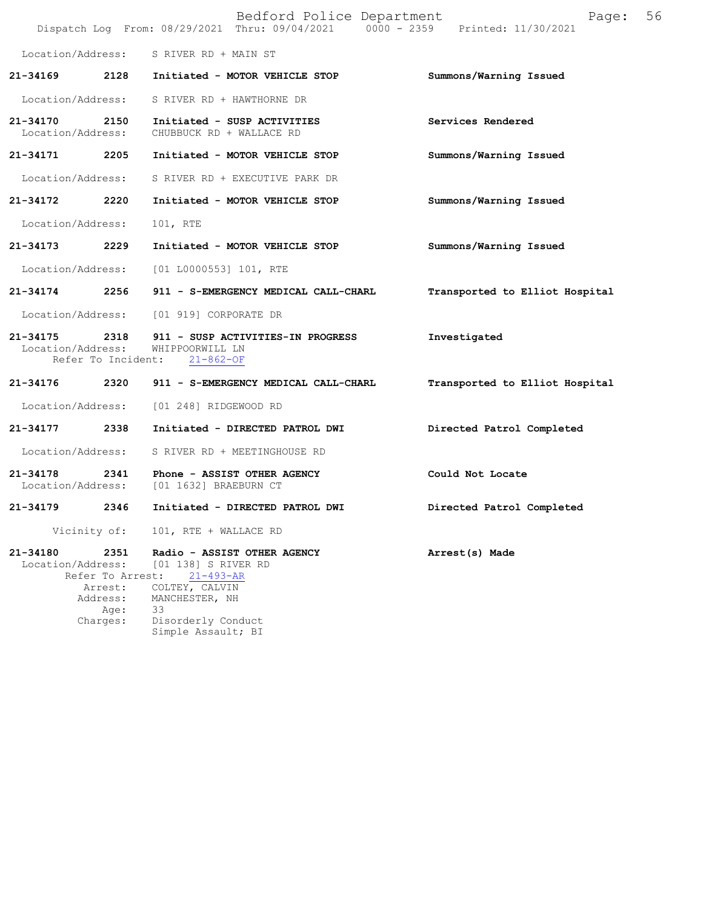Location/Address: S RIVER RD + MAIN ST

**21-34169 2128 Initiated - MOTOR VEHICLE STOP** **Summons/Warning Issued**

Location/Address: S RIVER RD + HAWTHORNE DR

**21-34170 2150 Initiated - SUSP ACTIVITIES** **Services Rendered**
Location/Address: CHUBBUCK RD + WALLACE RD

**21-34171 2205 Initiated - MOTOR VEHICLE STOP** **Summons/Warning Issued**

Location/Address: S RIVER RD + EXECUTIVE PARK DR

**21-34172 2220 Initiated - MOTOR VEHICLE STOP** **Summons/Warning Issued**

Location/Address: 101, RTE

**21-34173 2229 Initiated - MOTOR VEHICLE STOP** **Summons/Warning Issued**

Location/Address: [01 L0000553] 101, RTE

**21-34174 2256 911 - S-EMERGENCY MEDICAL CALL-CHARL** **Transported to Elliot Hospital**

Location/Address: [01 919] CORPORATE DR

**21-34175 2318 911 - SUSP ACTIVITIES-IN PROGRESS** **Investigated**
Location/Address: WHIPPOORWILL LN
Refer To Incident: 21-862-OF

**21-34176 2320 911 - S-EMERGENCY MEDICAL CALL-CHARL** **Transported to Elliot Hospital**

Location/Address: [01 248] RIDGEWOOD RD

**21-34177 2338 Initiated - DIRECTED PATROL DWI** **Directed Patrol Completed**

Location/Address: S RIVER RD + MEETINGHOUSE RD

**21-34178 2341 Phone - ASSIST OTHER AGENCY** **Could Not Locate**
Location/Address: [01 1632] BRAEBURN CT

**21-34179 2346 Initiated - DIRECTED PATROL DWI** **Directed Patrol Completed**

Vicinity of: 101, RTE + WALLACE RD

**21-34180 2351 Radio - ASSIST OTHER AGENCY** **Arrest(s) Made**
Location/Address: [01 138] S RIVER RD
Refer To Arrest: 21-493-AR
Arrest: COLTEY, CALVIN
Address: MANCHESTER, NH
Age: 33
Charges: Disorderly Conduct
Simple Assault; BI